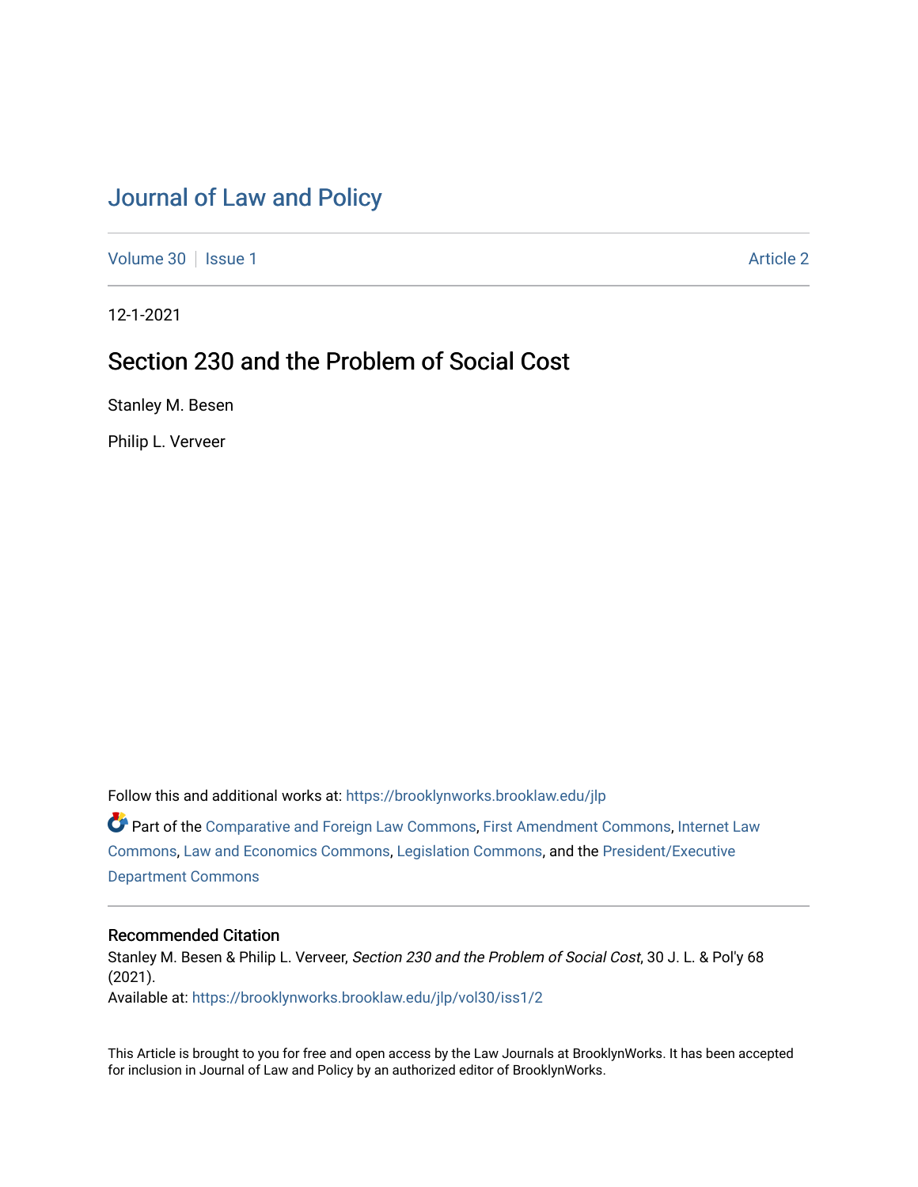# Journal of Law and Policy

Volume 30 | Issue 1 | Article 2

12-1-2021

## Section 230 and the Problem of Social Cost

Stanley M. Besen

Philip L. Verveer

Follow this and additional works at: https://brooklynworks.brooklaw.edu/jlp

Part of the Comparative and Foreign Law Commons, First Amendment Commons, Internet Law Commons, Law and Economics Commons, Legislation Commons, and the President/Executive Department Commons

### Recommended Citation

Stanley M. Besen & Philip L. Verveer, *Section 230 and the Problem of Social Cost*, 30 J. L. & Pol'y 68 (2021).

Available at: https://brooklynworks.brooklaw.edu/jlp/vol30/iss1/2

This Article is brought to you for free and open access by the Law Journals at BrooklynWorks. It has been accepted for inclusion in Journal of Law and Policy by an authorized editor of BrooklynWorks.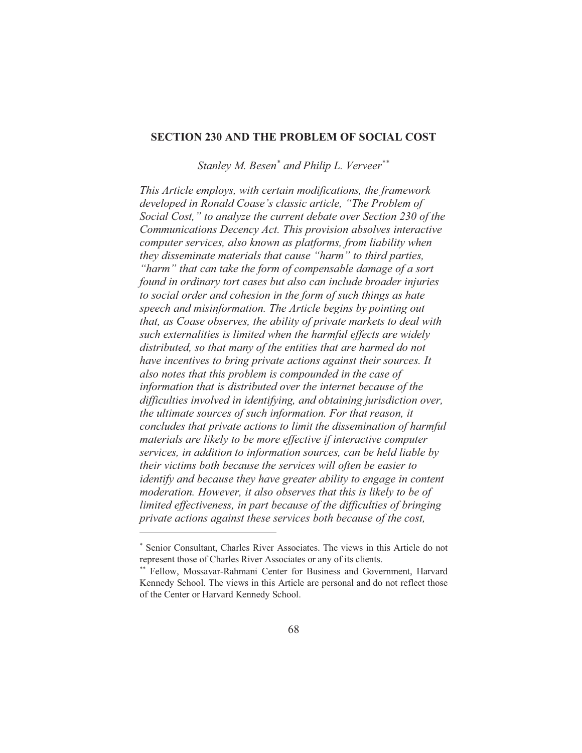# SECTION 230 AND THE PROBLEM OF SOCIAL COST

*Stanley M. Besen*[*] *and Philip L. Verveer*[**]

*This Article employs, with certain modifications, the framework developed in Ronald Coase's classic article, "The Problem of Social Cost," to analyze the current debate over Section 230 of the Communications Decency Act. This provision absolves interactive computer services, also known as platforms, from liability when they disseminate materials that cause "harm" to third parties, "harm" that can take the form of compensable damage of a sort found in ordinary tort cases but also can include broader injuries to social order and cohesion in the form of such things as hate speech and misinformation. The Article begins by pointing out that, as Coase observes, the ability of private markets to deal with such externalities is limited when the harmful effects are widely distributed, so that many of the entities that are harmed do not have incentives to bring private actions against their sources. It also notes that this problem is compounded in the case of information that is distributed over the internet because of the difficulties involved in identifying, and obtaining jurisdiction over, the ultimate sources of such information. For that reason, it concludes that private actions to limit the dissemination of harmful materials are likely to be more effective if interactive computer services, in addition to information sources, can be held liable by their victims both because the services will often be easier to identify and because they have greater ability to engage in content moderation. However, it also observes that this is likely to be of limited effectiveness, in part because of the difficulties of bringing private actions against these services both because of the cost,*

---

[*] Senior Consultant, Charles River Associates. The views in this Article do not represent those of Charles River Associates or any of its clients.

[**] Fellow, Mossavar-Rahmani Center for Business and Government, Harvard Kennedy School. The views in this Article are personal and do not reflect those of the Center or Harvard Kennedy School.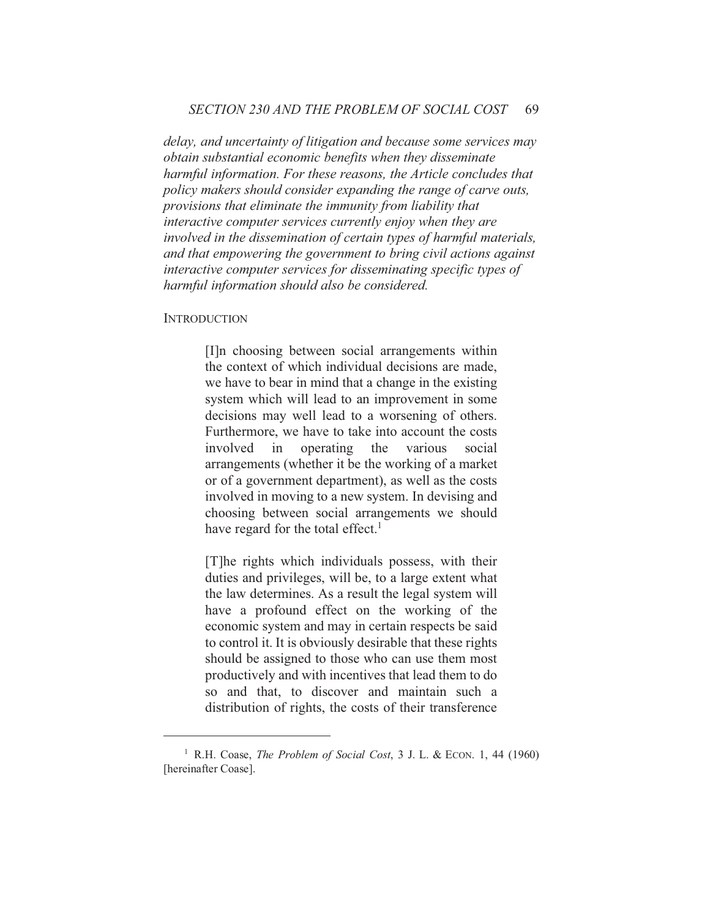*delay, and uncertainty of litigation and because some services may obtain substantial economic benefits when they disseminate harmful information. For these reasons, the Article concludes that policy makers should consider expanding the range of carve outs, provisions that eliminate the immunity from liability that interactive computer services currently enjoy when they are involved in the dissemination of certain types of harmful materials, and that empowering the government to bring civil actions against interactive computer services for disseminating specific types of harmful information should also be considered.*

## INTRODUCTION

> [I]n choosing between social arrangements within the context of which individual decisions are made, we have to bear in mind that a change in the existing system which will lead to an improvement in some decisions may well lead to a worsening of others. Furthermore, we have to take into account the costs involved in operating the various social arrangements (whether it be the working of a market or of a government department), as well as the costs involved in moving to a new system. In devising and choosing between social arrangements we should have regard for the total effect.[1]

> [T]he rights which individuals possess, with their duties and privileges, will be, to a large extent what the law determines. As a result the legal system will have a profound effect on the working of the economic system and may in certain respects be said to control it. It is obviously desirable that these rights should be assigned to those who can use them most productively and with incentives that lead them to do so and that, to discover and maintain such a distribution of rights, the costs of their transference

---

[1] R.H. Coase, *The Problem of Social Cost*, 3 J. L. & ECON. 1, 44 (1960) [hereinafter Coase].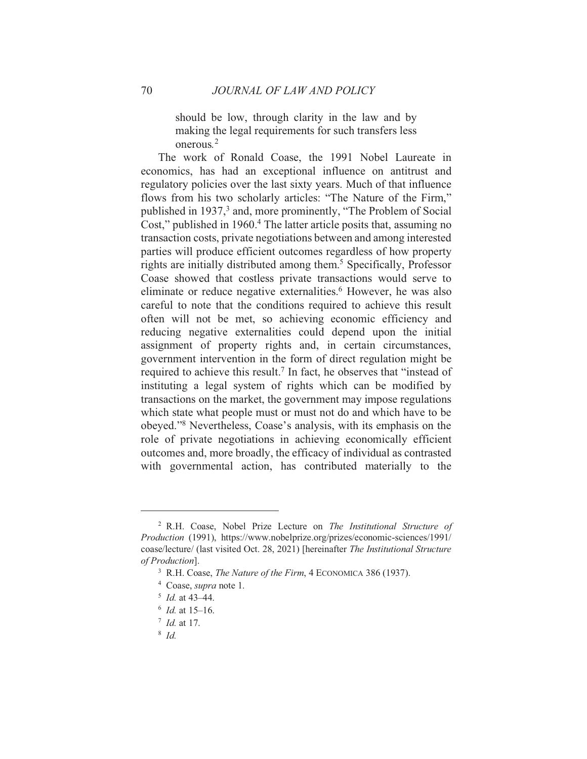> should be low, through clarity in the law and by making the legal requirements for such transfers less onerous.[2]

The work of Ronald Coase, the 1991 Nobel Laureate in economics, has had an exceptional influence on antitrust and regulatory policies over the last sixty years. Much of that influence flows from his two scholarly articles: "The Nature of the Firm," published in 1937,[3] and, more prominently, "The Problem of Social Cost," published in 1960.[4] The latter article posits that, assuming no transaction costs, private negotiations between and among interested parties will produce efficient outcomes regardless of how property rights are initially distributed among them.[5] Specifically, Professor Coase showed that costless private transactions would serve to eliminate or reduce negative externalities.[6] However, he was also careful to note that the conditions required to achieve this result often will not be met, so achieving economic efficiency and reducing negative externalities could depend upon the initial assignment of property rights and, in certain circumstances, government intervention in the form of direct regulation might be required to achieve this result.[7] In fact, he observes that "instead of instituting a legal system of rights which can be modified by transactions on the market, the government may impose regulations which state what people must or must not do and which have to be obeyed."[8] Nevertheless, Coase's analysis, with its emphasis on the role of private negotiations in achieving economically efficient outcomes and, more broadly, the efficacy of individual as contrasted with governmental action, has contributed materially to the

---

[2] R.H. Coase, Nobel Prize Lecture on *The Institutional Structure of Production* (1991), https://www.nobelprize.org/prizes/economic-sciences/1991/coase/lecture/ (last visited Oct. 28, 2021) [hereinafter *The Institutional Structure of Production*].

[3] R.H. Coase, *The Nature of the Firm*, 4 ECONOMICA 386 (1937).

[4] Coase, *supra* note 1.

[5] *Id.* at 43–44.

[6] *Id.* at 15–16.

[7] *Id.* at 17.

[8] *Id.*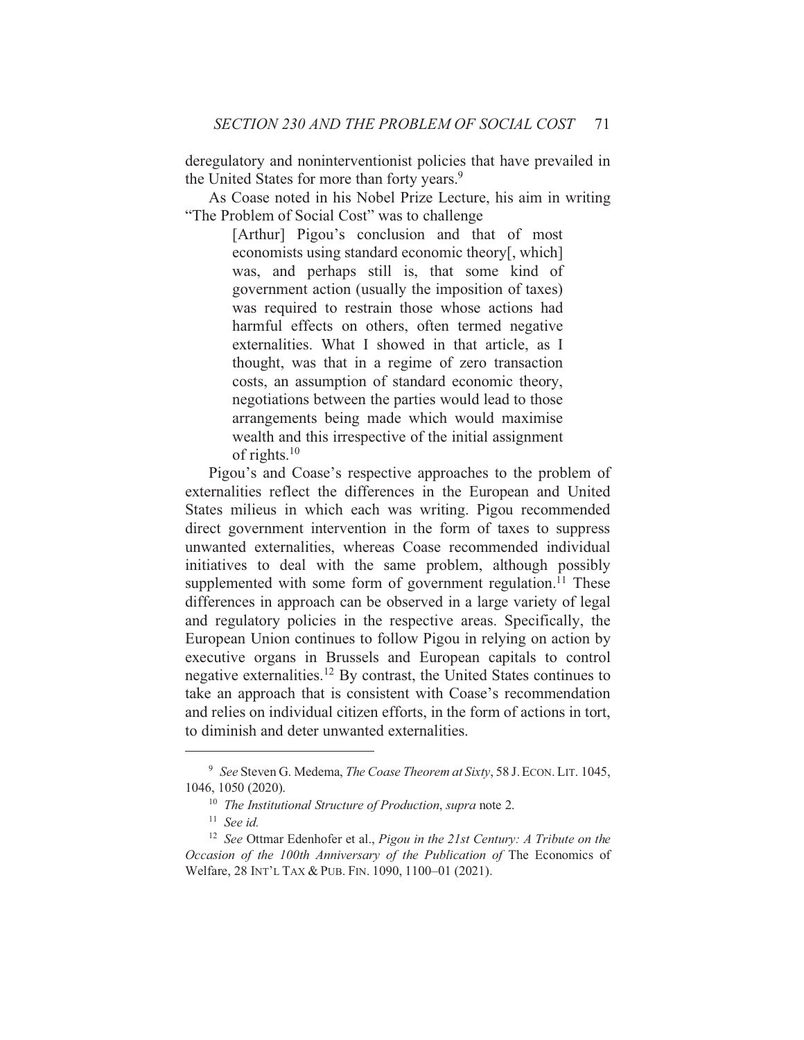deregulatory and noninterventionist policies that have prevailed in the United States for more than forty years.[9]

As Coase noted in his Nobel Prize Lecture, his aim in writing "The Problem of Social Cost" was to challenge

> [Arthur] Pigou's conclusion and that of most economists using standard economic theory[, which] was, and perhaps still is, that some kind of government action (usually the imposition of taxes) was required to restrain those whose actions had harmful effects on others, often termed negative externalities. What I showed in that article, as I thought, was that in a regime of zero transaction costs, an assumption of standard economic theory, negotiations between the parties would lead to those arrangements being made which would maximise wealth and this irrespective of the initial assignment of rights.[10]

Pigou's and Coase's respective approaches to the problem of externalities reflect the differences in the European and United States milieus in which each was writing. Pigou recommended direct government intervention in the form of taxes to suppress unwanted externalities, whereas Coase recommended individual initiatives to deal with the same problem, although possibly supplemented with some form of government regulation.[11] These differences in approach can be observed in a large variety of legal and regulatory policies in the respective areas. Specifically, the European Union continues to follow Pigou in relying on action by executive organs in Brussels and European capitals to control negative externalities.[12] By contrast, the United States continues to take an approach that is consistent with Coase's recommendation and relies on individual citizen efforts, in the form of actions in tort, to diminish and deter unwanted externalities.

---

[9] *See* Steven G. Medema, *The Coase Theorem at Sixty*, 58 J. ECON. LIT. 1045, 1046, 1050 (2020).

[10] *The Institutional Structure of Production*, *supra* note 2.

[11] *See id.*

[12] *See* Ottmar Edenhofer et al., *Pigou in the 21st Century: A Tribute on the Occasion of the 100th Anniversary of the Publication of* The Economics of Welfare, 28 INT'L TAX & PUB. FIN. 1090, 1100–01 (2021).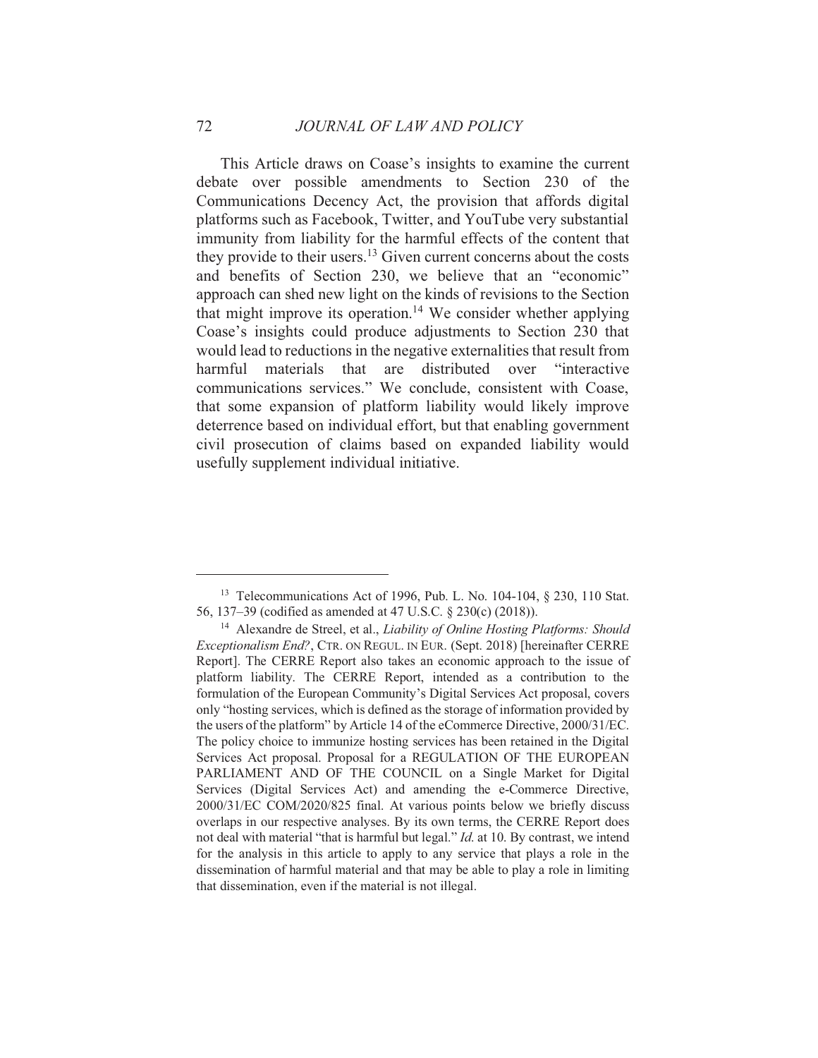This Article draws on Coase's insights to examine the current debate over possible amendments to Section 230 of the Communications Decency Act, the provision that affords digital platforms such as Facebook, Twitter, and YouTube very substantial immunity from liability for the harmful effects of the content that they provide to their users.[13] Given current concerns about the costs and benefits of Section 230, we believe that an "economic" approach can shed new light on the kinds of revisions to the Section that might improve its operation.[14] We consider whether applying Coase's insights could produce adjustments to Section 230 that would lead to reductions in the negative externalities that result from harmful materials that are distributed over "interactive communications services." We conclude, consistent with Coase, that some expansion of platform liability would likely improve deterrence based on individual effort, but that enabling government civil prosecution of claims based on expanded liability would usefully supplement individual initiative.

---

[13] Telecommunications Act of 1996, Pub. L. No. 104-104, § 230, 110 Stat. 56, 137–39 (codified as amended at 47 U.S.C. § 230(c) (2018)).

[14] Alexandre de Streel, et al., *Liability of Online Hosting Platforms: Should Exceptionalism End?*, CTR. ON REGUL. IN EUR. (Sept. 2018) [hereinafter CERRE Report]. The CERRE Report also takes an economic approach to the issue of platform liability. The CERRE Report, intended as a contribution to the formulation of the European Community's Digital Services Act proposal, covers only "hosting services, which is defined as the storage of information provided by the users of the platform" by Article 14 of the eCommerce Directive, 2000/31/EC. The policy choice to immunize hosting services has been retained in the Digital Services Act proposal. Proposal for a REGULATION OF THE EUROPEAN PARLIAMENT AND OF THE COUNCIL on a Single Market for Digital Services (Digital Services Act) and amending the e-Commerce Directive, 2000/31/EC COM/2020/825 final. At various points below we briefly discuss overlaps in our respective analyses. By its own terms, the CERRE Report does not deal with material "that is harmful but legal." *Id.* at 10. By contrast, we intend for the analysis in this article to apply to any service that plays a role in the dissemination of harmful material and that may be able to play a role in limiting that dissemination, even if the material is not illegal.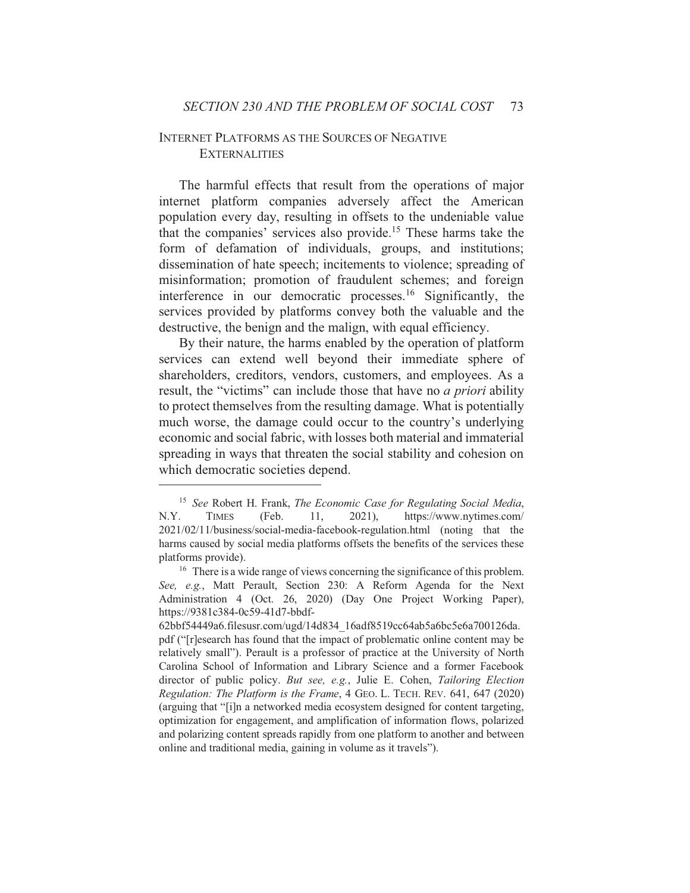## Internet Platforms as the Sources of Negative Externalities

The harmful effects that result from the operations of major internet platform companies adversely affect the American population every day, resulting in offsets to the undeniable value that the companies' services also provide.[15] These harms take the form of defamation of individuals, groups, and institutions; dissemination of hate speech; incitements to violence; spreading of misinformation; promotion of fraudulent schemes; and foreign interference in our democratic processes.[16] Significantly, the services provided by platforms convey both the valuable and the destructive, the benign and the malign, with equal efficiency.

By their nature, the harms enabled by the operation of platform services can extend well beyond their immediate sphere of shareholders, creditors, vendors, customers, and employees. As a result, the "victims" can include those that have no *a priori* ability to protect themselves from the resulting damage. What is potentially much worse, the damage could occur to the country's underlying economic and social fabric, with losses both material and immaterial spreading in ways that threaten the social stability and cohesion on which democratic societies depend.

---

[15] *See* Robert H. Frank, *The Economic Case for Regulating Social Media*, N.Y. TIMES (Feb. 11, 2021), https://www.nytimes.com/2021/02/11/business/social-media-facebook-regulation.html (noting that the harms caused by social media platforms offsets the benefits of the services these platforms provide).

[16] There is a wide range of views concerning the significance of this problem. *See, e.g.*, Matt Perault, Section 230: A Reform Agenda for the Next Administration 4 (Oct. 26, 2020) (Day One Project Working Paper), https://9381c384-0c59-41d7-bbdf-62bbf54449a6.filesusr.com/ugd/14d834_16adf8519cc64ab5a6bc5e6a700126da.pdf ("[r]esearch has found that the impact of problematic online content may be relatively small"). Perault is a professor of practice at the University of North Carolina School of Information and Library Science and a former Facebook director of public policy. *But see, e.g.*, Julie E. Cohen, *Tailoring Election Regulation: The Platform is the Frame*, 4 GEO. L. TECH. REV. 641, 647 (2020) (arguing that "[i]n a networked media ecosystem designed for content targeting, optimization for engagement, and amplification of information flows, polarized and polarizing content spreads rapidly from one platform to another and between online and traditional media, gaining in volume as it travels").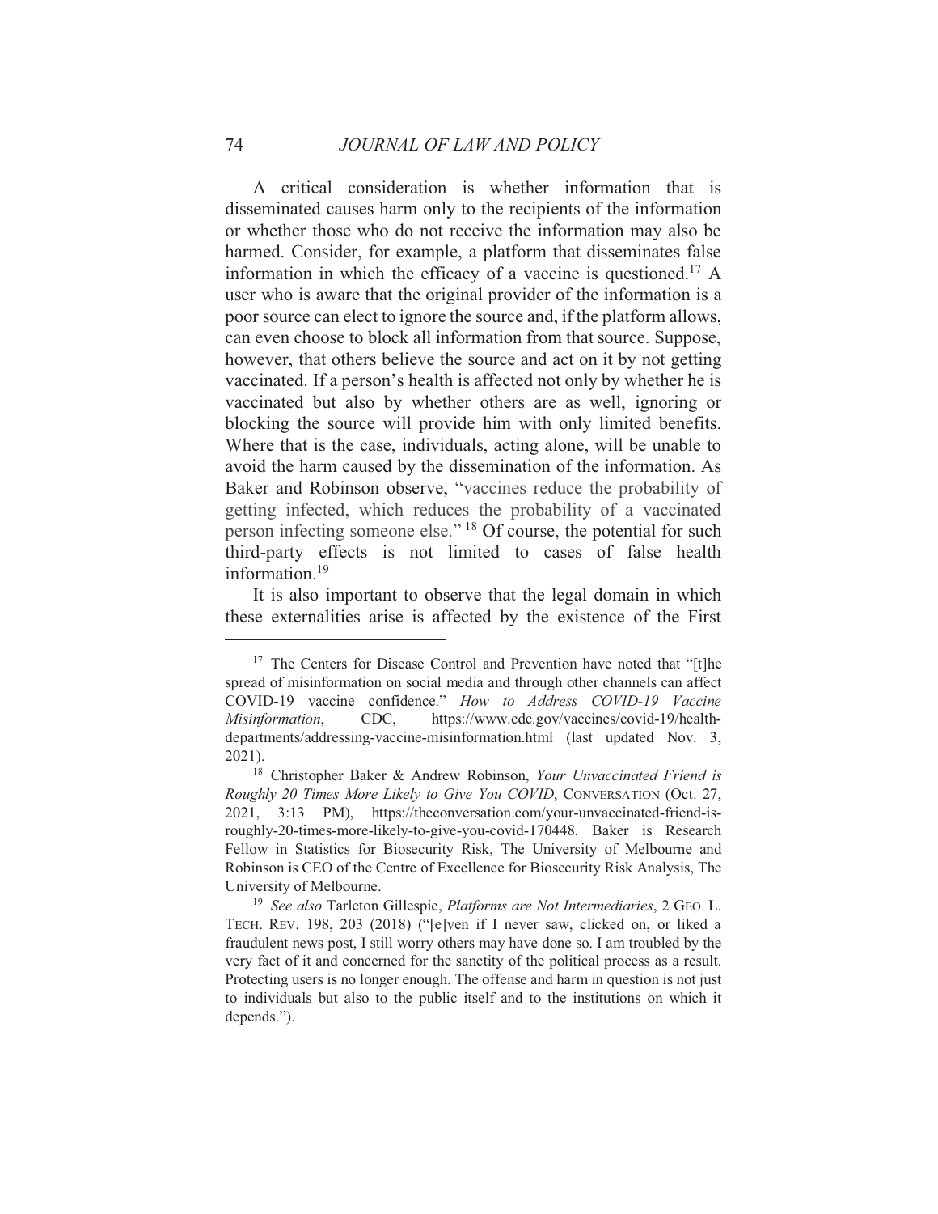A critical consideration is whether information that is disseminated causes harm only to the recipients of the information or whether those who do not receive the information may also be harmed. Consider, for example, a platform that disseminates false information in which the efficacy of a vaccine is questioned.[17] A user who is aware that the original provider of the information is a poor source can elect to ignore the source and, if the platform allows, can even choose to block all information from that source. Suppose, however, that others believe the source and act on it by not getting vaccinated. If a person's health is affected not only by whether he is vaccinated but also by whether others are as well, ignoring or blocking the source will provide him with only limited benefits. Where that is the case, individuals, acting alone, will be unable to avoid the harm caused by the dissemination of the information. As Baker and Robinson observe, "vaccines reduce the probability of getting infected, which reduces the probability of a vaccinated person infecting someone else."[18] Of course, the potential for such third-party effects is not limited to cases of false health information.[19]

It is also important to observe that the legal domain in which these externalities arise is affected by the existence of the First

---

[17] The Centers for Disease Control and Prevention have noted that "[t]he spread of misinformation on social media and through other channels can affect COVID-19 vaccine confidence." *How to Address COVID-19 Vaccine Misinformation*, CDC, https://www.cdc.gov/vaccines/covid-19/health-departments/addressing-vaccine-misinformation.html (last updated Nov. 3, 2021).

[18] Christopher Baker & Andrew Robinson, *Your Unvaccinated Friend is Roughly 20 Times More Likely to Give You COVID*, CONVERSATION (Oct. 27, 2021, 3:13 PM), https://theconversation.com/your-unvaccinated-friend-is-roughly-20-times-more-likely-to-give-you-covid-170448. Baker is Research Fellow in Statistics for Biosecurity Risk, The University of Melbourne and Robinson is CEO of the Centre of Excellence for Biosecurity Risk Analysis, The University of Melbourne.

[19] *See also* Tarleton Gillespie, *Platforms are Not Intermediaries*, 2 GEO. L. TECH. REV. 198, 203 (2018) ("[e]ven if I never saw, clicked on, or liked a fraudulent news post, I still worry others may have done so. I am troubled by the very fact of it and concerned for the sanctity of the political process as a result. Protecting users is no longer enough. The offense and harm in question is not just to individuals but also to the public itself and to the institutions on which it depends.").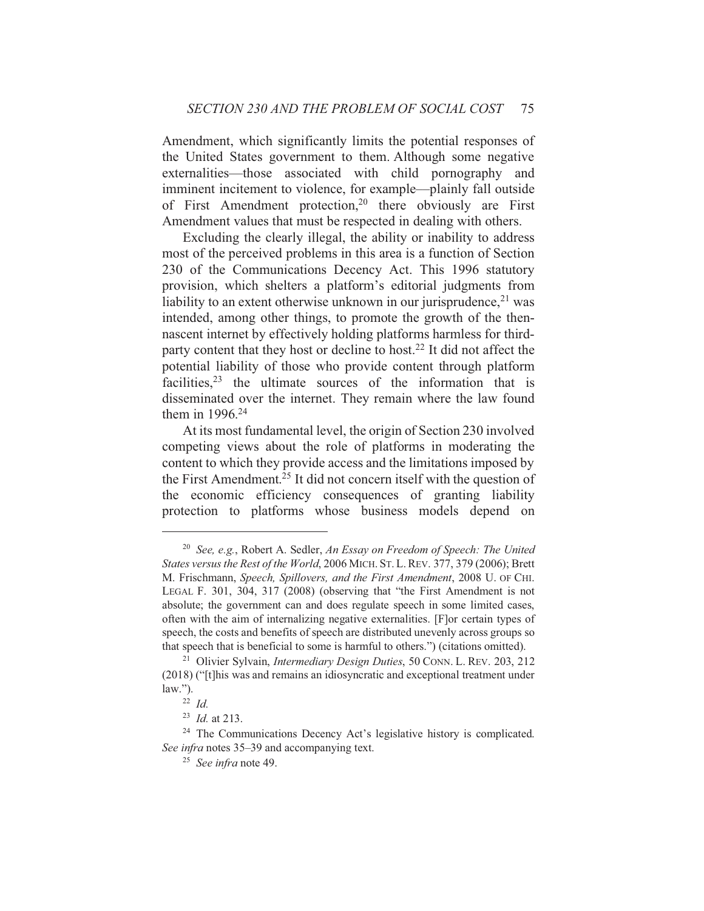Amendment, which significantly limits the potential responses of the United States government to them. Although some negative externalities—those associated with child pornography and imminent incitement to violence, for example—plainly fall outside of First Amendment protection,[20] there obviously are First Amendment values that must be respected in dealing with others.

Excluding the clearly illegal, the ability or inability to address most of the perceived problems in this area is a function of Section 230 of the Communications Decency Act. This 1996 statutory provision, which shelters a platform's editorial judgments from liability to an extent otherwise unknown in our jurisprudence,[21] was intended, among other things, to promote the growth of the then-nascent internet by effectively holding platforms harmless for third-party content that they host or decline to host.[22] It did not affect the potential liability of those who provide content through platform facilities,[23] the ultimate sources of the information that is disseminated over the internet. They remain where the law found them in 1996.[24]

At its most fundamental level, the origin of Section 230 involved competing views about the role of platforms in moderating the content to which they provide access and the limitations imposed by the First Amendment.[25] It did not concern itself with the question of the economic efficiency consequences of granting liability protection to platforms whose business models depend on

---

[20] *See, e.g.*, Robert A. Sedler, *An Essay on Freedom of Speech: The United States versus the Rest of the World*, 2006 MICH. ST. L. REV. 377, 379 (2006); Brett M. Frischmann, *Speech, Spillovers, and the First Amendment*, 2008 U. OF CHI. LEGAL F. 301, 304, 317 (2008) (observing that "the First Amendment is not absolute; the government can and does regulate speech in some limited cases, often with the aim of internalizing negative externalities. [F]or certain types of speech, the costs and benefits of speech are distributed unevenly across groups so that speech that is beneficial to some is harmful to others.") (citations omitted).

[21] Olivier Sylvain, *Intermediary Design Duties*, 50 CONN. L. REV. 203, 212 (2018) ("[t]his was and remains an idiosyncratic and exceptional treatment under law.").

[22] *Id.*

[23] *Id.* at 213.

[24] The Communications Decency Act's legislative history is complicated. *See infra* notes 35–39 and accompanying text.

[25] *See infra* note 49.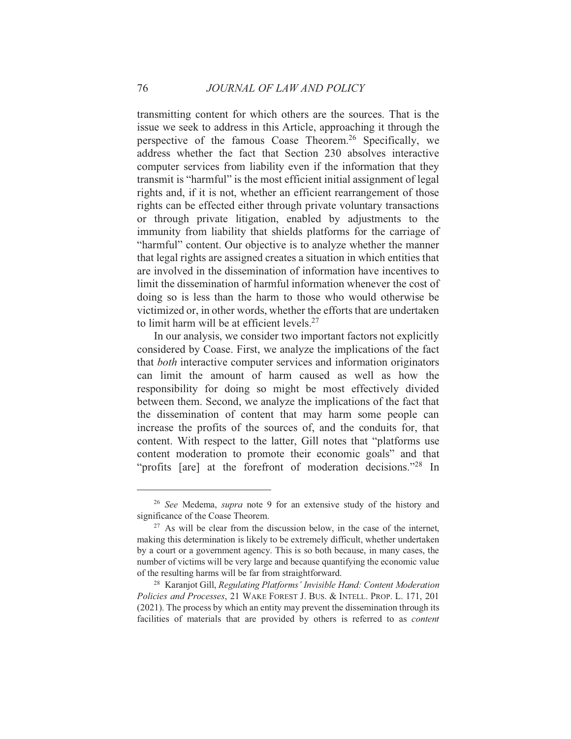transmitting content for which others are the sources. That is the issue we seek to address in this Article, approaching it through the perspective of the famous Coase Theorem.[26] Specifically, we address whether the fact that Section 230 absolves interactive computer services from liability even if the information that they transmit is "harmful" is the most efficient initial assignment of legal rights and, if it is not, whether an efficient rearrangement of those rights can be effected either through private voluntary transactions or through private litigation, enabled by adjustments to the immunity from liability that shields platforms for the carriage of "harmful" content. Our objective is to analyze whether the manner that legal rights are assigned creates a situation in which entities that are involved in the dissemination of information have incentives to limit the dissemination of harmful information whenever the cost of doing so is less than the harm to those who would otherwise be victimized or, in other words, whether the efforts that are undertaken to limit harm will be at efficient levels.[27]

In our analysis, we consider two important factors not explicitly considered by Coase. First, we analyze the implications of the fact that *both* interactive computer services and information originators can limit the amount of harm caused as well as how the responsibility for doing so might be most effectively divided between them. Second, we analyze the implications of the fact that the dissemination of content that may harm some people can increase the profits of the sources of, and the conduits for, that content. With respect to the latter, Gill notes that "platforms use content moderation to promote their economic goals" and that "profits [are] at the forefront of moderation decisions."[28] In

---

[26] *See* Medema, *supra* note 9 for an extensive study of the history and significance of the Coase Theorem.

[27] As will be clear from the discussion below, in the case of the internet, making this determination is likely to be extremely difficult, whether undertaken by a court or a government agency. This is so both because, in many cases, the number of victims will be very large and because quantifying the economic value of the resulting harms will be far from straightforward.

[28] Karanjot Gill, *Regulating Platforms' Invisible Hand: Content Moderation Policies and Processes*, 21 WAKE FOREST J. BUS. & INTELL. PROP. L. 171, 201 (2021). The process by which an entity may prevent the dissemination through its facilities of materials that are provided by others is referred to as *content*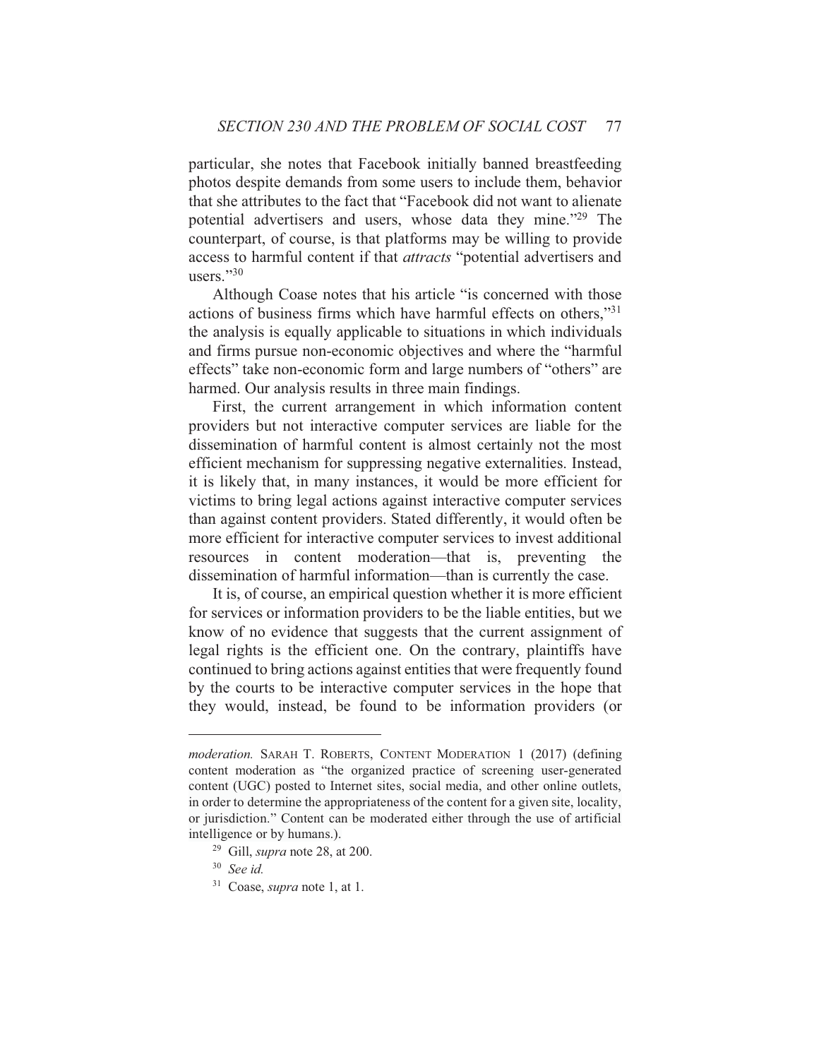particular, she notes that Facebook initially banned breastfeeding photos despite demands from some users to include them, behavior that she attributes to the fact that "Facebook did not want to alienate potential advertisers and users, whose data they mine."[29] The counterpart, of course, is that platforms may be willing to provide access to harmful content if that *attracts* "potential advertisers and users."[30]

Although Coase notes that his article "is concerned with those actions of business firms which have harmful effects on others,"[31] the analysis is equally applicable to situations in which individuals and firms pursue non-economic objectives and where the "harmful effects" take non-economic form and large numbers of "others" are harmed. Our analysis results in three main findings.

First, the current arrangement in which information content providers but not interactive computer services are liable for the dissemination of harmful content is almost certainly not the most efficient mechanism for suppressing negative externalities. Instead, it is likely that, in many instances, it would be more efficient for victims to bring legal actions against interactive computer services than against content providers. Stated differently, it would often be more efficient for interactive computer services to invest additional resources in content moderation—that is, preventing the dissemination of harmful information—than is currently the case.

It is, of course, an empirical question whether it is more efficient for services or information providers to be the liable entities, but we know of no evidence that suggests that the current assignment of legal rights is the efficient one. On the contrary, plaintiffs have continued to bring actions against entities that were frequently found by the courts to be interactive computer services in the hope that they would, instead, be found to be information providers (or

---

*moderation.* SARAH T. ROBERTS, CONTENT MODERATION 1 (2017) (defining content moderation as "the organized practice of screening user-generated content (UGC) posted to Internet sites, social media, and other online outlets, in order to determine the appropriateness of the content for a given site, locality, or jurisdiction." Content can be moderated either through the use of artificial intelligence or by humans.).

[29] Gill, *supra* note 28, at 200.

[30] *See id.*

[31] Coase, *supra* note 1, at 1.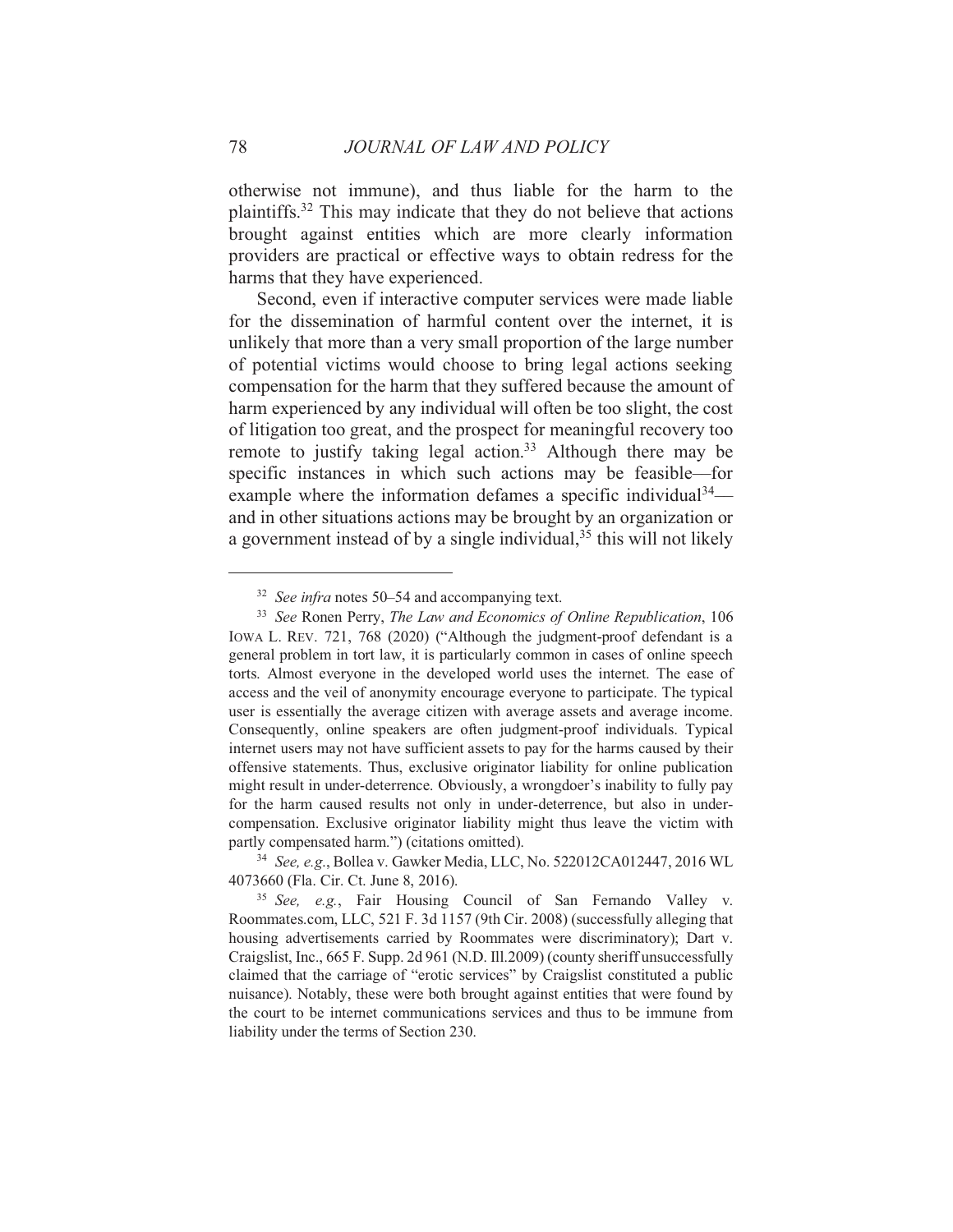otherwise not immune), and thus liable for the harm to the plaintiffs.[32] This may indicate that they do not believe that actions brought against entities which are more clearly information providers are practical or effective ways to obtain redress for the harms that they have experienced.

Second, even if interactive computer services were made liable for the dissemination of harmful content over the internet, it is unlikely that more than a very small proportion of the large number of potential victims would choose to bring legal actions seeking compensation for the harm that they suffered because the amount of harm experienced by any individual will often be too slight, the cost of litigation too great, and the prospect for meaningful recovery too remote to justify taking legal action.[33] Although there may be specific instances in which such actions may be feasible—for example where the information defames a specific individual[34]—and in other situations actions may be brought by an organization or a government instead of by a single individual,[35] this will not likely

---

[32] *See infra* notes 50–54 and accompanying text.

[33] *See* Ronen Perry, *The Law and Economics of Online Republication*, 106 IOWA L. REV. 721, 768 (2020) ("Although the judgment-proof defendant is a general problem in tort law, it is particularly common in cases of online speech torts. Almost everyone in the developed world uses the internet. The ease of access and the veil of anonymity encourage everyone to participate. The typical user is essentially the average citizen with average assets and average income. Consequently, online speakers are often judgment-proof individuals. Typical internet users may not have sufficient assets to pay for the harms caused by their offensive statements. Thus, exclusive originator liability for online publication might result in under-deterrence. Obviously, a wrongdoer's inability to fully pay for the harm caused results not only in under-deterrence, but also in under-compensation. Exclusive originator liability might thus leave the victim with partly compensated harm.") (citations omitted).

[34] *See, e.g.*, Bollea v. Gawker Media, LLC, No. 522012CA012447, 2016 WL 4073660 (Fla. Cir. Ct. June 8, 2016).

[35] *See, e.g.*, Fair Housing Council of San Fernando Valley v. Roommates.com, LLC, 521 F. 3d 1157 (9th Cir. 2008) (successfully alleging that housing advertisements carried by Roommates were discriminatory); Dart v. Craigslist, Inc., 665 F. Supp. 2d 961 (N.D. Ill.2009) (county sheriff unsuccessfully claimed that the carriage of "erotic services" by Craigslist constituted a public nuisance). Notably, these were both brought against entities that were found by the court to be internet communications services and thus to be immune from liability under the terms of Section 230.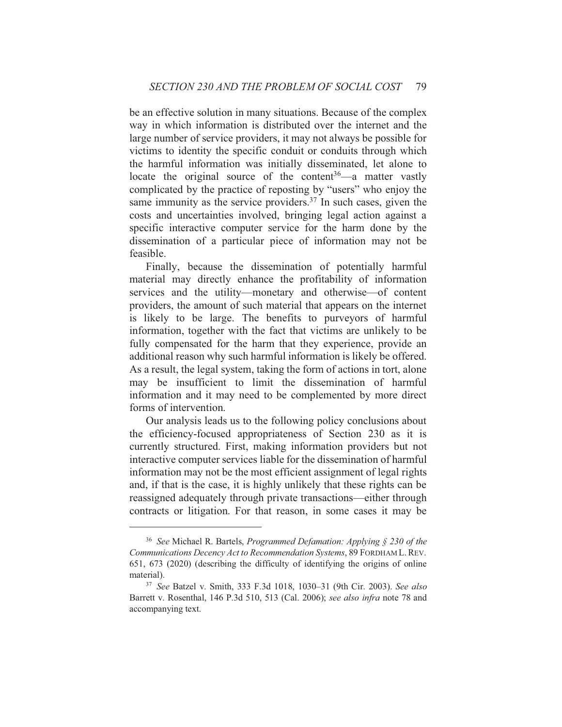be an effective solution in many situations. Because of the complex way in which information is distributed over the internet and the large number of service providers, it may not always be possible for victims to identity the specific conduit or conduits through which the harmful information was initially disseminated, let alone to locate the original source of the content[36]—a matter vastly complicated by the practice of reposting by "users" who enjoy the same immunity as the service providers.[37] In such cases, given the costs and uncertainties involved, bringing legal action against a specific interactive computer service for the harm done by the dissemination of a particular piece of information may not be feasible.

Finally, because the dissemination of potentially harmful material may directly enhance the profitability of information services and the utility—monetary and otherwise—of content providers, the amount of such material that appears on the internet is likely to be large. The benefits to purveyors of harmful information, together with the fact that victims are unlikely to be fully compensated for the harm that they experience, provide an additional reason why such harmful information is likely be offered. As a result, the legal system, taking the form of actions in tort, alone may be insufficient to limit the dissemination of harmful information and it may need to be complemented by more direct forms of intervention.

Our analysis leads us to the following policy conclusions about the efficiency-focused appropriateness of Section 230 as it is currently structured. First, making information providers but not interactive computer services liable for the dissemination of harmful information may not be the most efficient assignment of legal rights and, if that is the case, it is highly unlikely that these rights can be reassigned adequately through private transactions—either through contracts or litigation. For that reason, in some cases it may be

---

[36] *See* Michael R. Bartels, *Programmed Defamation: Applying § 230 of the Communications Decency Act to Recommendation Systems*, 89 FORDHAM L. REV. 651, 673 (2020) (describing the difficulty of identifying the origins of online material).

[37] *See* Batzel v. Smith, 333 F.3d 1018, 1030–31 (9th Cir. 2003). *See also* Barrett v. Rosenthal, 146 P.3d 510, 513 (Cal. 2006); *see also infra* note 78 and accompanying text.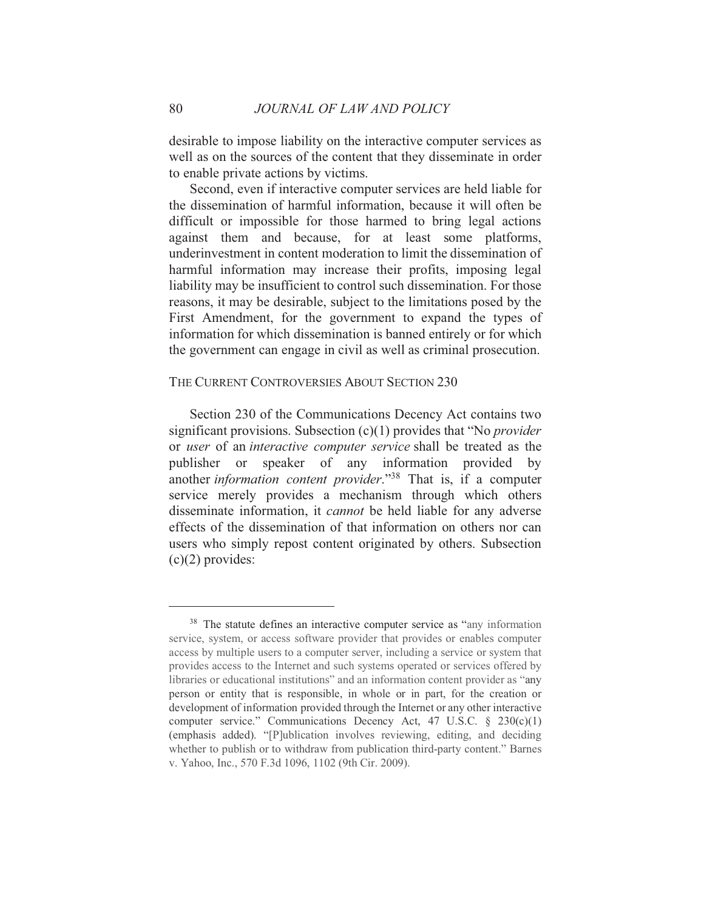desirable to impose liability on the interactive computer services as well as on the sources of the content that they disseminate in order to enable private actions by victims.

Second, even if interactive computer services are held liable for the dissemination of harmful information, because it will often be difficult or impossible for those harmed to bring legal actions against them and because, for at least some platforms, underinvestment in content moderation to limit the dissemination of harmful information may increase their profits, imposing legal liability may be insufficient to control such dissemination. For those reasons, it may be desirable, subject to the limitations posed by the First Amendment, for the government to expand the types of information for which dissemination is banned entirely or for which the government can engage in civil as well as criminal prosecution.

## THE CURRENT CONTROVERSIES ABOUT SECTION 230

Section 230 of the Communications Decency Act contains two significant provisions. Subsection (c)(1) provides that "No *provider* or *user* of an *interactive computer service* shall be treated as the publisher or speaker of any information provided by another *information content provider*."[38] That is, if a computer service merely provides a mechanism through which others disseminate information, it *cannot* be held liable for any adverse effects of the dissemination of that information on others nor can users who simply repost content originated by others. Subsection (c)(2) provides:

---

[38] The statute defines an interactive computer service as "any information service, system, or access software provider that provides or enables computer access by multiple users to a computer server, including a service or system that provides access to the Internet and such systems operated or services offered by libraries or educational institutions" and an information content provider as "any person or entity that is responsible, in whole or in part, for the creation or development of information provided through the Internet or any other interactive computer service." Communications Decency Act, 47 U.S.C. § 230(c)(1) (emphasis added). "[P]ublication involves reviewing, editing, and deciding whether to publish or to withdraw from publication third-party content." Barnes v. Yahoo, Inc., 570 F.3d 1096, 1102 (9th Cir. 2009).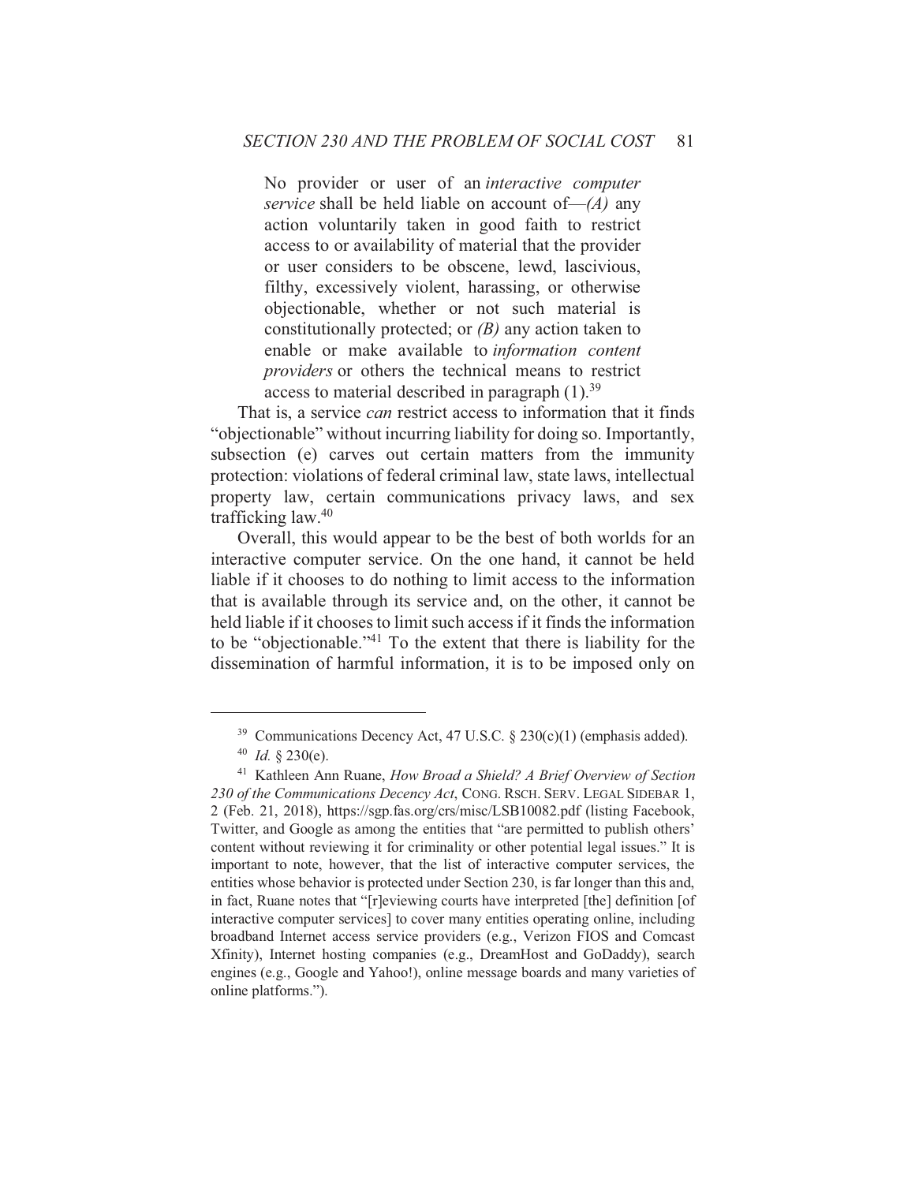> No provider or user of an *interactive computer service* shall be held liable on account of—*(A)* any action voluntarily taken in good faith to restrict access to or availability of material that the provider or user considers to be obscene, lewd, lascivious, filthy, excessively violent, harassing, or otherwise objectionable, whether or not such material is constitutionally protected; or *(B)* any action taken to enable or make available to *information content providers* or others the technical means to restrict access to material described in paragraph (1).[39]

That is, a service *can* restrict access to information that it finds "objectionable" without incurring liability for doing so. Importantly, subsection (e) carves out certain matters from the immunity protection: violations of federal criminal law, state laws, intellectual property law, certain communications privacy laws, and sex trafficking law.[40]

Overall, this would appear to be the best of both worlds for an interactive computer service. On the one hand, it cannot be held liable if it chooses to do nothing to limit access to the information that is available through its service and, on the other, it cannot be held liable if it chooses to limit such access if it finds the information to be "objectionable."[41] To the extent that there is liability for the dissemination of harmful information, it is to be imposed only on

---

[39] Communications Decency Act, 47 U.S.C. § 230(c)(1) (emphasis added).

[40] *Id.* § 230(e).

[41] Kathleen Ann Ruane, *How Broad a Shield? A Brief Overview of Section 230 of the Communications Decency Act*, CONG. RSCH. SERV. LEGAL SIDEBAR 1, 2 (Feb. 21, 2018), https://sgp.fas.org/crs/misc/LSB10082.pdf (listing Facebook, Twitter, and Google as among the entities that "are permitted to publish others' content without reviewing it for criminality or other potential legal issues." It is important to note, however, that the list of interactive computer services, the entities whose behavior is protected under Section 230, is far longer than this and, in fact, Ruane notes that "[r]eviewing courts have interpreted [the] definition [of interactive computer services] to cover many entities operating online, including broadband Internet access service providers (e.g., Verizon FIOS and Comcast Xfinity), Internet hosting companies (e.g., DreamHost and GoDaddy), search engines (e.g., Google and Yahoo!), online message boards and many varieties of online platforms.").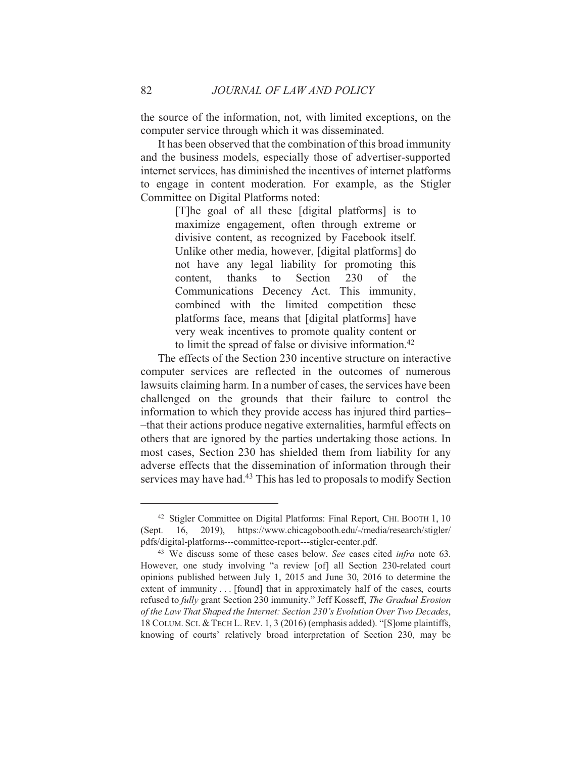the source of the information, not, with limited exceptions, on the computer service through which it was disseminated.

It has been observed that the combination of this broad immunity and the business models, especially those of advertiser-supported internet services, has diminished the incentives of internet platforms to engage in content moderation. For example, as the Stigler Committee on Digital Platforms noted:

> [T]he goal of all these [digital platforms] is to maximize engagement, often through extreme or divisive content, as recognized by Facebook itself. Unlike other media, however, [digital platforms] do not have any legal liability for promoting this content, thanks to Section 230 of the Communications Decency Act. This immunity, combined with the limited competition these platforms face, means that [digital platforms] have very weak incentives to promote quality content or to limit the spread of false or divisive information.[42]

The effects of the Section 230 incentive structure on interactive computer services are reflected in the outcomes of numerous lawsuits claiming harm. In a number of cases, the services have been challenged on the grounds that their failure to control the information to which they provide access has injured third parties––that their actions produce negative externalities, harmful effects on others that are ignored by the parties undertaking those actions. In most cases, Section 230 has shielded them from liability for any adverse effects that the dissemination of information through their services may have had.[43] This has led to proposals to modify Section

---

[42] Stigler Committee on Digital Platforms: Final Report, CHI. BOOTH 1, 10 (Sept. 16, 2019), https://www.chicagobooth.edu/-/media/research/stigler/pdfs/digital-platforms---committee-report---stigler-center.pdf.

[43] We discuss some of these cases below. *See* cases cited *infra* note 63. However, one study involving "a review [of] all Section 230-related court opinions published between July 1, 2015 and June 30, 2016 to determine the extent of immunity . . . [found] that in approximately half of the cases, courts refused to *fully* grant Section 230 immunity." Jeff Kosseff, *The Gradual Erosion of the Law That Shaped the Internet: Section 230's Evolution Over Two Decades*, 18 COLUM. SCI. & TECH L. REV. 1, 3 (2016) (emphasis added). "[S]ome plaintiffs, knowing of courts' relatively broad interpretation of Section 230, may be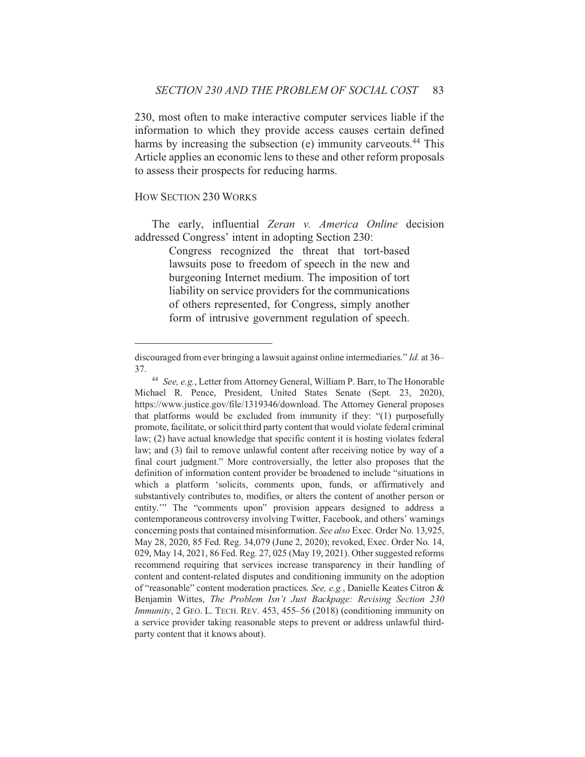230, most often to make interactive computer services liable if the information to which they provide access causes certain defined harms by increasing the subsection (e) immunity carveouts.[44] This Article applies an economic lens to these and other reform proposals to assess their prospects for reducing harms.

## HOW SECTION 230 WORKS

The early, influential *Zeran v. America Online* decision addressed Congress' intent in adopting Section 230:

> Congress recognized the threat that tort-based lawsuits pose to freedom of speech in the new and burgeoning Internet medium. The imposition of tort liability on service providers for the communications of others represented, for Congress, simply another form of intrusive government regulation of speech.

---

discouraged from ever bringing a lawsuit against online intermediaries." *Id.* at 36–37.

[44] *See, e.g.*, Letter from Attorney General, William P. Barr, to The Honorable Michael R. Pence, President, United States Senate (Sept. 23, 2020), https://www.justice.gov/file/1319346/download. The Attorney General proposes that platforms would be excluded from immunity if they: "(1) purposefully promote, facilitate, or solicit third party content that would violate federal criminal law; (2) have actual knowledge that specific content it is hosting violates federal law; and (3) fail to remove unlawful content after receiving notice by way of a final court judgment." More controversially, the letter also proposes that the definition of information content provider be broadened to include "situations in which a platform 'solicits, comments upon, funds, or affirmatively and substantively contributes to, modifies, or alters the content of another person or entity.'" The "comments upon" provision appears designed to address a contemporaneous controversy involving Twitter, Facebook, and others' warnings concerning posts that contained misinformation. *See also* Exec. Order No. 13,925, May 28, 2020, 85 Fed. Reg. 34,079 (June 2, 2020); revoked, Exec. Order No. 14, 029, May 14, 2021, 86 Fed. Reg. 27, 025 (May 19, 2021). Other suggested reforms recommend requiring that services increase transparency in their handling of content and content-related disputes and conditioning immunity on the adoption of "reasonable" content moderation practices. *See, e.g.*, Danielle Keates Citron & Benjamin Wittes, *The Problem Isn't Just Backpage: Revising Section 230 Immunity*, 2 GEO. L. TECH. REV. 453, 455–56 (2018) (conditioning immunity on a service provider taking reasonable steps to prevent or address unlawful third-party content that it knows about).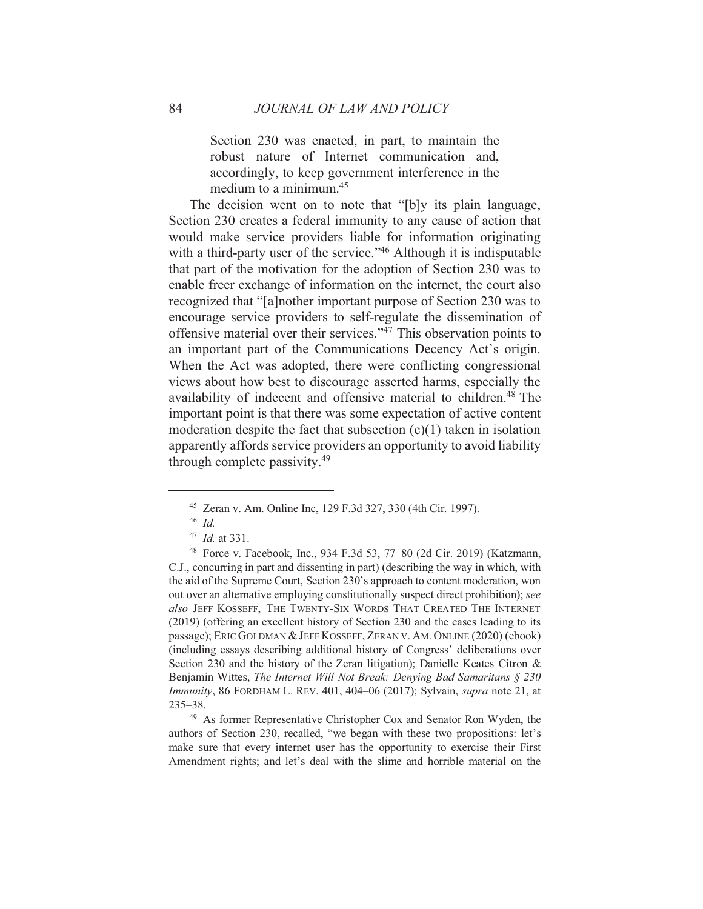> Section 230 was enacted, in part, to maintain the robust nature of Internet communication and, accordingly, to keep government interference in the medium to a minimum.[45]

The decision went on to note that "[b]y its plain language, Section 230 creates a federal immunity to any cause of action that would make service providers liable for information originating with a third-party user of the service."[46] Although it is indisputable that part of the motivation for the adoption of Section 230 was to enable freer exchange of information on the internet, the court also recognized that "[a]nother important purpose of Section 230 was to encourage service providers to self-regulate the dissemination of offensive material over their services."[47] This observation points to an important part of the Communications Decency Act's origin. When the Act was adopted, there were conflicting congressional views about how best to discourage asserted harms, especially the availability of indecent and offensive material to children.[48] The important point is that there was some expectation of active content moderation despite the fact that subsection (c)(1) taken in isolation apparently affords service providers an opportunity to avoid liability through complete passivity.[49]

---

[45] Zeran v. Am. Online Inc, 129 F.3d 327, 330 (4th Cir. 1997).

[46] *Id.*

[47] *Id.* at 331.

[48] Force v. Facebook, Inc., 934 F.3d 53, 77–80 (2d Cir. 2019) (Katzmann, C.J., concurring in part and dissenting in part) (describing the way in which, with the aid of the Supreme Court, Section 230's approach to content moderation, won out over an alternative employing constitutionally suspect direct prohibition); *see also* JEFF KOSSEFF, THE TWENTY-SIX WORDS THAT CREATED THE INTERNET (2019) (offering an excellent history of Section 230 and the cases leading to its passage); ERIC GOLDMAN & JEFF KOSSEFF, ZERAN V. AM. ONLINE (2020) (ebook) (including essays describing additional history of Congress' deliberations over Section 230 and the history of the Zeran litigation); Danielle Keates Citron & Benjamin Wittes, *The Internet Will Not Break: Denying Bad Samaritans § 230 Immunity*, 86 FORDHAM L. REV. 401, 404–06 (2017); Sylvain, *supra* note 21, at 235–38.

[49] As former Representative Christopher Cox and Senator Ron Wyden, the authors of Section 230, recalled, "we began with these two propositions: let's make sure that every internet user has the opportunity to exercise their First Amendment rights; and let's deal with the slime and horrible material on the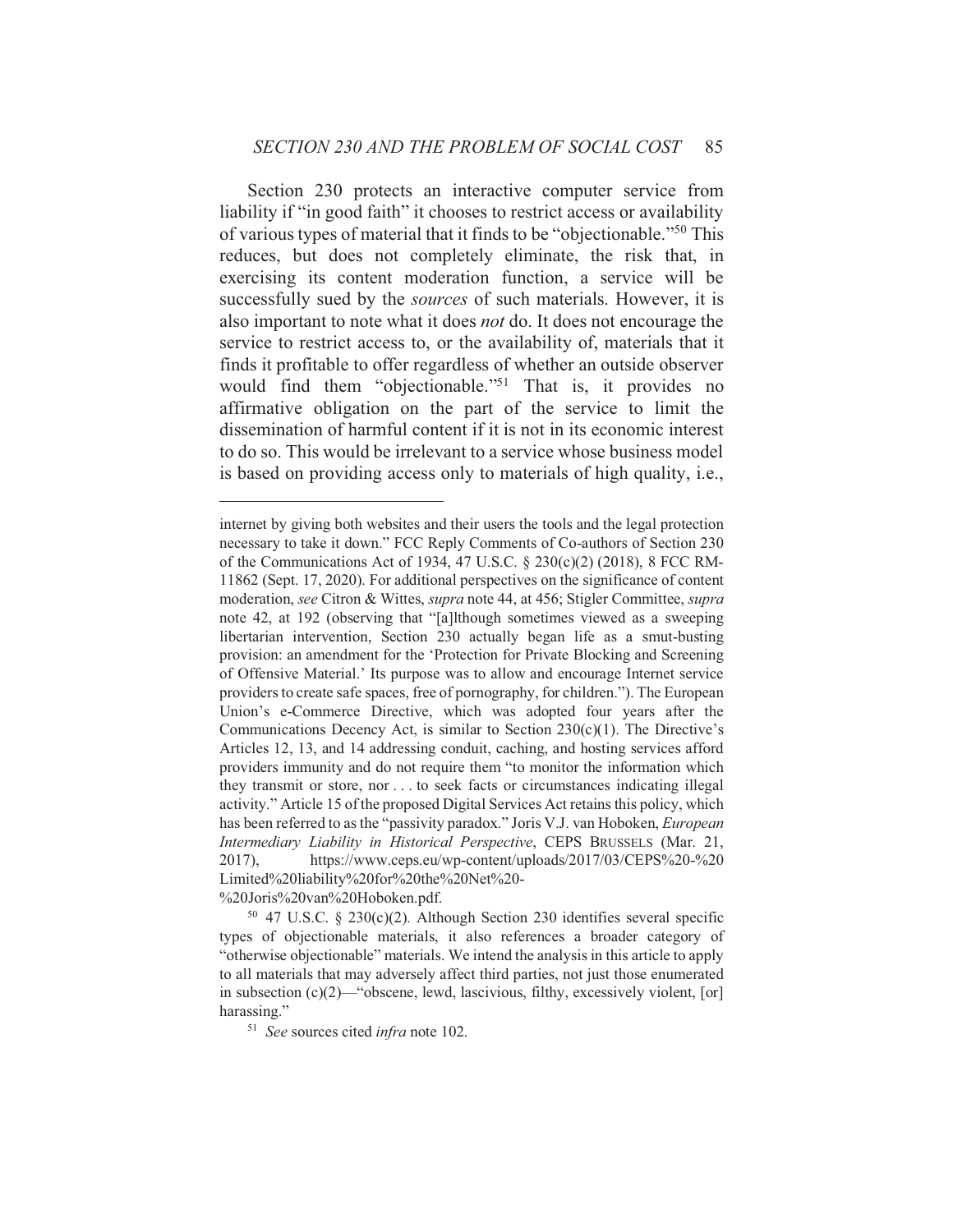Section 230 protects an interactive computer service from liability if "in good faith" it chooses to restrict access or availability of various types of material that it finds to be "objectionable."[50] This reduces, but does not completely eliminate, the risk that, in exercising its content moderation function, a service will be successfully sued by the *sources* of such materials. However, it is also important to note what it does *not* do. It does not encourage the service to restrict access to, or the availability of, materials that it finds it profitable to offer regardless of whether an outside observer would find them "objectionable."[51] That is, it provides no affirmative obligation on the part of the service to limit the dissemination of harmful content if it is not in its economic interest to do so. This would be irrelevant to a service whose business model is based on providing access only to materials of high quality, i.e.,

---

internet by giving both websites and their users the tools and the legal protection necessary to take it down." FCC Reply Comments of Co-authors of Section 230 of the Communications Act of 1934, 47 U.S.C. § 230(c)(2) (2018), 8 FCC RM-11862 (Sept. 17, 2020). For additional perspectives on the significance of content moderation, *see* Citron & Wittes, *supra* note 44, at 456; Stigler Committee, *supra* note 42, at 192 (observing that "[a]lthough sometimes viewed as a sweeping libertarian intervention, Section 230 actually began life as a smut-busting provision: an amendment for the 'Protection for Private Blocking and Screening of Offensive Material.' Its purpose was to allow and encourage Internet service providers to create safe spaces, free of pornography, for children."). The European Union's e-Commerce Directive, which was adopted four years after the Communications Decency Act, is similar to Section 230(c)(1). The Directive's Articles 12, 13, and 14 addressing conduit, caching, and hosting services afford providers immunity and do not require them "to monitor the information which they transmit or store, nor . . . to seek facts or circumstances indicating illegal activity." Article 15 of the proposed Digital Services Act retains this policy, which has been referred to as the "passivity paradox." Joris V.J. van Hoboken, *European Intermediary Liability in Historical Perspective*, CEPS BRUSSELS (Mar. 21, 2017), https://www.ceps.eu/wp-content/uploads/2017/03/CEPS%20-%20Limited%20liability%20for%20the%20Net%20-%20Joris%20van%20Hoboken.pdf.

[50] 47 U.S.C. § 230(c)(2). Although Section 230 identifies several specific types of objectionable materials, it also references a broader category of "otherwise objectionable" materials. We intend the analysis in this article to apply to all materials that may adversely affect third parties, not just those enumerated in subsection (c)(2)—"obscene, lewd, lascivious, filthy, excessively violent, [or] harassing."

[51] *See* sources cited *infra* note 102.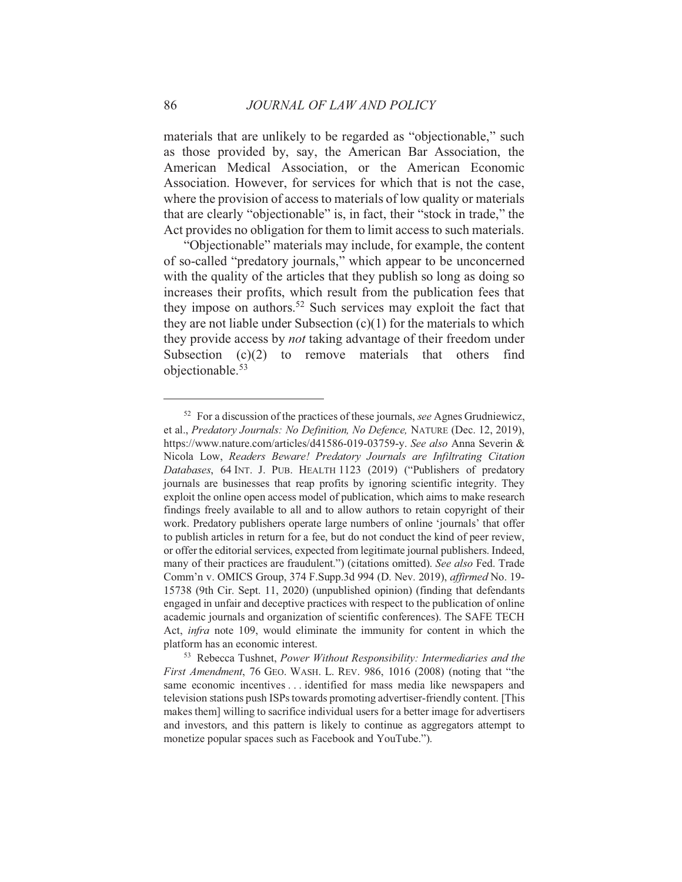materials that are unlikely to be regarded as "objectionable," such as those provided by, say, the American Bar Association, the American Medical Association, or the American Economic Association. However, for services for which that is not the case, where the provision of access to materials of low quality or materials that are clearly "objectionable" is, in fact, their "stock in trade," the Act provides no obligation for them to limit access to such materials.

"Objectionable" materials may include, for example, the content of so-called "predatory journals," which appear to be unconcerned with the quality of the articles that they publish so long as doing so increases their profits, which result from the publication fees that they impose on authors.[52] Such services may exploit the fact that they are not liable under Subsection (c)(1) for the materials to which they provide access by *not* taking advantage of their freedom under Subsection (c)(2) to remove materials that others find objectionable.[53]

---

[52] For a discussion of the practices of these journals, *see* Agnes Grudniewicz, et al., *Predatory Journals: No Definition, No Defence,* NATURE (Dec. 12, 2019), https://www.nature.com/articles/d41586-019-03759-y. *See also* Anna Severin & Nicola Low, *Readers Beware! Predatory Journals are Infiltrating Citation Databases*, 64 INT. J. PUB. HEALTH 1123 (2019) ("Publishers of predatory journals are businesses that reap profits by ignoring scientific integrity. They exploit the online open access model of publication, which aims to make research findings freely available to all and to allow authors to retain copyright of their work. Predatory publishers operate large numbers of online 'journals' that offer to publish articles in return for a fee, but do not conduct the kind of peer review, or offer the editorial services, expected from legitimate journal publishers. Indeed, many of their practices are fraudulent.") (citations omitted). *See also* Fed. Trade Comm'n v. OMICS Group, 374 F.Supp.3d 994 (D. Nev. 2019), *affirmed* No. 19-15738 (9th Cir. Sept. 11, 2020) (unpublished opinion) (finding that defendants engaged in unfair and deceptive practices with respect to the publication of online academic journals and organization of scientific conferences). The SAFE TECH Act, *infra* note 109, would eliminate the immunity for content in which the platform has an economic interest.

[53] Rebecca Tushnet, *Power Without Responsibility: Intermediaries and the First Amendment*, 76 GEO. WASH. L. REV. 986, 1016 (2008) (noting that "the same economic incentives . . . identified for mass media like newspapers and television stations push ISPs towards promoting advertiser-friendly content. [This makes them] willing to sacrifice individual users for a better image for advertisers and investors, and this pattern is likely to continue as aggregators attempt to monetize popular spaces such as Facebook and YouTube.").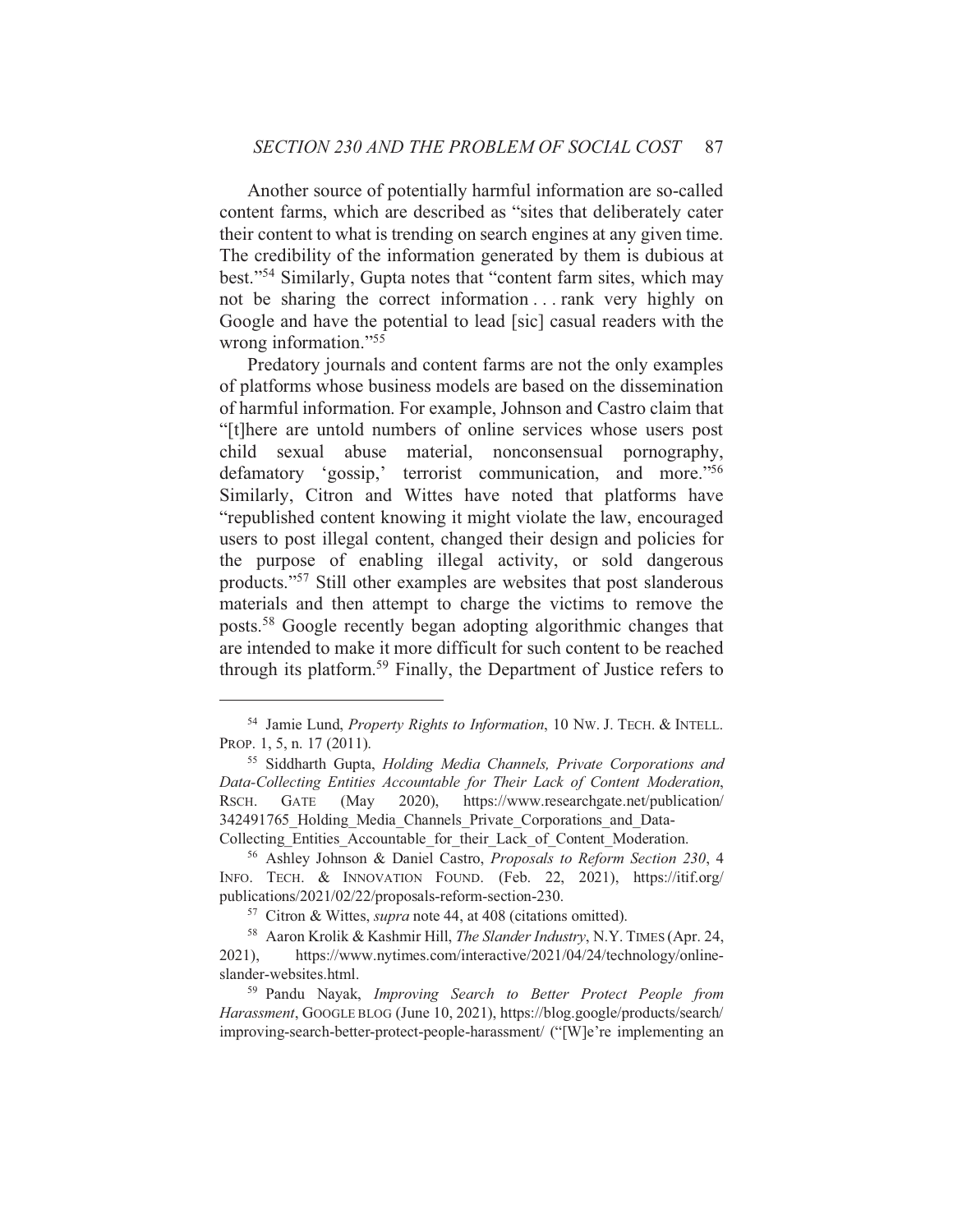Another source of potentially harmful information are so-called content farms, which are described as "sites that deliberately cater their content to what is trending on search engines at any given time. The credibility of the information generated by them is dubious at best."[54] Similarly, Gupta notes that "content farm sites, which may not be sharing the correct information . . . rank very highly on Google and have the potential to lead [sic] casual readers with the wrong information."[55]

Predatory journals and content farms are not the only examples of platforms whose business models are based on the dissemination of harmful information. For example, Johnson and Castro claim that "[t]here are untold numbers of online services whose users post child sexual abuse material, nonconsensual pornography, defamatory 'gossip,' terrorist communication, and more."[56] Similarly, Citron and Wittes have noted that platforms have "republished content knowing it might violate the law, encouraged users to post illegal content, changed their design and policies for the purpose of enabling illegal activity, or sold dangerous products."[57] Still other examples are websites that post slanderous materials and then attempt to charge the victims to remove the posts.[58] Google recently began adopting algorithmic changes that are intended to make it more difficult for such content to be reached through its platform.[59] Finally, the Department of Justice refers to

---

[54] Jamie Lund, *Property Rights to Information*, 10 NW. J. TECH. & INTELL. PROP. 1, 5, n. 17 (2011).

[55] Siddharth Gupta, *Holding Media Channels, Private Corporations and Data-Collecting Entities Accountable for Their Lack of Content Moderation*, RSCH. GATE (May 2020), https://www.researchgate.net/publication/342491765_Holding_Media_Channels_Private_Corporations_and_Data-Collecting_Entities_Accountable_for_their_Lack_of_Content_Moderation.

[56] Ashley Johnson & Daniel Castro, *Proposals to Reform Section 230*, 4 INFO. TECH. & INNOVATION FOUND. (Feb. 22, 2021), https://itif.org/publications/2021/02/22/proposals-reform-section-230.

[57] Citron & Wittes, *supra* note 44, at 408 (citations omitted).

[58] Aaron Krolik & Kashmir Hill, *The Slander Industry*, N.Y. TIMES (Apr. 24, 2021), https://www.nytimes.com/interactive/2021/04/24/technology/online-slander-websites.html.

[59] Pandu Nayak, *Improving Search to Better Protect People from Harassment*, GOOGLE BLOG (June 10, 2021), https://blog.google/products/search/improving-search-better-protect-people-harassment/ ("[W]e're implementing an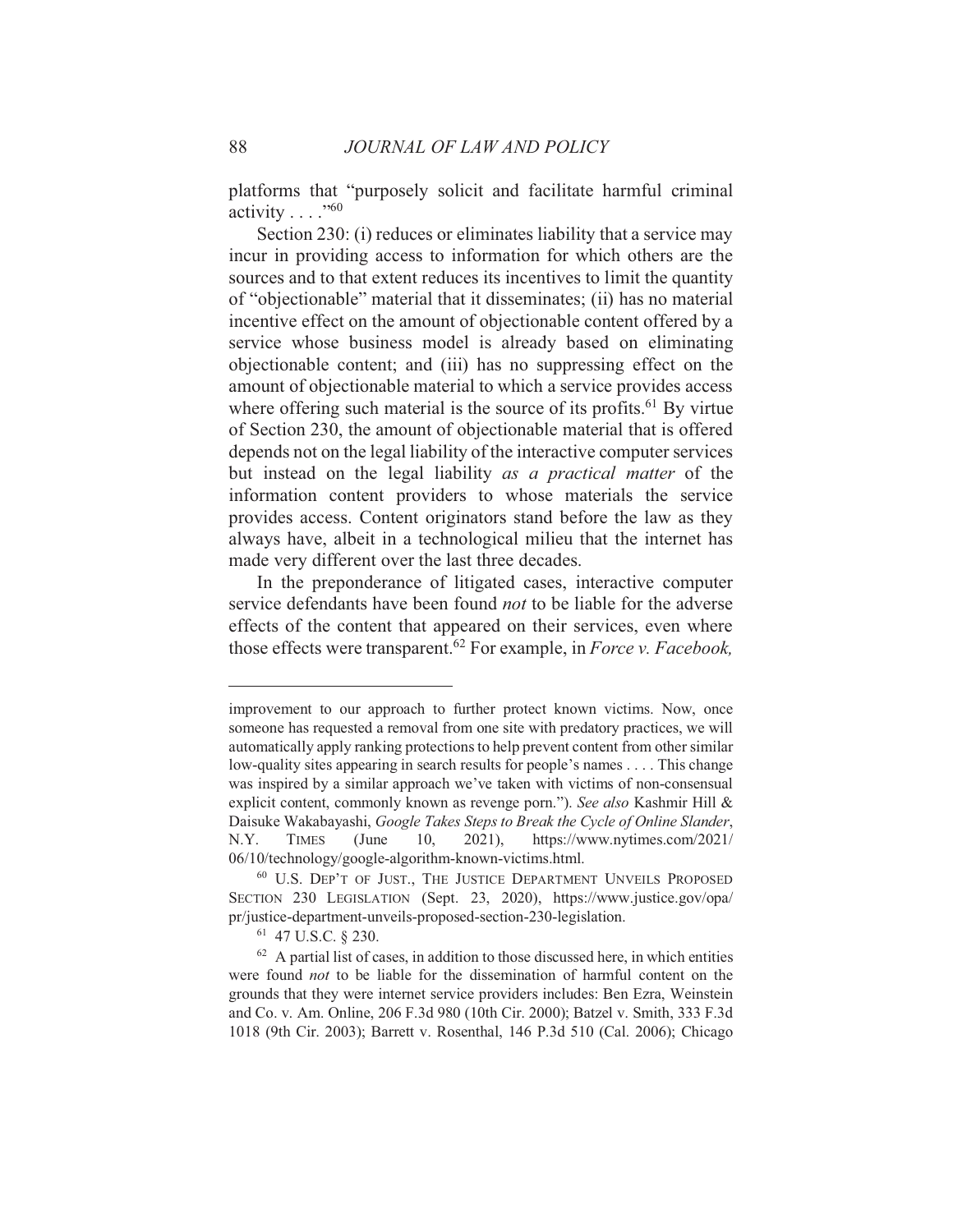platforms that "purposely solicit and facilitate harmful criminal activity . . . ."[60]

Section 230: (i) reduces or eliminates liability that a service may incur in providing access to information for which others are the sources and to that extent reduces its incentives to limit the quantity of "objectionable" material that it disseminates; (ii) has no material incentive effect on the amount of objectionable content offered by a service whose business model is already based on eliminating objectionable content; and (iii) has no suppressing effect on the amount of objectionable material to which a service provides access where offering such material is the source of its profits.[61] By virtue of Section 230, the amount of objectionable material that is offered depends not on the legal liability of the interactive computer services but instead on the legal liability *as a practical matter* of the information content providers to whose materials the service provides access. Content originators stand before the law as they always have, albeit in a technological milieu that the internet has made very different over the last three decades.

In the preponderance of litigated cases, interactive computer service defendants have been found *not* to be liable for the adverse effects of the content that appeared on their services, even where those effects were transparent.[62] For example, in *Force v. Facebook,*

---

improvement to our approach to further protect known victims. Now, once someone has requested a removal from one site with predatory practices, we will automatically apply ranking protections to help prevent content from other similar low-quality sites appearing in search results for people's names . . . . This change was inspired by a similar approach we've taken with victims of non-consensual explicit content, commonly known as revenge porn."). *See also* Kashmir Hill & Daisuke Wakabayashi, *Google Takes Steps to Break the Cycle of Online Slander*, N.Y. TIMES (June 10, 2021), https://www.nytimes.com/2021/06/10/technology/google-algorithm-known-victims.html.

[60] U.S. DEP'T OF JUST., THE JUSTICE DEPARTMENT UNVEILS PROPOSED SECTION 230 LEGISLATION (Sept. 23, 2020), https://www.justice.gov/opa/pr/justice-department-unveils-proposed-section-230-legislation.

[61] 47 U.S.C. § 230.

[62] A partial list of cases, in addition to those discussed here, in which entities were found *not* to be liable for the dissemination of harmful content on the grounds that they were internet service providers includes: Ben Ezra, Weinstein and Co. v. Am. Online, 206 F.3d 980 (10th Cir. 2000); Batzel v. Smith, 333 F.3d 1018 (9th Cir. 2003); Barrett v. Rosenthal, 146 P.3d 510 (Cal. 2006); Chicago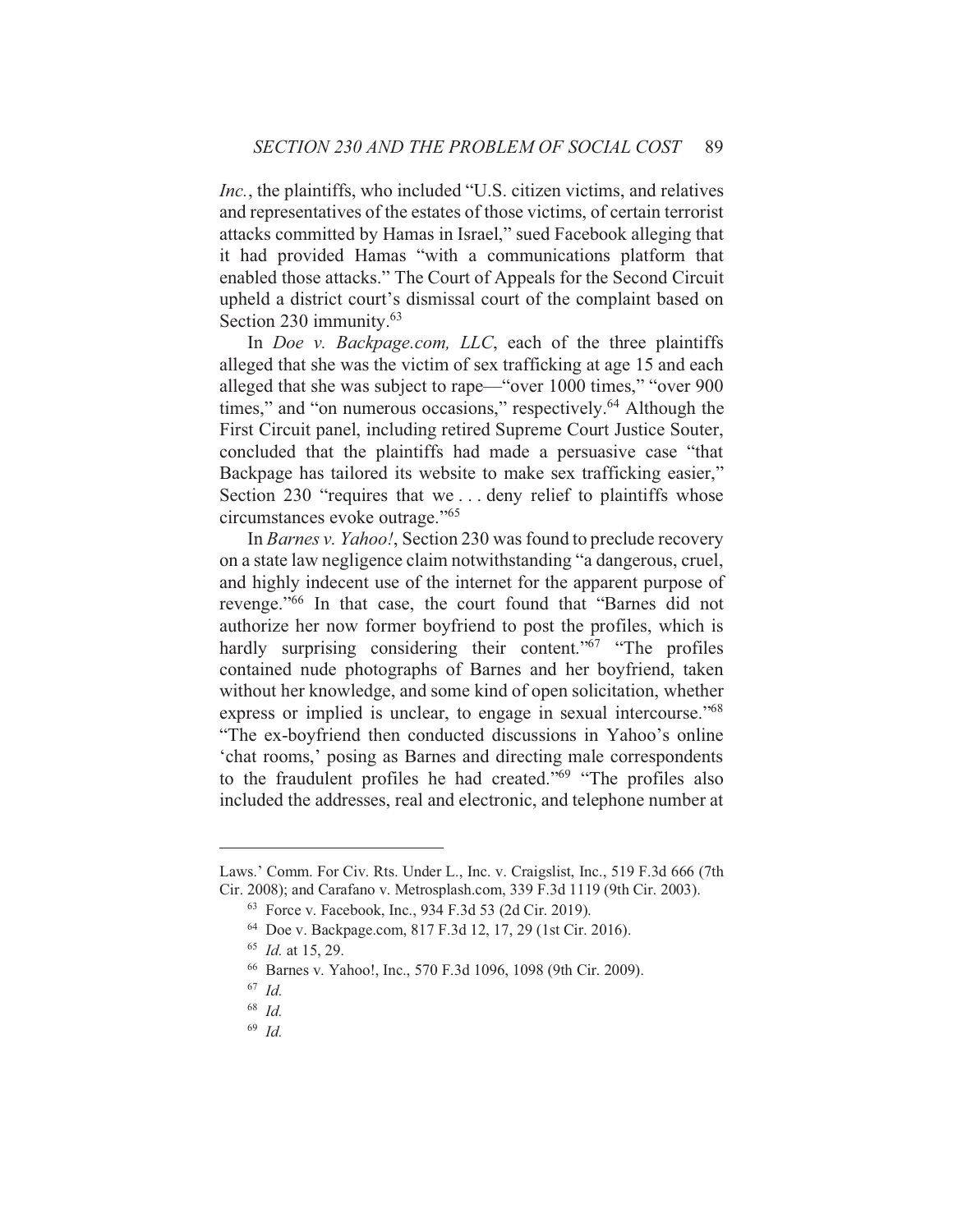*Inc.*, the plaintiffs, who included "U.S. citizen victims, and relatives and representatives of the estates of those victims, of certain terrorist attacks committed by Hamas in Israel," sued Facebook alleging that it had provided Hamas "with a communications platform that enabled those attacks." The Court of Appeals for the Second Circuit upheld a district court's dismissal court of the complaint based on Section 230 immunity.[63]

In *Doe v. Backpage.com, LLC*, each of the three plaintiffs alleged that she was the victim of sex trafficking at age 15 and each alleged that she was subject to rape—"over 1000 times," "over 900 times," and "on numerous occasions," respectively.[64] Although the First Circuit panel, including retired Supreme Court Justice Souter, concluded that the plaintiffs had made a persuasive case "that Backpage has tailored its website to make sex trafficking easier," Section 230 "requires that we . . . deny relief to plaintiffs whose circumstances evoke outrage."[65]

In *Barnes v. Yahoo!*, Section 230 was found to preclude recovery on a state law negligence claim notwithstanding "a dangerous, cruel, and highly indecent use of the internet for the apparent purpose of revenge."[66] In that case, the court found that "Barnes did not authorize her now former boyfriend to post the profiles, which is hardly surprising considering their content."[67] "The profiles contained nude photographs of Barnes and her boyfriend, taken without her knowledge, and some kind of open solicitation, whether express or implied is unclear, to engage in sexual intercourse."[68] "The ex-boyfriend then conducted discussions in Yahoo's online 'chat rooms,' posing as Barnes and directing male correspondents to the fraudulent profiles he had created."[69] "The profiles also included the addresses, real and electronic, and telephone number at

---

Laws.' Comm. For Civ. Rts. Under L., Inc. v. Craigslist, Inc., 519 F.3d 666 (7th Cir. 2008); and Carafano v. Metrosplash.com, 339 F.3d 1119 (9th Cir. 2003).

[63] Force v. Facebook, Inc., 934 F.3d 53 (2d Cir. 2019).

[64] Doe v. Backpage.com, 817 F.3d 12, 17, 29 (1st Cir. 2016).

[65] *Id.* at 15, 29.

[66] Barnes v. Yahoo!, Inc., 570 F.3d 1096, 1098 (9th Cir. 2009).

[67] *Id.*

[68] *Id.*

[69] *Id.*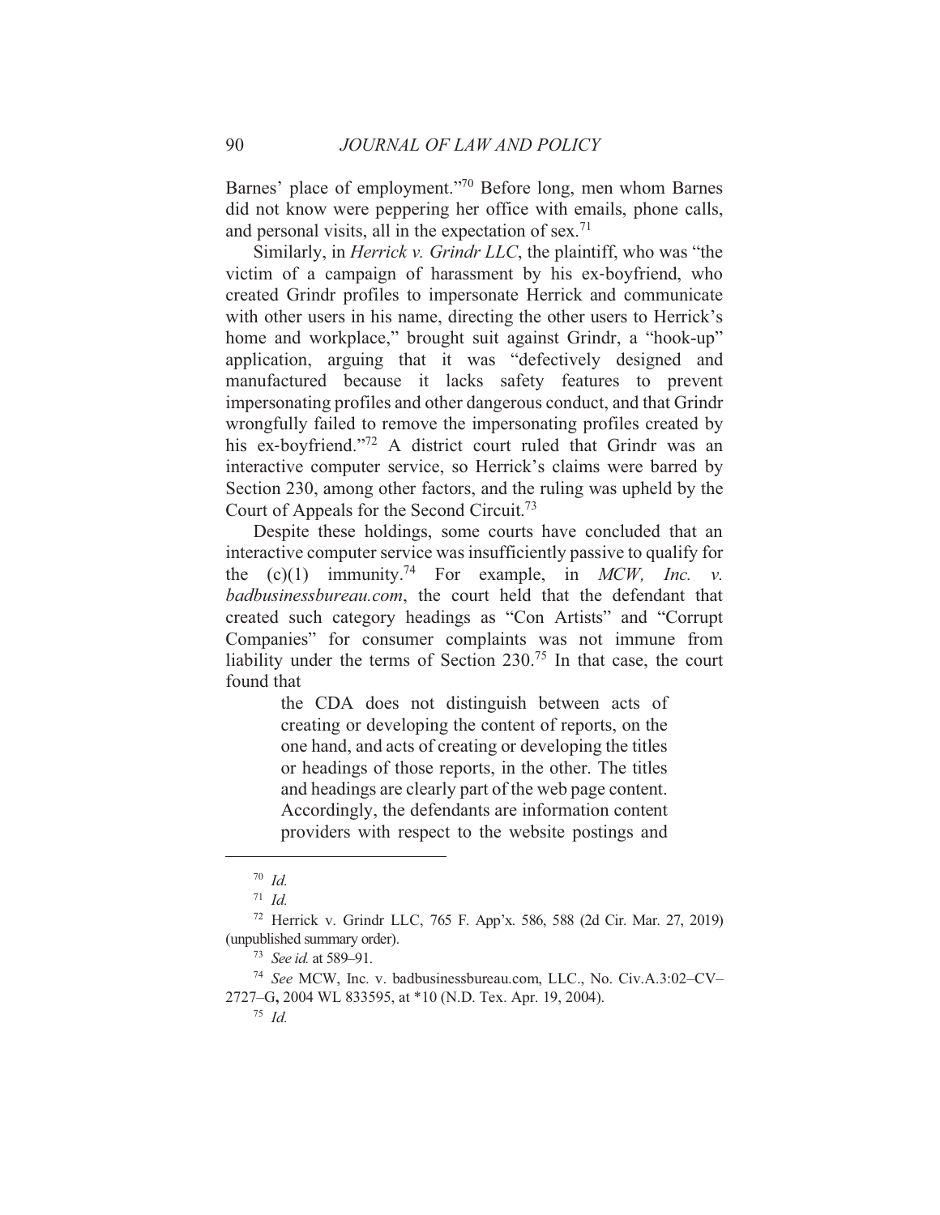Barnes' place of employment."[70] Before long, men whom Barnes did not know were peppering her office with emails, phone calls, and personal visits, all in the expectation of sex.[71]

Similarly, in *Herrick v. Grindr LLC*, the plaintiff, who was "the victim of a campaign of harassment by his ex-boyfriend, who created Grindr profiles to impersonate Herrick and communicate with other users in his name, directing the other users to Herrick's home and workplace," brought suit against Grindr, a "hook-up" application, arguing that it was "defectively designed and manufactured because it lacks safety features to prevent impersonating profiles and other dangerous conduct, and that Grindr wrongfully failed to remove the impersonating profiles created by his ex-boyfriend."[72] A district court ruled that Grindr was an interactive computer service, so Herrick's claims were barred by Section 230, among other factors, and the ruling was upheld by the Court of Appeals for the Second Circuit.[73]

Despite these holdings, some courts have concluded that an interactive computer service was insufficiently passive to qualify for the (c)(1) immunity.[74] For example, in *MCW, Inc. v. badbusinessbureau.com*, the court held that the defendant that created such category headings as "Con Artists" and "Corrupt Companies" for consumer complaints was not immune from liability under the terms of Section 230.[75] In that case, the court found that

> the CDA does not distinguish between acts of creating or developing the content of reports, on the one hand, and acts of creating or developing the titles or headings of those reports, in the other. The titles and headings are clearly part of the web page content. Accordingly, the defendants are information content providers with respect to the website postings and

---

[70] *Id.*

[71] *Id.*

[72] Herrick v. Grindr LLC, 765 F. App'x. 586, 588 (2d Cir. Mar. 27, 2019) (unpublished summary order).

[73] *See id.* at 589–91.

[74] *See* MCW, Inc. v. badbusinessbureau.com, LLC., No. Civ.A.3:02–CV–2727–G, 2004 WL 833595, at *10 (N.D. Tex. Apr. 19, 2004).

[75] *Id.*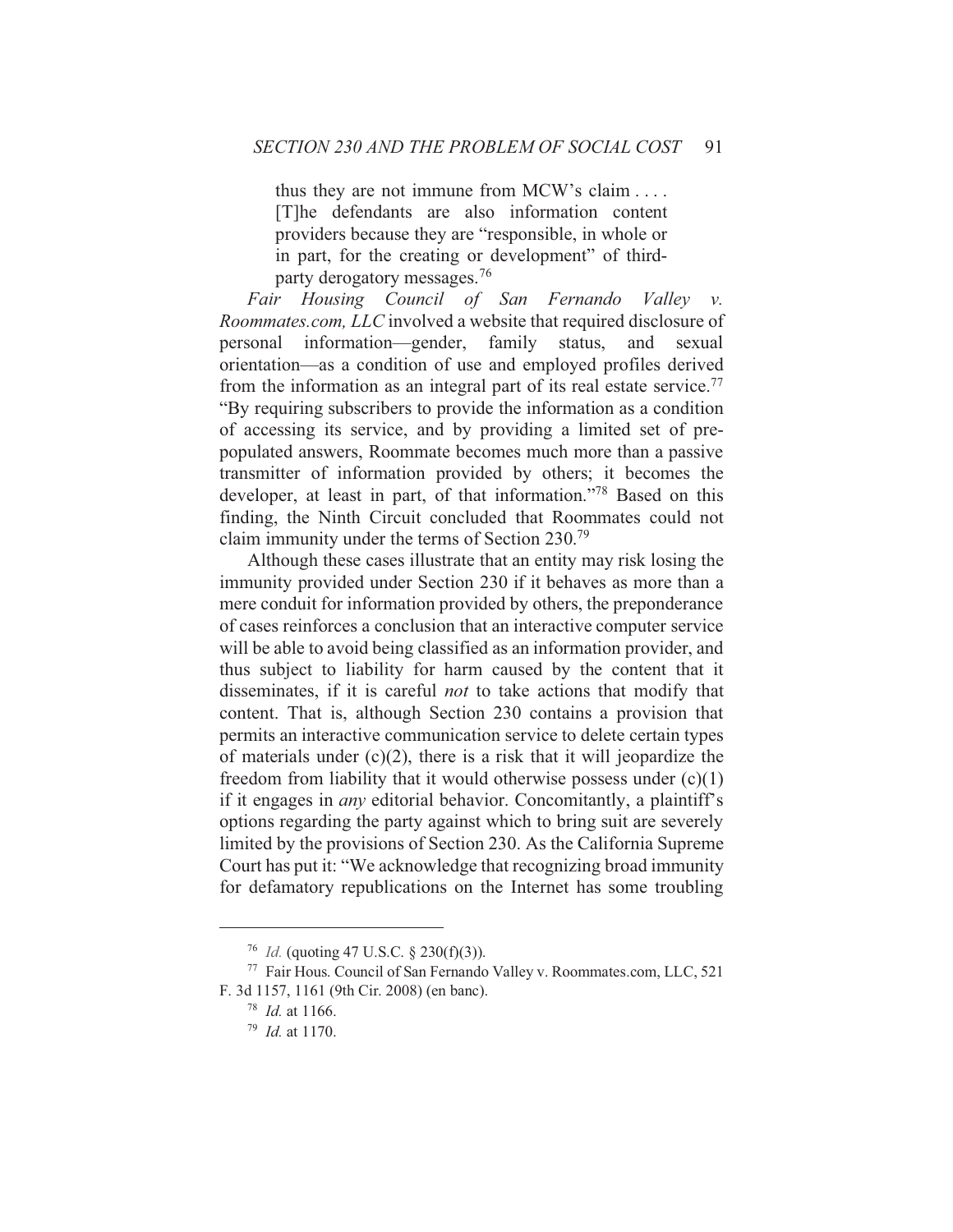> thus they are not immune from MCW's claim . . . . [T]he defendants are also information content providers because they are "responsible, in whole or in part, for the creating or development" of third-party derogatory messages.[76]

*Fair Housing Council of San Fernando Valley v. Roommates.com, LLC* involved a website that required disclosure of personal information—gender, family status, and sexual orientation—as a condition of use and employed profiles derived from the information as an integral part of its real estate service.[77] "By requiring subscribers to provide the information as a condition of accessing its service, and by providing a limited set of pre-populated answers, Roommate becomes much more than a passive transmitter of information provided by others; it becomes the developer, at least in part, of that information."[78] Based on this finding, the Ninth Circuit concluded that Roommates could not claim immunity under the terms of Section 230.[79]

Although these cases illustrate that an entity may risk losing the immunity provided under Section 230 if it behaves as more than a mere conduit for information provided by others, the preponderance of cases reinforces a conclusion that an interactive computer service will be able to avoid being classified as an information provider, and thus subject to liability for harm caused by the content that it disseminates, if it is careful *not* to take actions that modify that content. That is, although Section 230 contains a provision that permits an interactive communication service to delete certain types of materials under (c)(2), there is a risk that it will jeopardize the freedom from liability that it would otherwise possess under (c)(1) if it engages in *any* editorial behavior. Concomitantly, a plaintiff's options regarding the party against which to bring suit are severely limited by the provisions of Section 230. As the California Supreme Court has put it: "We acknowledge that recognizing broad immunity for defamatory republications on the Internet has some troubling

---

[76] *Id.* (quoting 47 U.S.C. § 230(f)(3)).

[77] Fair Hous. Council of San Fernando Valley v. Roommates.com, LLC, 521 F. 3d 1157, 1161 (9th Cir. 2008) (en banc).

[78] *Id.* at 1166.

[79] *Id.* at 1170.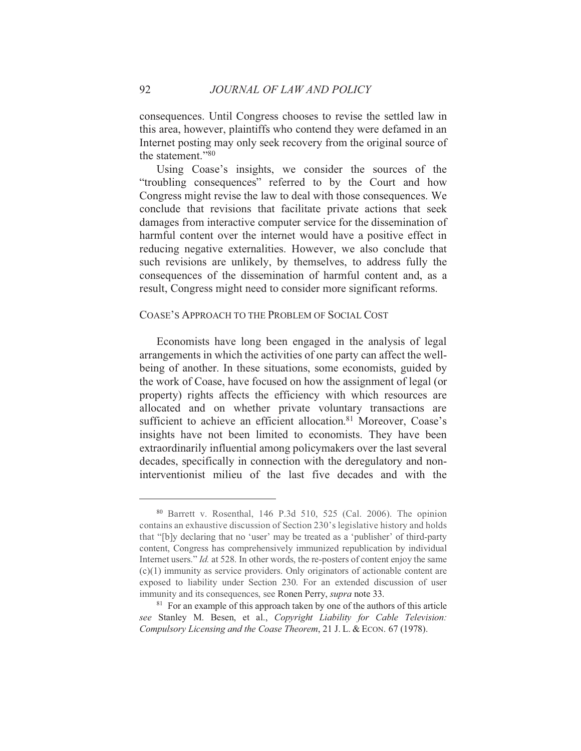consequences. Until Congress chooses to revise the settled law in this area, however, plaintiffs who contend they were defamed in an Internet posting may only seek recovery from the original source of the statement."[80]

Using Coase's insights, we consider the sources of the "troubling consequences" referred to by the Court and how Congress might revise the law to deal with those consequences. We conclude that revisions that facilitate private actions that seek damages from interactive computer service for the dissemination of harmful content over the internet would have a positive effect in reducing negative externalities. However, we also conclude that such revisions are unlikely, by themselves, to address fully the consequences of the dissemination of harmful content and, as a result, Congress might need to consider more significant reforms.

## COASE'S APPROACH TO THE PROBLEM OF SOCIAL COST

Economists have long been engaged in the analysis of legal arrangements in which the activities of one party can affect the well-being of another. In these situations, some economists, guided by the work of Coase, have focused on how the assignment of legal (or property) rights affects the efficiency with which resources are allocated and on whether private voluntary transactions are sufficient to achieve an efficient allocation.[81] Moreover, Coase's insights have not been limited to economists. They have been extraordinarily influential among policymakers over the last several decades, specifically in connection with the deregulatory and non-interventionist milieu of the last five decades and with the

---

[80] Barrett v. Rosenthal, 146 P.3d 510, 525 (Cal. 2006). The opinion contains an exhaustive discussion of Section 230's legislative history and holds that "[b]y declaring that no 'user' may be treated as a 'publisher' of third-party content, Congress has comprehensively immunized republication by individual Internet users." *Id.* at 528. In other words, the re-posters of content enjoy the same (c)(1) immunity as service providers. Only originators of actionable content are exposed to liability under Section 230. For an extended discussion of user immunity and its consequences, see Ronen Perry, *supra* note 33.

[81] For an example of this approach taken by one of the authors of this article *see* Stanley M. Besen, et al., *Copyright Liability for Cable Television: Compulsory Licensing and the Coase Theorem*, 21 J. L. & ECON. 67 (1978).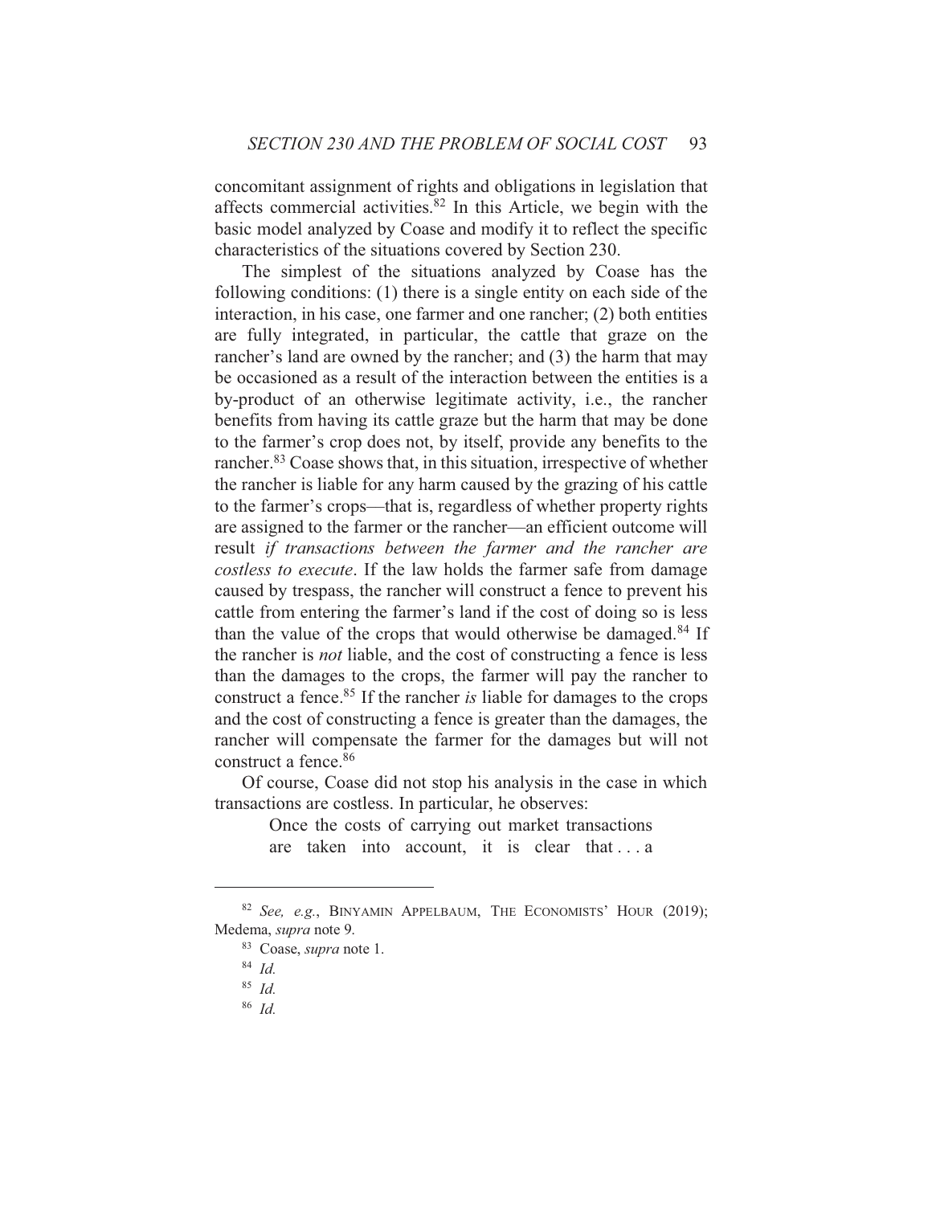concomitant assignment of rights and obligations in legislation that affects commercial activities.[82] In this Article, we begin with the basic model analyzed by Coase and modify it to reflect the specific characteristics of the situations covered by Section 230.

The simplest of the situations analyzed by Coase has the following conditions: (1) there is a single entity on each side of the interaction, in his case, one farmer and one rancher; (2) both entities are fully integrated, in particular, the cattle that graze on the rancher's land are owned by the rancher; and (3) the harm that may be occasioned as a result of the interaction between the entities is a by-product of an otherwise legitimate activity, i.e., the rancher benefits from having its cattle graze but the harm that may be done to the farmer's crop does not, by itself, provide any benefits to the rancher.[83] Coase shows that, in this situation, irrespective of whether the rancher is liable for any harm caused by the grazing of his cattle to the farmer's crops—that is, regardless of whether property rights are assigned to the farmer or the rancher—an efficient outcome will result *if transactions between the farmer and the rancher are costless to execute*. If the law holds the farmer safe from damage caused by trespass, the rancher will construct a fence to prevent his cattle from entering the farmer's land if the cost of doing so is less than the value of the crops that would otherwise be damaged.[84] If the rancher is *not* liable, and the cost of constructing a fence is less than the damages to the crops, the farmer will pay the rancher to construct a fence.[85] If the rancher *is* liable for damages to the crops and the cost of constructing a fence is greater than the damages, the rancher will compensate the farmer for the damages but will not construct a fence.[86]

Of course, Coase did not stop his analysis in the case in which transactions are costless. In particular, he observes:

> Once the costs of carrying out market transactions are taken into account, it is clear that . . . a

---

[82] *See, e.g.*, BINYAMIN APPELBAUM, THE ECONOMISTS' HOUR (2019); Medema, *supra* note 9.

[83] Coase, *supra* note 1.

[84] *Id.*

[85] *Id.*

[86] *Id.*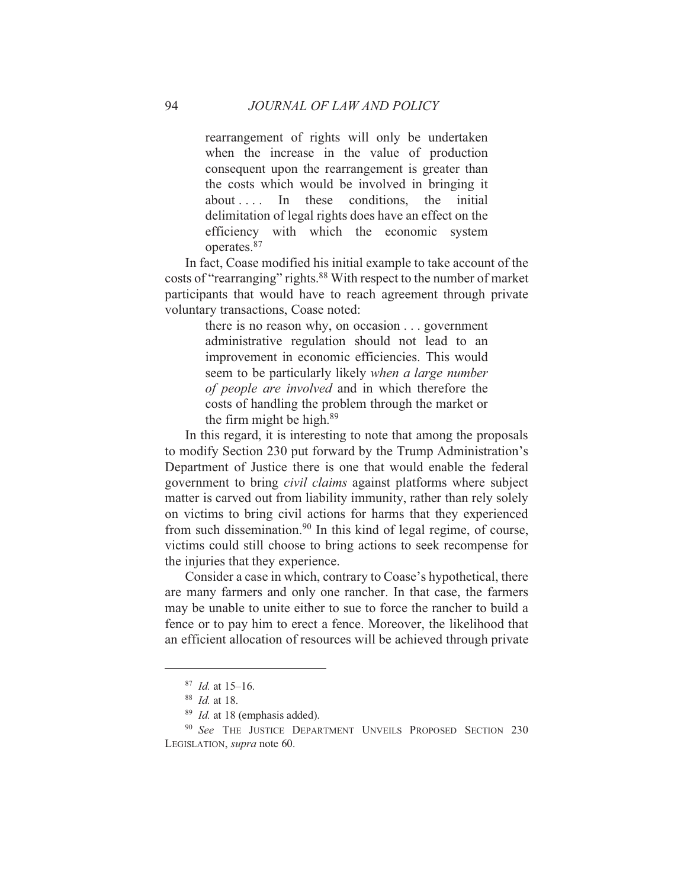> rearrangement of rights will only be undertaken when the increase in the value of production consequent upon the rearrangement is greater than the costs which would be involved in bringing it about . . . . In these conditions, the initial delimitation of legal rights does have an effect on the efficiency with which the economic system operates.[87]

In fact, Coase modified his initial example to take account of the costs of "rearranging" rights.[88] With respect to the number of market participants that would have to reach agreement through private voluntary transactions, Coase noted:

> there is no reason why, on occasion . . . government administrative regulation should not lead to an improvement in economic efficiencies. This would seem to be particularly likely *when a large number of people are involved* and in which therefore the costs of handling the problem through the market or the firm might be high.[89]

In this regard, it is interesting to note that among the proposals to modify Section 230 put forward by the Trump Administration's Department of Justice there is one that would enable the federal government to bring *civil claims* against platforms where subject matter is carved out from liability immunity, rather than rely solely on victims to bring civil actions for harms that they experienced from such dissemination.[90] In this kind of legal regime, of course, victims could still choose to bring actions to seek recompense for the injuries that they experience.

Consider a case in which, contrary to Coase's hypothetical, there are many farmers and only one rancher. In that case, the farmers may be unable to unite either to sue to force the rancher to build a fence or to pay him to erect a fence. Moreover, the likelihood that an efficient allocation of resources will be achieved through private

---

[87] *Id.* at 15–16.

[88] *Id.* at 18.

[89] *Id.* at 18 (emphasis added).

[90] *See* THE JUSTICE DEPARTMENT UNVEILS PROPOSED SECTION 230 LEGISLATION, *supra* note 60.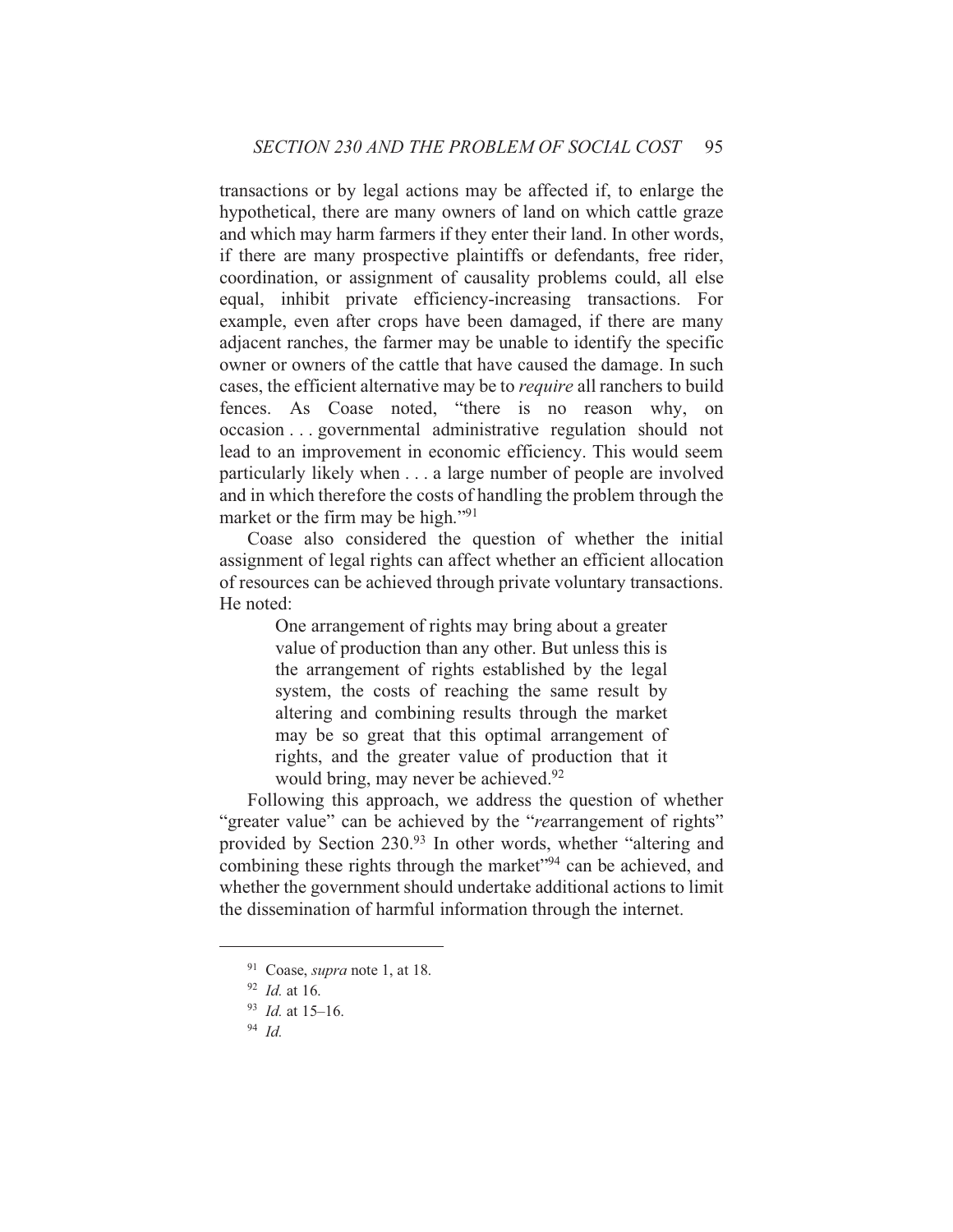transactions or by legal actions may be affected if, to enlarge the hypothetical, there are many owners of land on which cattle graze and which may harm farmers if they enter their land. In other words, if there are many prospective plaintiffs or defendants, free rider, coordination, or assignment of causality problems could, all else equal, inhibit private efficiency-increasing transactions. For example, even after crops have been damaged, if there are many adjacent ranches, the farmer may be unable to identify the specific owner or owners of the cattle that have caused the damage. In such cases, the efficient alternative may be to *require* all ranchers to build fences. As Coase noted, "there is no reason why, on occasion . . . governmental administrative regulation should not lead to an improvement in economic efficiency. This would seem particularly likely when . . . a large number of people are involved and in which therefore the costs of handling the problem through the market or the firm may be high."[91]

Coase also considered the question of whether the initial assignment of legal rights can affect whether an efficient allocation of resources can be achieved through private voluntary transactions. He noted:

> One arrangement of rights may bring about a greater value of production than any other. But unless this is the arrangement of rights established by the legal system, the costs of reaching the same result by altering and combining results through the market may be so great that this optimal arrangement of rights, and the greater value of production that it would bring, may never be achieved.[92]

Following this approach, we address the question of whether "greater value" can be achieved by the "*re*arrangement of rights" provided by Section 230.[93] In other words, whether "altering and combining these rights through the market"[94] can be achieved, and whether the government should undertake additional actions to limit the dissemination of harmful information through the internet.

---

[91] Coase, *supra* note 1, at 18.

[92] *Id.* at 16.

[93] *Id.* at 15–16.

[94] *Id.*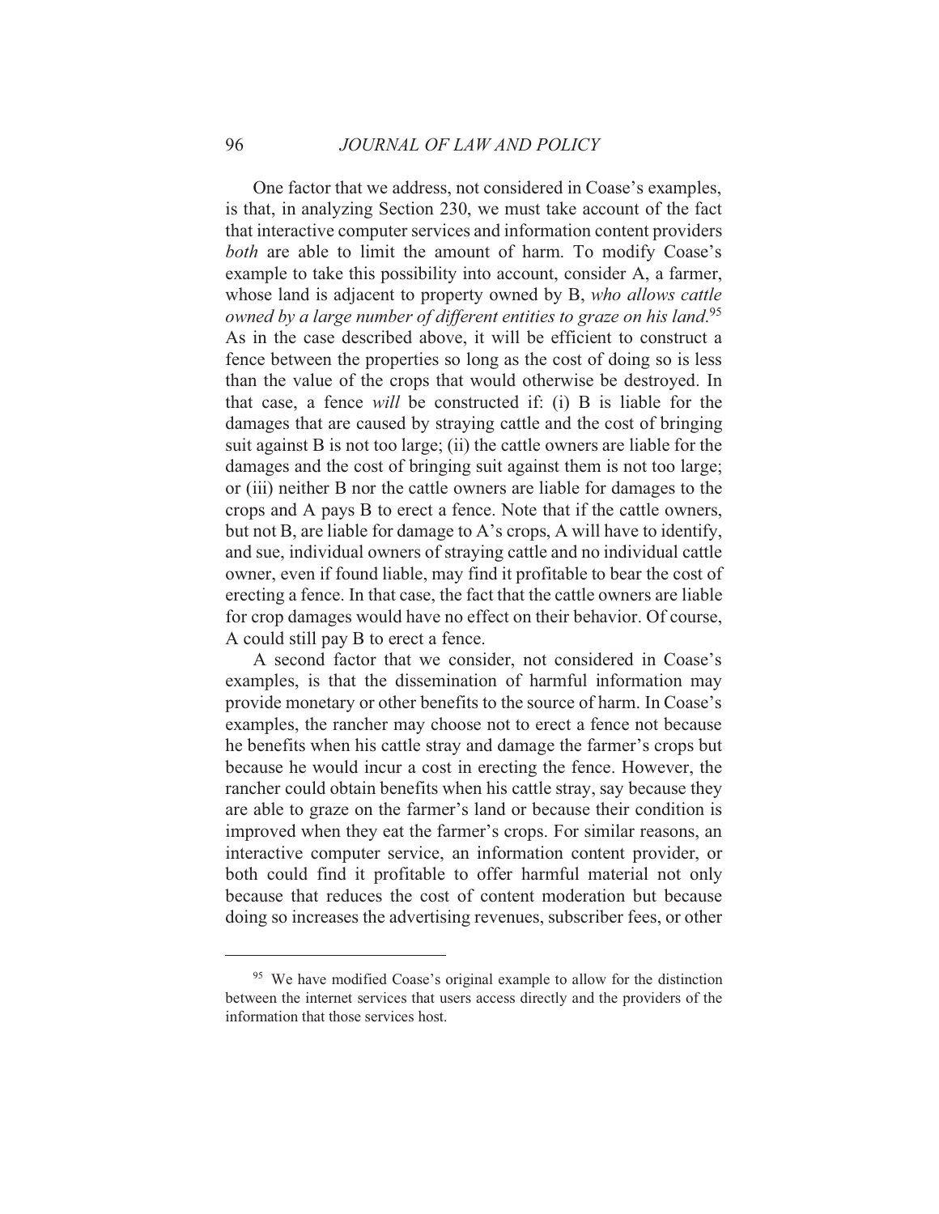One factor that we address, not considered in Coase's examples, is that, in analyzing Section 230, we must take account of the fact that interactive computer services and information content providers *both* are able to limit the amount of harm. To modify Coase's example to take this possibility into account, consider A, a farmer, whose land is adjacent to property owned by B, *who allows cattle owned by a large number of different entities to graze on his land*.[95] As in the case described above, it will be efficient to construct a fence between the properties so long as the cost of doing so is less than the value of the crops that would otherwise be destroyed. In that case, a fence *will* be constructed if: (i) B is liable for the damages that are caused by straying cattle and the cost of bringing suit against B is not too large; (ii) the cattle owners are liable for the damages and the cost of bringing suit against them is not too large; or (iii) neither B nor the cattle owners are liable for damages to the crops and A pays B to erect a fence. Note that if the cattle owners, but not B, are liable for damage to A's crops, A will have to identify, and sue, individual owners of straying cattle and no individual cattle owner, even if found liable, may find it profitable to bear the cost of erecting a fence. In that case, the fact that the cattle owners are liable for crop damages would have no effect on their behavior. Of course, A could still pay B to erect a fence.

A second factor that we consider, not considered in Coase's examples, is that the dissemination of harmful information may provide monetary or other benefits to the source of harm. In Coase's examples, the rancher may choose not to erect a fence not because he benefits when his cattle stray and damage the farmer's crops but because he would incur a cost in erecting the fence. However, the rancher could obtain benefits when his cattle stray, say because they are able to graze on the farmer's land or because their condition is improved when they eat the farmer's crops. For similar reasons, an interactive computer service, an information content provider, or both could find it profitable to offer harmful material not only because that reduces the cost of content moderation but because doing so increases the advertising revenues, subscriber fees, or other

[95] We have modified Coase's original example to allow for the distinction between the internet services that users access directly and the providers of the information that those services host.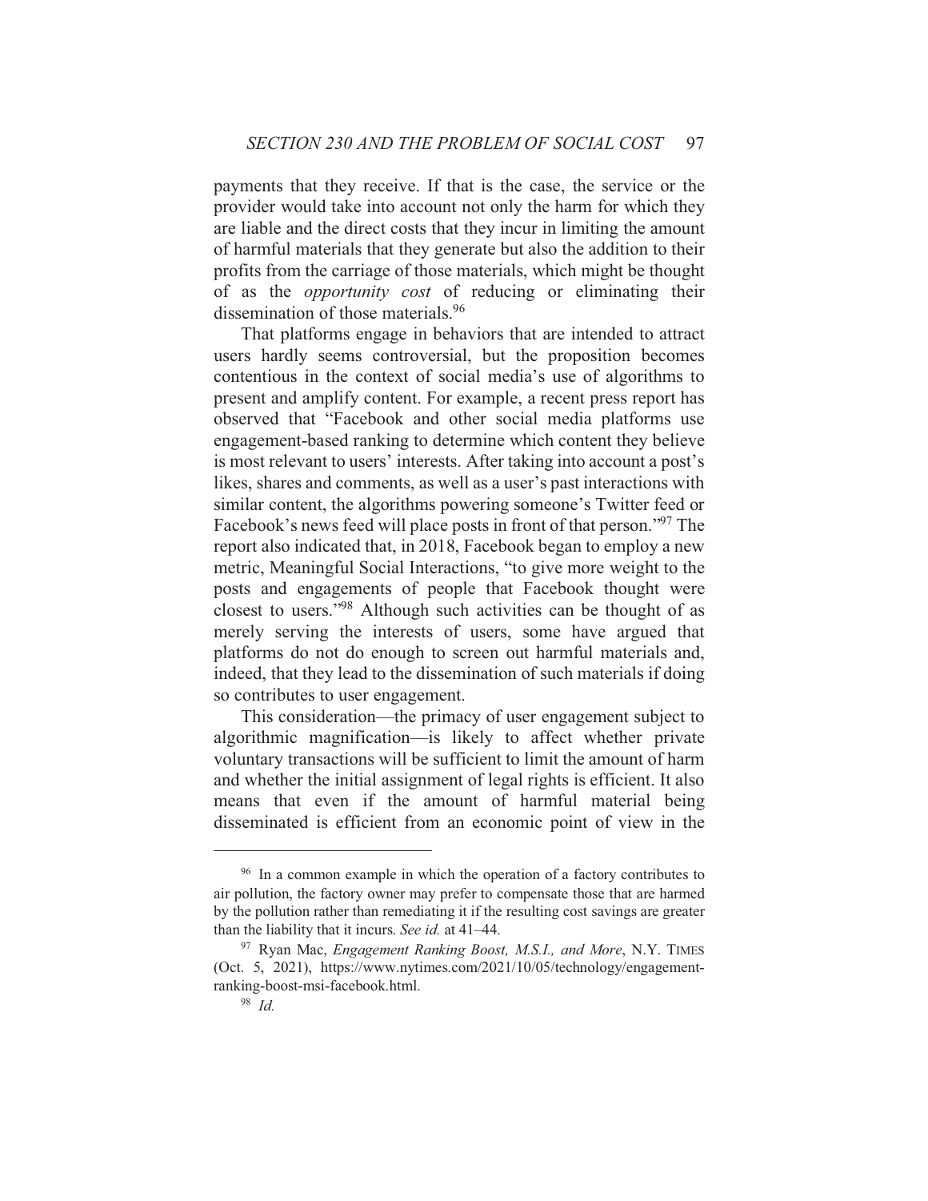payments that they receive. If that is the case, the service or the provider would take into account not only the harm for which they are liable and the direct costs that they incur in limiting the amount of harmful materials that they generate but also the addition to their profits from the carriage of those materials, which might be thought of as the *opportunity cost* of reducing or eliminating their dissemination of those materials.[96]

That platforms engage in behaviors that are intended to attract users hardly seems controversial, but the proposition becomes contentious in the context of social media's use of algorithms to present and amplify content. For example, a recent press report has observed that "Facebook and other social media platforms use engagement-based ranking to determine which content they believe is most relevant to users' interests. After taking into account a post's likes, shares and comments, as well as a user's past interactions with similar content, the algorithms powering someone's Twitter feed or Facebook's news feed will place posts in front of that person."[97] The report also indicated that, in 2018, Facebook began to employ a new metric, Meaningful Social Interactions, "to give more weight to the posts and engagements of people that Facebook thought were closest to users."[98] Although such activities can be thought of as merely serving the interests of users, some have argued that platforms do not do enough to screen out harmful materials and, indeed, that they lead to the dissemination of such materials if doing so contributes to user engagement.

This consideration—the primacy of user engagement subject to algorithmic magnification—is likely to affect whether private voluntary transactions will be sufficient to limit the amount of harm and whether the initial assignment of legal rights is efficient. It also means that even if the amount of harmful material being disseminated is efficient from an economic point of view in the

---

[96] In a common example in which the operation of a factory contributes to air pollution, the factory owner may prefer to compensate those that are harmed by the pollution rather than remediating it if the resulting cost savings are greater than the liability that it incurs. *See id.* at 41–44.

[97] Ryan Mac, *Engagement Ranking Boost, M.S.I., and More*, N.Y. TIMES (Oct. 5, 2021), https://www.nytimes.com/2021/10/05/technology/engagement-ranking-boost-msi-facebook.html.

[98] *Id.*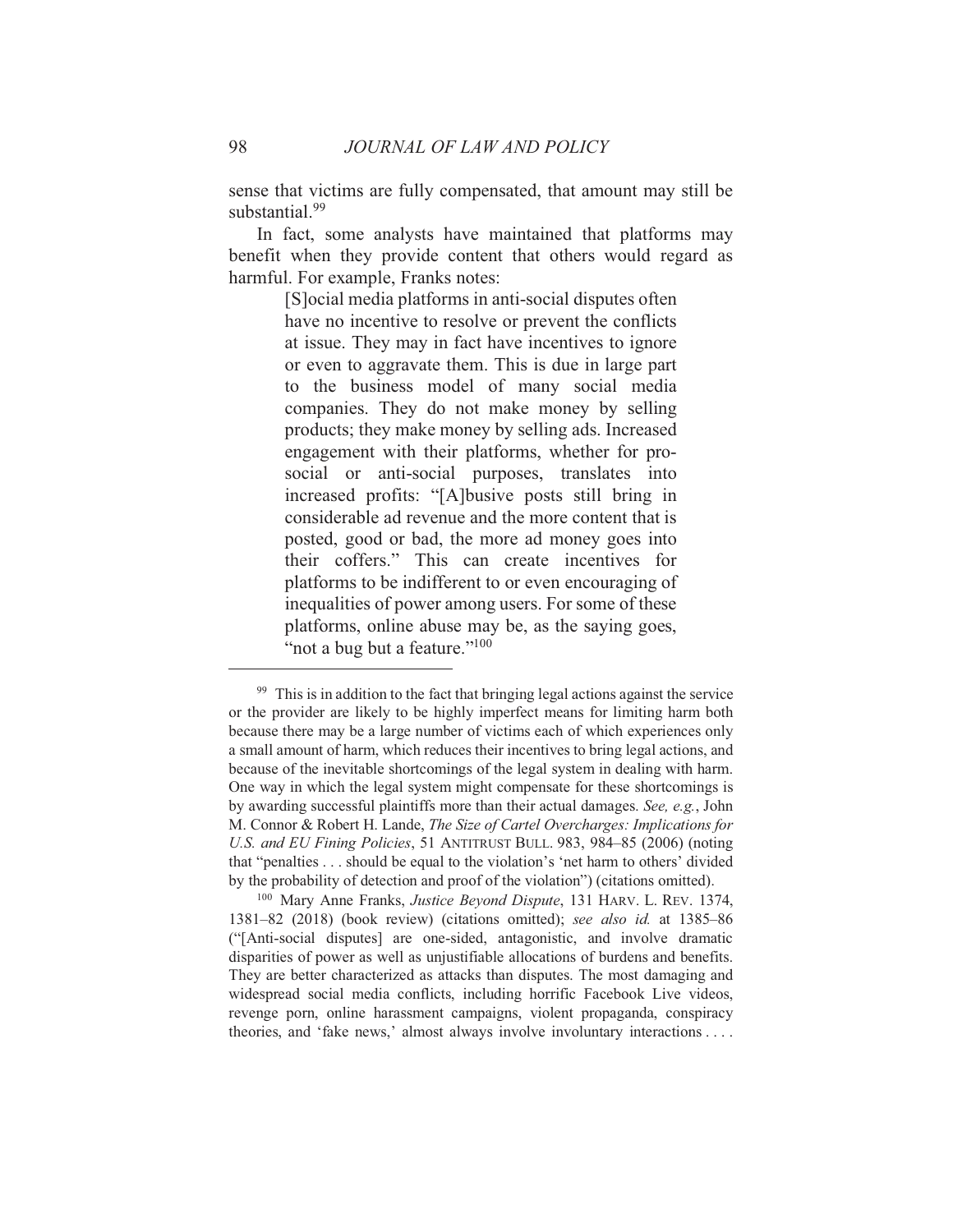sense that victims are fully compensated, that amount may still be substantial.[99]

In fact, some analysts have maintained that platforms may benefit when they provide content that others would regard as harmful. For example, Franks notes:

> [S]ocial media platforms in anti-social disputes often have no incentive to resolve or prevent the conflicts at issue. They may in fact have incentives to ignore or even to aggravate them. This is due in large part to the business model of many social media companies. They do not make money by selling products; they make money by selling ads. Increased engagement with their platforms, whether for pro-social or anti-social purposes, translates into increased profits: "[A]busive posts still bring in considerable ad revenue and the more content that is posted, good or bad, the more ad money goes into their coffers." This can create incentives for platforms to be indifferent to or even encouraging of inequalities of power among users. For some of these platforms, online abuse may be, as the saying goes, "not a bug but a feature."[100]

---

[99] This is in addition to the fact that bringing legal actions against the service or the provider are likely to be highly imperfect means for limiting harm both because there may be a large number of victims each of which experiences only a small amount of harm, which reduces their incentives to bring legal actions, and because of the inevitable shortcomings of the legal system in dealing with harm. One way in which the legal system might compensate for these shortcomings is by awarding successful plaintiffs more than their actual damages. *See, e.g.*, John M. Connor & Robert H. Lande, *The Size of Cartel Overcharges: Implications for U.S. and EU Fining Policies*, 51 ANTITRUST BULL. 983, 984–85 (2006) (noting that "penalties . . . should be equal to the violation's 'net harm to others' divided by the probability of detection and proof of the violation") (citations omitted).

[100] Mary Anne Franks, *Justice Beyond Dispute*, 131 HARV. L. REV. 1374, 1381–82 (2018) (book review) (citations omitted); *see also id.* at 1385–86 ("[Anti-social disputes] are one-sided, antagonistic, and involve dramatic disparities of power as well as unjustifiable allocations of burdens and benefits. They are better characterized as attacks than disputes. The most damaging and widespread social media conflicts, including horrific Facebook Live videos, revenge porn, online harassment campaigns, violent propaganda, conspiracy theories, and 'fake news,' almost always involve involuntary interactions . . . .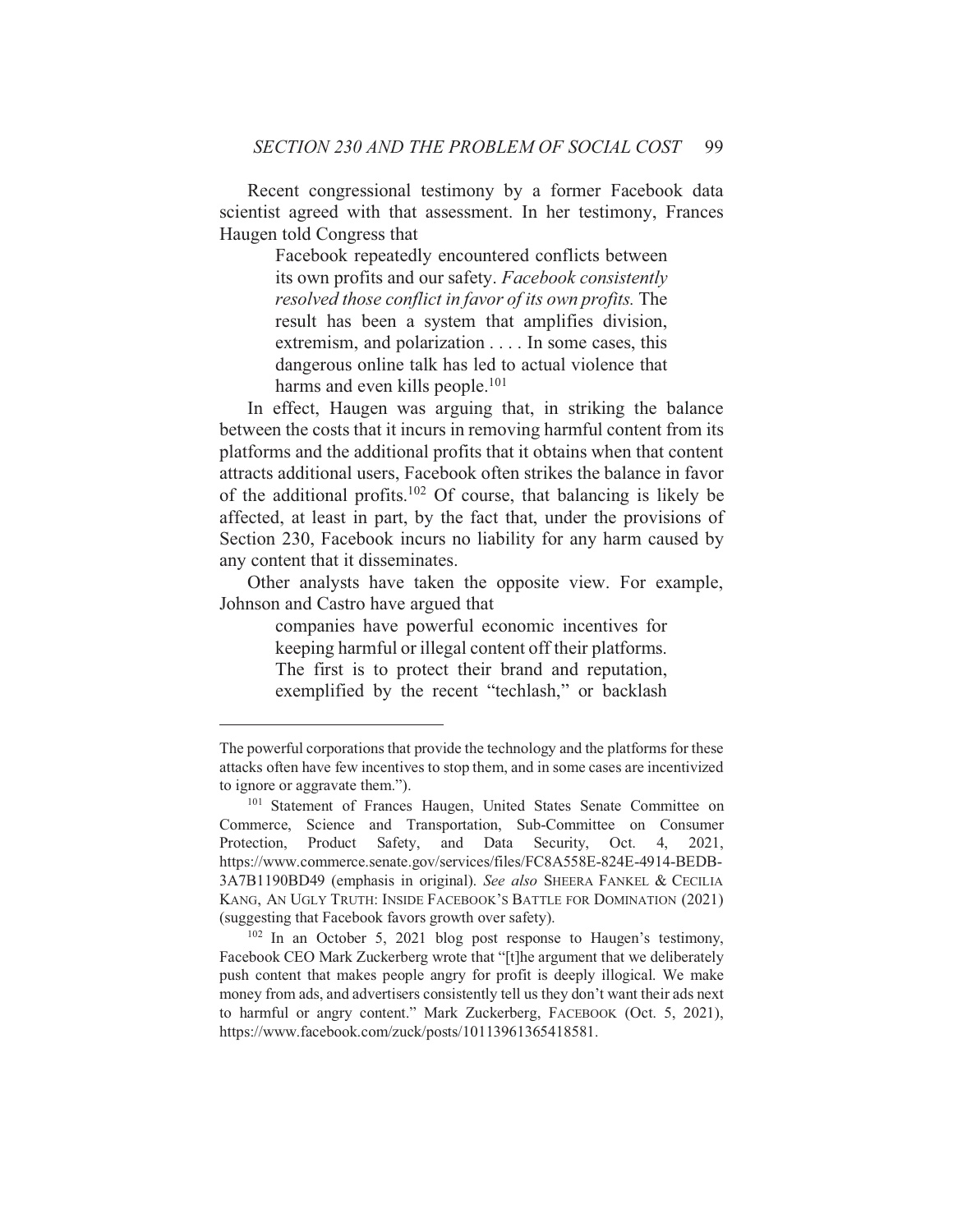Recent congressional testimony by a former Facebook data scientist agreed with that assessment. In her testimony, Frances Haugen told Congress that

> Facebook repeatedly encountered conflicts between its own profits and our safety. *Facebook consistently resolved those conflict in favor of its own profits.* The result has been a system that amplifies division, extremism, and polarization . . . . In some cases, this dangerous online talk has led to actual violence that harms and even kills people.[101]

In effect, Haugen was arguing that, in striking the balance between the costs that it incurs in removing harmful content from its platforms and the additional profits that it obtains when that content attracts additional users, Facebook often strikes the balance in favor of the additional profits.[102] Of course, that balancing is likely be affected, at least in part, by the fact that, under the provisions of Section 230, Facebook incurs no liability for any harm caused by any content that it disseminates.

Other analysts have taken the opposite view. For example, Johnson and Castro have argued that

> companies have powerful economic incentives for keeping harmful or illegal content off their platforms. The first is to protect their brand and reputation, exemplified by the recent "techlash," or backlash

---

The powerful corporations that provide the technology and the platforms for these attacks often have few incentives to stop them, and in some cases are incentivized to ignore or aggravate them.").

[101] Statement of Frances Haugen, United States Senate Committee on Commerce, Science and Transportation, Sub-Committee on Consumer Protection, Product Safety, and Data Security, Oct. 4, 2021, https://www.commerce.senate.gov/services/files/FC8A558E-824E-4914-BEDB-3A7B1190BD49 (emphasis in original). *See also* SHEERA FANKEL & CECILIA KANG, AN UGLY TRUTH: INSIDE FACEBOOK'S BATTLE FOR DOMINATION (2021) (suggesting that Facebook favors growth over safety).

[102] In an October 5, 2021 blog post response to Haugen's testimony, Facebook CEO Mark Zuckerberg wrote that "[t]he argument that we deliberately push content that makes people angry for profit is deeply illogical. We make money from ads, and advertisers consistently tell us they don't want their ads next to harmful or angry content." Mark Zuckerberg, FACEBOOK (Oct. 5, 2021), https://www.facebook.com/zuck/posts/10113961365418581.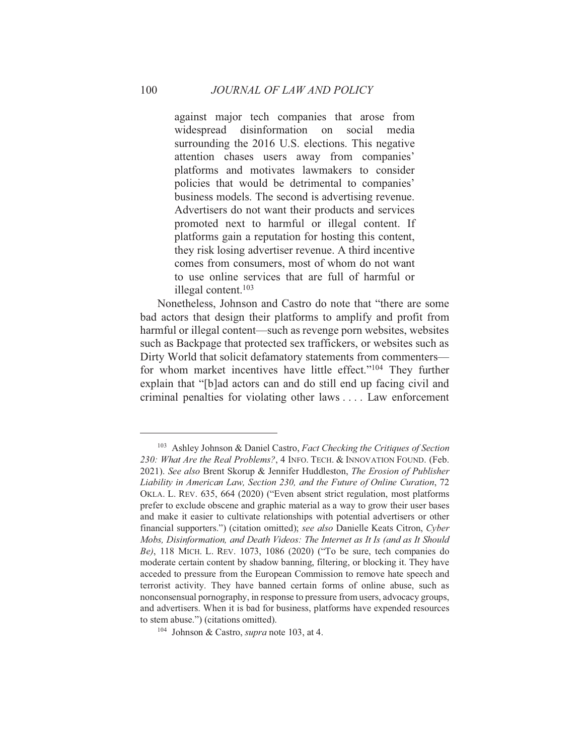> against major tech companies that arose from widespread disinformation on social media surrounding the 2016 U.S. elections. This negative attention chases users away from companies' platforms and motivates lawmakers to consider policies that would be detrimental to companies' business models. The second is advertising revenue. Advertisers do not want their products and services promoted next to harmful or illegal content. If platforms gain a reputation for hosting this content, they risk losing advertiser revenue. A third incentive comes from consumers, most of whom do not want to use online services that are full of harmful or illegal content.[103]

Nonetheless, Johnson and Castro do note that "there are some bad actors that design their platforms to amplify and profit from harmful or illegal content—such as revenge porn websites, websites such as Backpage that protected sex traffickers, or websites such as Dirty World that solicit defamatory statements from commenters—for whom market incentives have little effect."[104] They further explain that "[b]ad actors can and do still end up facing civil and criminal penalties for violating other laws . . . . Law enforcement

---

[103] Ashley Johnson & Daniel Castro, *Fact Checking the Critiques of Section 230: What Are the Real Problems?*, 4 INFO. TECH. & INNOVATION FOUND. (Feb. 2021). *See also* Brent Skorup & Jennifer Huddleston, *The Erosion of Publisher Liability in American Law, Section 230, and the Future of Online Curation*, 72 OKLA. L. REV. 635, 664 (2020) ("Even absent strict regulation, most platforms prefer to exclude obscene and graphic material as a way to grow their user bases and make it easier to cultivate relationships with potential advertisers or other financial supporters.") (citation omitted); *see also* Danielle Keats Citron, *Cyber Mobs, Disinformation, and Death Videos: The Internet as It Is (and as It Should Be)*, 118 MICH. L. REV. 1073, 1086 (2020) ("To be sure, tech companies do moderate certain content by shadow banning, filtering, or blocking it. They have acceded to pressure from the European Commission to remove hate speech and terrorist activity. They have banned certain forms of online abuse, such as nonconsensual pornography, in response to pressure from users, advocacy groups, and advertisers. When it is bad for business, platforms have expended resources to stem abuse.") (citations omitted).

[104] Johnson & Castro, *supra* note 103, at 4.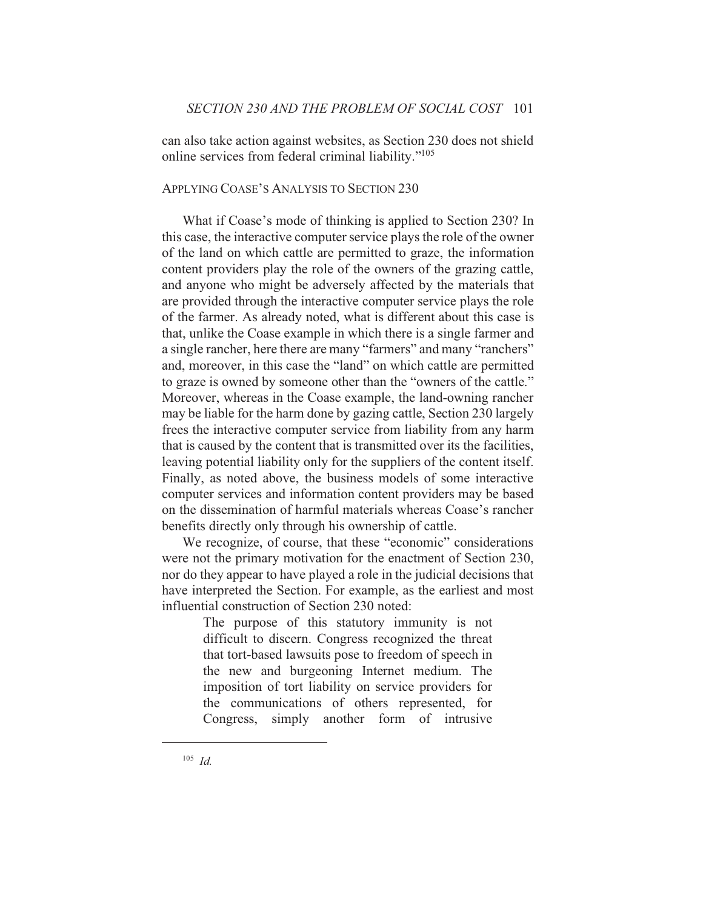can also take action against websites, as Section 230 does not shield online services from federal criminal liability."[105]

## APPLYING COASE'S ANALYSIS TO SECTION 230

What if Coase's mode of thinking is applied to Section 230? In this case, the interactive computer service plays the role of the owner of the land on which cattle are permitted to graze, the information content providers play the role of the owners of the grazing cattle, and anyone who might be adversely affected by the materials that are provided through the interactive computer service plays the role of the farmer. As already noted, what is different about this case is that, unlike the Coase example in which there is a single farmer and a single rancher, here there are many "farmers" and many "ranchers" and, moreover, in this case the "land" on which cattle are permitted to graze is owned by someone other than the "owners of the cattle." Moreover, whereas in the Coase example, the land-owning rancher may be liable for the harm done by gazing cattle, Section 230 largely frees the interactive computer service from liability from any harm that is caused by the content that is transmitted over its the facilities, leaving potential liability only for the suppliers of the content itself. Finally, as noted above, the business models of some interactive computer services and information content providers may be based on the dissemination of harmful materials whereas Coase's rancher benefits directly only through his ownership of cattle.

We recognize, of course, that these "economic" considerations were not the primary motivation for the enactment of Section 230, nor do they appear to have played a role in the judicial decisions that have interpreted the Section. For example, as the earliest and most influential construction of Section 230 noted:

> The purpose of this statutory immunity is not difficult to discern. Congress recognized the threat that tort-based lawsuits pose to freedom of speech in the new and burgeoning Internet medium. The imposition of tort liability on service providers for the communications of others represented, for Congress, simply another form of intrusive

[105] *Id.*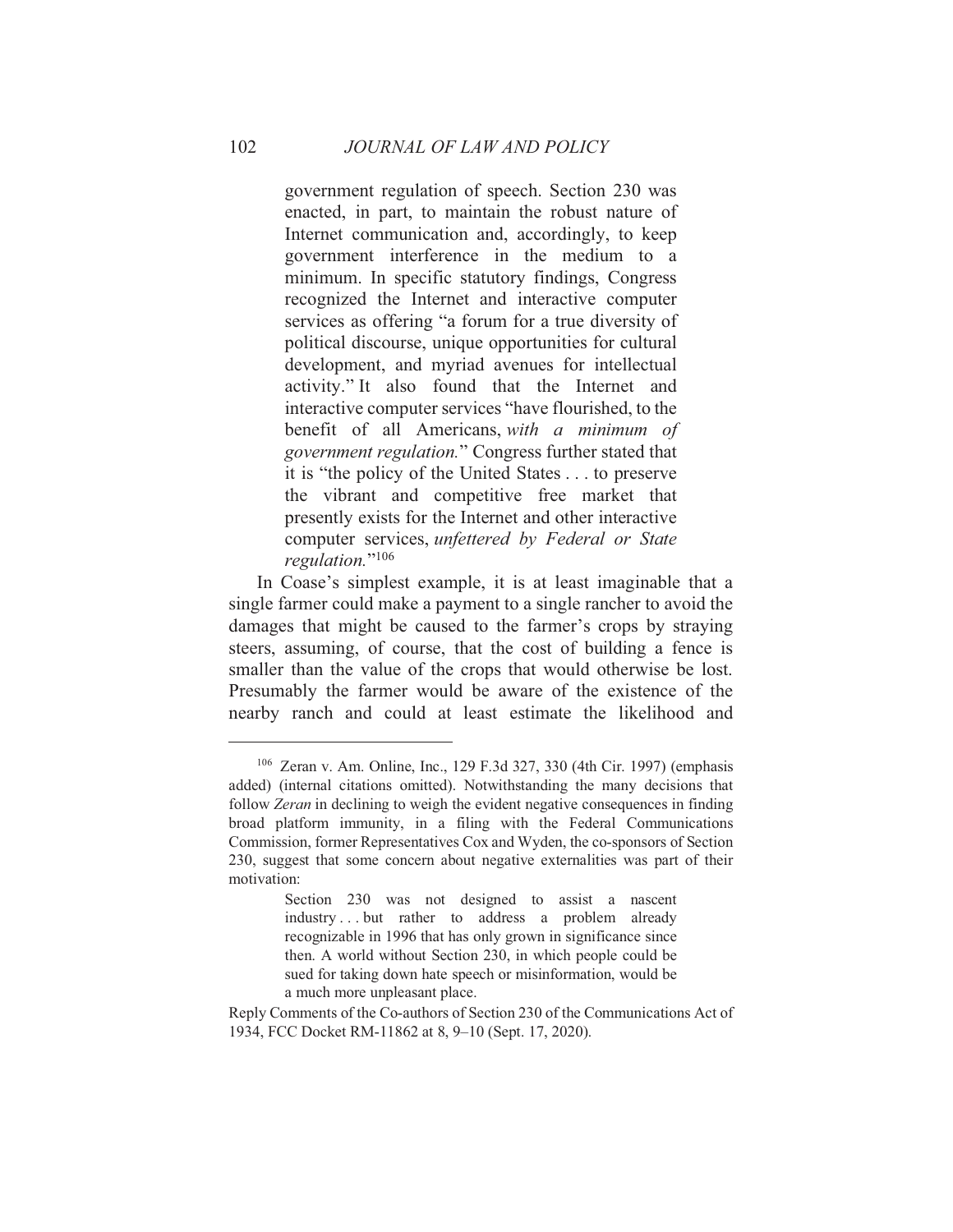> government regulation of speech. Section 230 was enacted, in part, to maintain the robust nature of Internet communication and, accordingly, to keep government interference in the medium to a minimum. In specific statutory findings, Congress recognized the Internet and interactive computer services as offering "a forum for a true diversity of political discourse, unique opportunities for cultural development, and myriad avenues for intellectual activity." It also found that the Internet and interactive computer services "have flourished, to the benefit of all Americans, *with a minimum of government regulation.*" Congress further stated that it is "the policy of the United States . . . to preserve the vibrant and competitive free market that presently exists for the Internet and other interactive computer services, *unfettered by Federal or State regulation.*"[106]

In Coase's simplest example, it is at least imaginable that a single farmer could make a payment to a single rancher to avoid the damages that might be caused to the farmer's crops by straying steers, assuming, of course, that the cost of building a fence is smaller than the value of the crops that would otherwise be lost. Presumably the farmer would be aware of the existence of the nearby ranch and could at least estimate the likelihood and

---

[106] Zeran v. Am. Online, Inc., 129 F.3d 327, 330 (4th Cir. 1997) (emphasis added) (internal citations omitted). Notwithstanding the many decisions that follow *Zeran* in declining to weigh the evident negative consequences in finding broad platform immunity, in a filing with the Federal Communications Commission, former Representatives Cox and Wyden, the co-sponsors of Section 230, suggest that some concern about negative externalities was part of their motivation:

> Section 230 was not designed to assist a nascent industry . . . but rather to address a problem already recognizable in 1996 that has only grown in significance since then. A world without Section 230, in which people could be sued for taking down hate speech or misinformation, would be a much more unpleasant place.

Reply Comments of the Co-authors of Section 230 of the Communications Act of 1934, FCC Docket RM-11862 at 8, 9–10 (Sept. 17, 2020).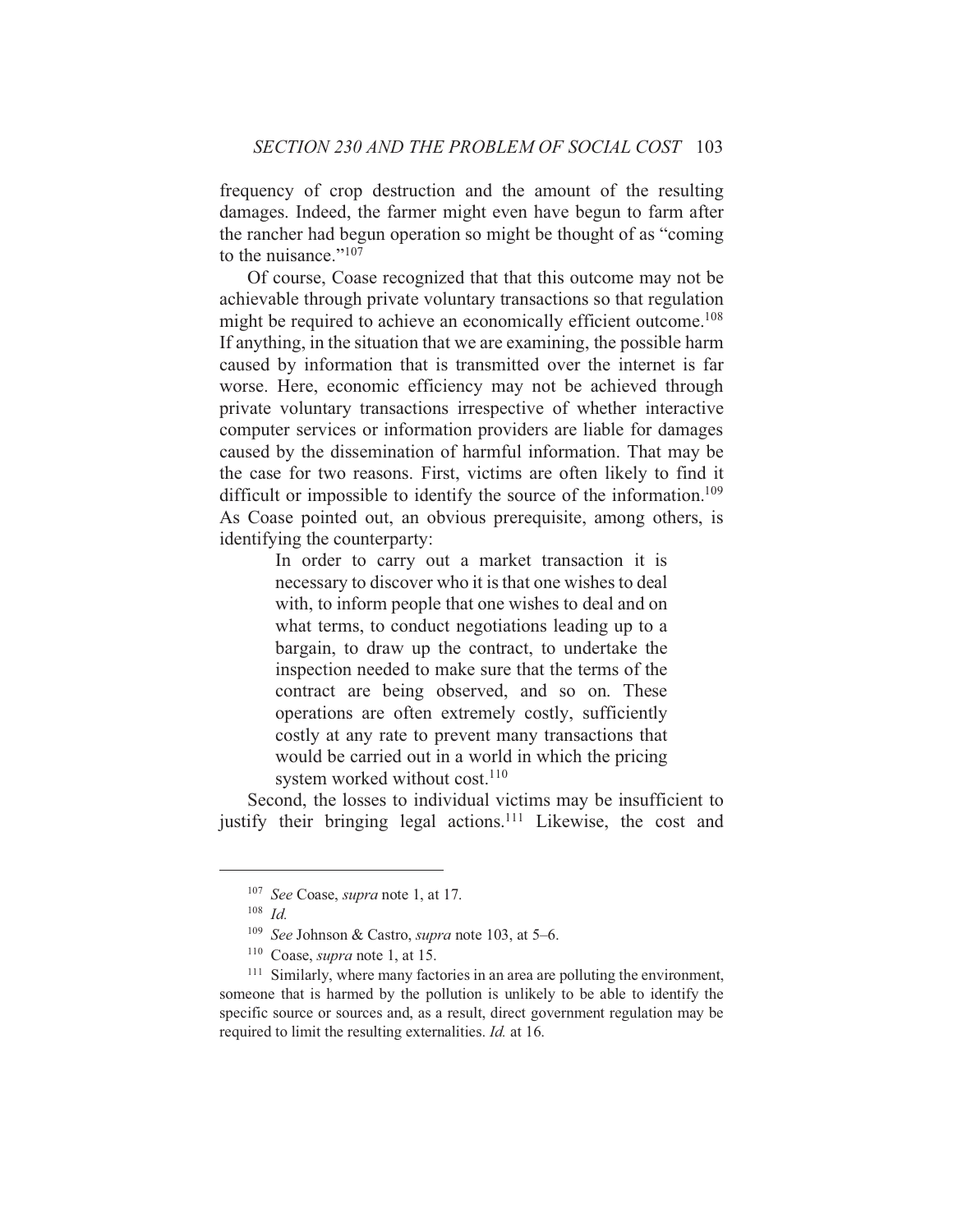frequency of crop destruction and the amount of the resulting damages. Indeed, the farmer might even have begun to farm after the rancher had begun operation so might be thought of as "coming to the nuisance."[107]

Of course, Coase recognized that that this outcome may not be achievable through private voluntary transactions so that regulation might be required to achieve an economically efficient outcome.[108] If anything, in the situation that we are examining, the possible harm caused by information that is transmitted over the internet is far worse. Here, economic efficiency may not be achieved through private voluntary transactions irrespective of whether interactive computer services or information providers are liable for damages caused by the dissemination of harmful information. That may be the case for two reasons. First, victims are often likely to find it difficult or impossible to identify the source of the information.[109] As Coase pointed out, an obvious prerequisite, among others, is identifying the counterparty:

> In order to carry out a market transaction it is necessary to discover who it is that one wishes to deal with, to inform people that one wishes to deal and on what terms, to conduct negotiations leading up to a bargain, to draw up the contract, to undertake the inspection needed to make sure that the terms of the contract are being observed, and so on. These operations are often extremely costly, sufficiently costly at any rate to prevent many transactions that would be carried out in a world in which the pricing system worked without cost.[110]

Second, the losses to individual victims may be insufficient to justify their bringing legal actions.[111] Likewise, the cost and

---

[107] *See* Coase, *supra* note 1, at 17.

[108] *Id.*

[109] *See* Johnson & Castro, *supra* note 103, at 5–6.

[110] Coase, *supra* note 1, at 15.

[111] Similarly, where many factories in an area are polluting the environment, someone that is harmed by the pollution is unlikely to be able to identify the specific source or sources and, as a result, direct government regulation may be required to limit the resulting externalities. *Id.* at 16.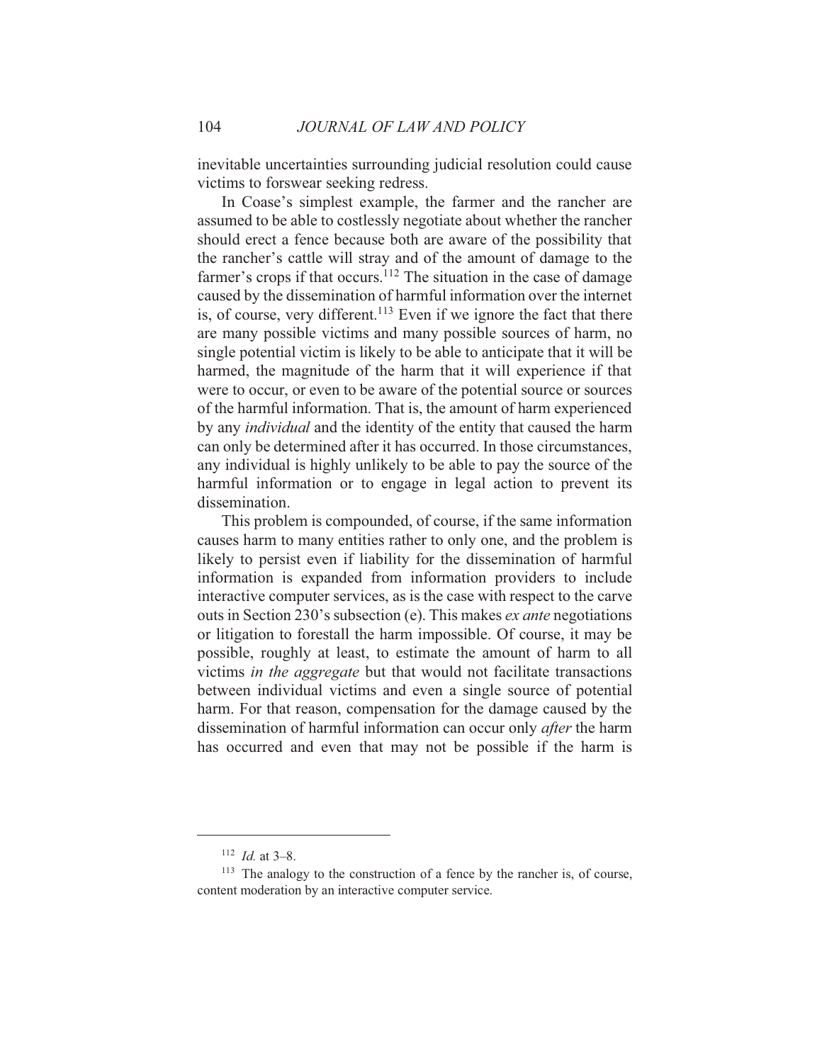inevitable uncertainties surrounding judicial resolution could cause victims to forswear seeking redress.

In Coase's simplest example, the farmer and the rancher are assumed to be able to costlessly negotiate about whether the rancher should erect a fence because both are aware of the possibility that the rancher's cattle will stray and of the amount of damage to the farmer's crops if that occurs.[112] The situation in the case of damage caused by the dissemination of harmful information over the internet is, of course, very different.[113] Even if we ignore the fact that there are many possible victims and many possible sources of harm, no single potential victim is likely to be able to anticipate that it will be harmed, the magnitude of the harm that it will experience if that were to occur, or even to be aware of the potential source or sources of the harmful information. That is, the amount of harm experienced by any *individual* and the identity of the entity that caused the harm can only be determined after it has occurred. In those circumstances, any individual is highly unlikely to be able to pay the source of the harmful information or to engage in legal action to prevent its dissemination.

This problem is compounded, of course, if the same information causes harm to many entities rather to only one, and the problem is likely to persist even if liability for the dissemination of harmful information is expanded from information providers to include interactive computer services, as is the case with respect to the carve outs in Section 230's subsection (e). This makes *ex ante* negotiations or litigation to forestall the harm impossible. Of course, it may be possible, roughly at least, to estimate the amount of harm to all victims *in the aggregate* but that would not facilitate transactions between individual victims and even a single source of potential harm. For that reason, compensation for the damage caused by the dissemination of harmful information can occur only *after* the harm has occurred and even that may not be possible if the harm is

---

[112] *Id.* at 3–8.

[113] The analogy to the construction of a fence by the rancher is, of course, content moderation by an interactive computer service.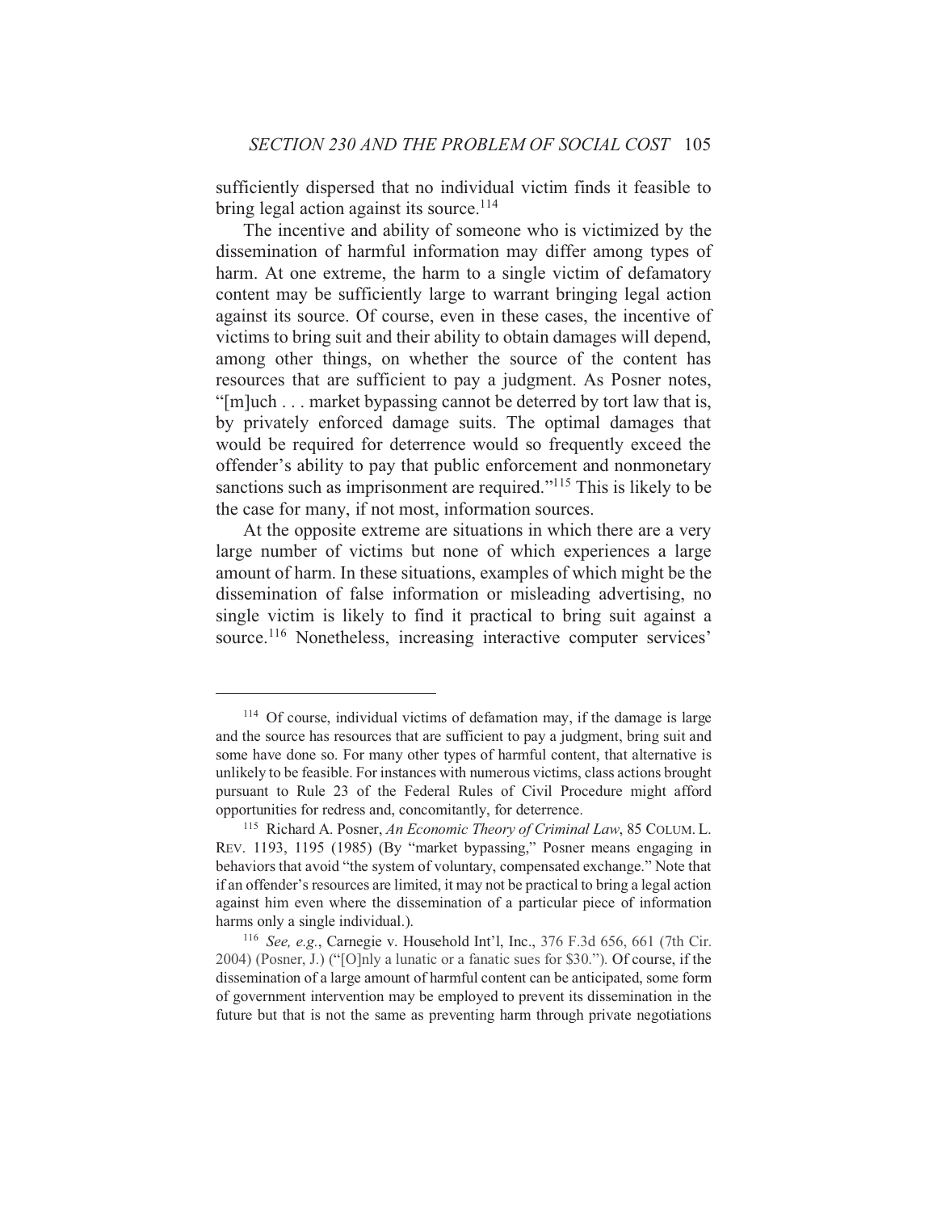sufficiently dispersed that no individual victim finds it feasible to bring legal action against its source.[114]

The incentive and ability of someone who is victimized by the dissemination of harmful information may differ among types of harm. At one extreme, the harm to a single victim of defamatory content may be sufficiently large to warrant bringing legal action against its source. Of course, even in these cases, the incentive of victims to bring suit and their ability to obtain damages will depend, among other things, on whether the source of the content has resources that are sufficient to pay a judgment. As Posner notes, "[m]uch . . . market bypassing cannot be deterred by tort law that is, by privately enforced damage suits. The optimal damages that would be required for deterrence would so frequently exceed the offender's ability to pay that public enforcement and nonmonetary sanctions such as imprisonment are required."[115] This is likely to be the case for many, if not most, information sources.

At the opposite extreme are situations in which there are a very large number of victims but none of which experiences a large amount of harm. In these situations, examples of which might be the dissemination of false information or misleading advertising, no single victim is likely to find it practical to bring suit against a source.[116] Nonetheless, increasing interactive computer services'

---

[114] Of course, individual victims of defamation may, if the damage is large and the source has resources that are sufficient to pay a judgment, bring suit and some have done so. For many other types of harmful content, that alternative is unlikely to be feasible. For instances with numerous victims, class actions brought pursuant to Rule 23 of the Federal Rules of Civil Procedure might afford opportunities for redress and, concomitantly, for deterrence.

[115] Richard A. Posner, *An Economic Theory of Criminal Law*, 85 COLUM. L. REV. 1193, 1195 (1985) (By "market bypassing," Posner means engaging in behaviors that avoid "the system of voluntary, compensated exchange." Note that if an offender's resources are limited, it may not be practical to bring a legal action against him even where the dissemination of a particular piece of information harms only a single individual.).

[116] *See, e.g.*, Carnegie v. Household Int'l, Inc., 376 F.3d 656, 661 (7th Cir. 2004) (Posner, J.) ("[O]nly a lunatic or a fanatic sues for $30."). Of course, if the dissemination of a large amount of harmful content can be anticipated, some form of government intervention may be employed to prevent its dissemination in the future but that is not the same as preventing harm through private negotiations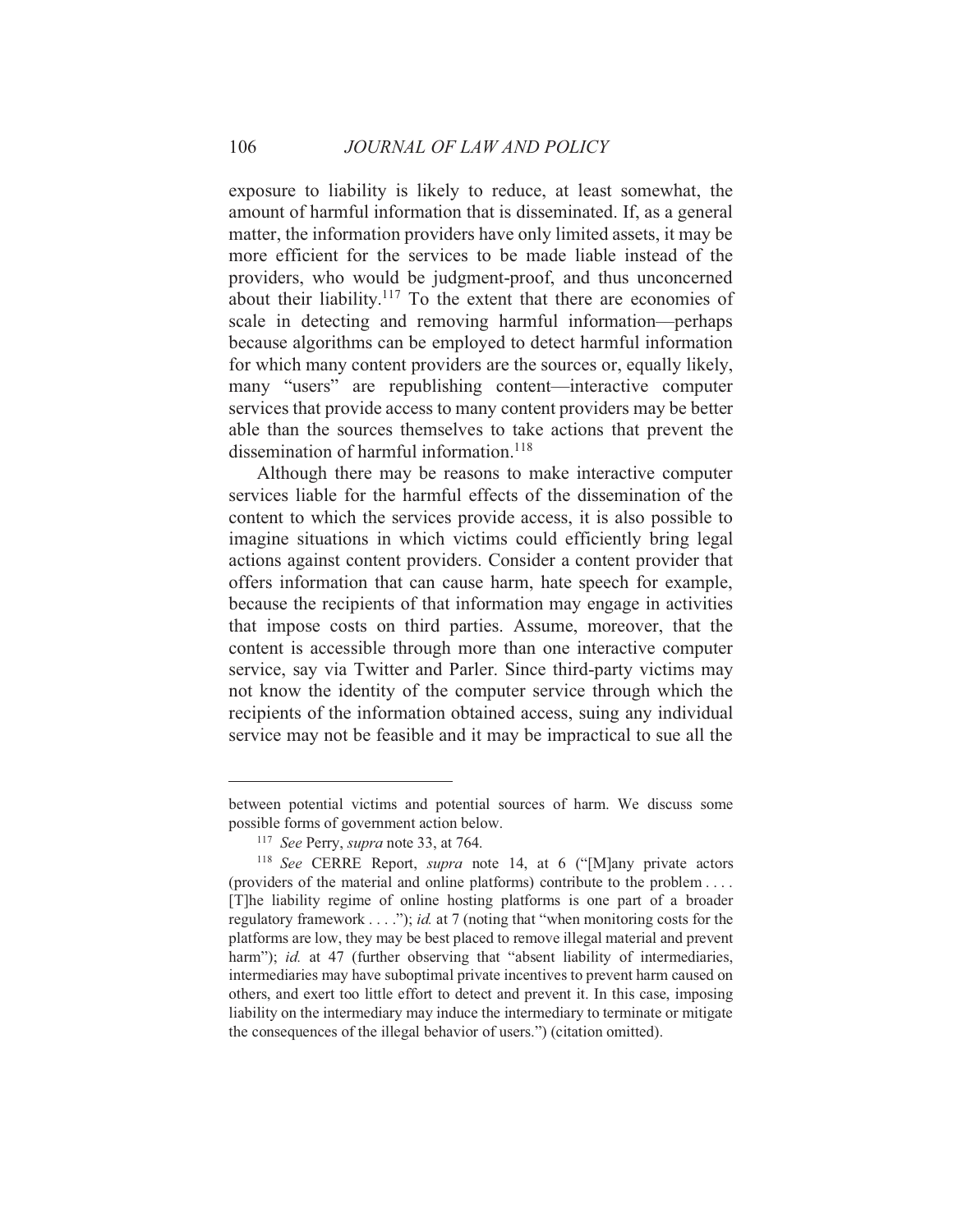exposure to liability is likely to reduce, at least somewhat, the amount of harmful information that is disseminated. If, as a general matter, the information providers have only limited assets, it may be more efficient for the services to be made liable instead of the providers, who would be judgment-proof, and thus unconcerned about their liability.[117] To the extent that there are economies of scale in detecting and removing harmful information—perhaps because algorithms can be employed to detect harmful information for which many content providers are the sources or, equally likely, many "users" are republishing content—interactive computer services that provide access to many content providers may be better able than the sources themselves to take actions that prevent the dissemination of harmful information.[118]

Although there may be reasons to make interactive computer services liable for the harmful effects of the dissemination of the content to which the services provide access, it is also possible to imagine situations in which victims could efficiently bring legal actions against content providers. Consider a content provider that offers information that can cause harm, hate speech for example, because the recipients of that information may engage in activities that impose costs on third parties. Assume, moreover, that the content is accessible through more than one interactive computer service, say via Twitter and Parler. Since third-party victims may not know the identity of the computer service through which the recipients of the information obtained access, suing any individual service may not be feasible and it may be impractical to sue all the

---

between potential victims and potential sources of harm. We discuss some possible forms of government action below.

[117] *See* Perry, *supra* note 33, at 764.

[118] *See* CERRE Report, *supra* note 14, at 6 ("[M]any private actors (providers of the material and online platforms) contribute to the problem . . . . [T]he liability regime of online hosting platforms is one part of a broader regulatory framework . . . ."); *id.* at 7 (noting that "when monitoring costs for the platforms are low, they may be best placed to remove illegal material and prevent harm"); *id.* at 47 (further observing that "absent liability of intermediaries, intermediaries may have suboptimal private incentives to prevent harm caused on others, and exert too little effort to detect and prevent it. In this case, imposing liability on the intermediary may induce the intermediary to terminate or mitigate the consequences of the illegal behavior of users.") (citation omitted).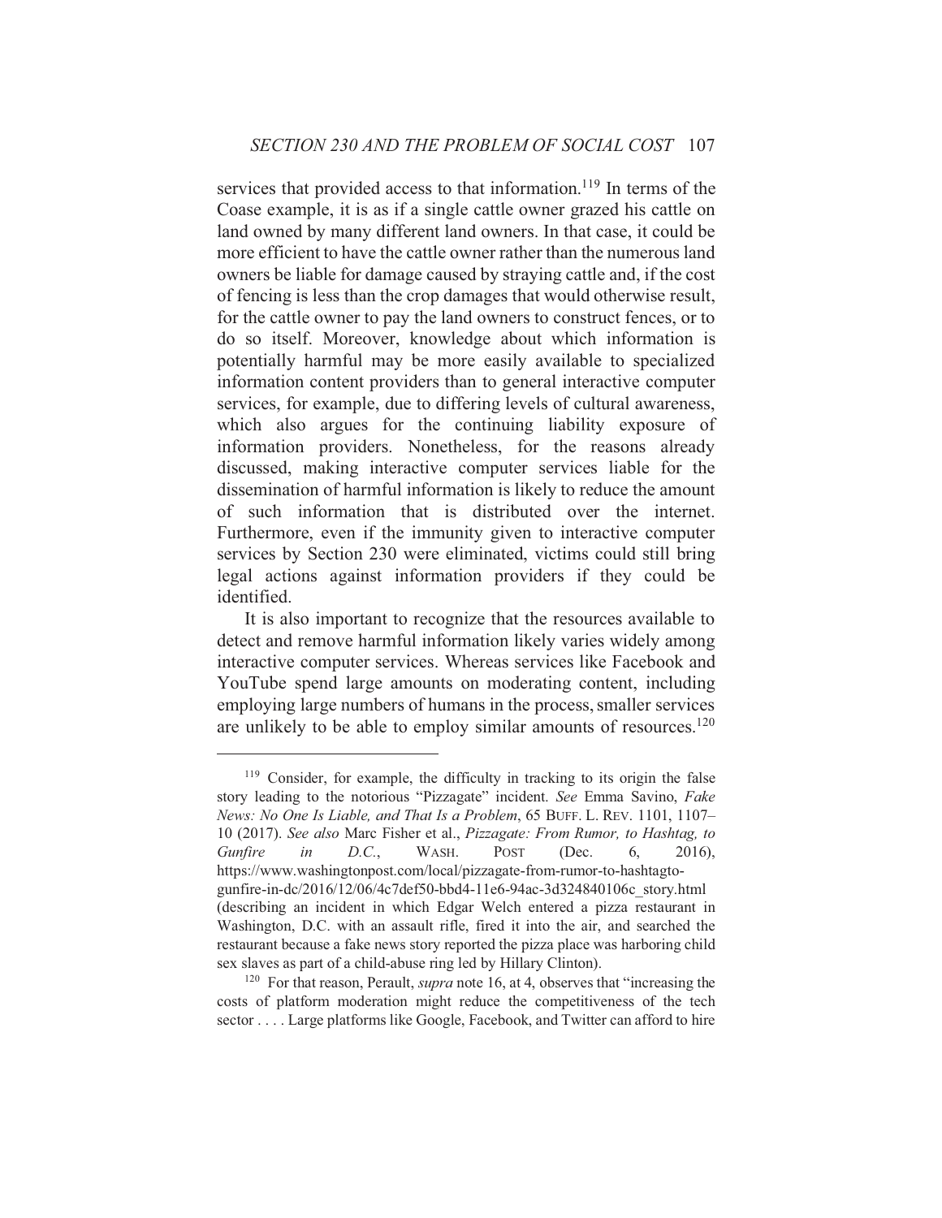services that provided access to that information.[119] In terms of the Coase example, it is as if a single cattle owner grazed his cattle on land owned by many different land owners. In that case, it could be more efficient to have the cattle owner rather than the numerous land owners be liable for damage caused by straying cattle and, if the cost of fencing is less than the crop damages that would otherwise result, for the cattle owner to pay the land owners to construct fences, or to do so itself. Moreover, knowledge about which information is potentially harmful may be more easily available to specialized information content providers than to general interactive computer services, for example, due to differing levels of cultural awareness, which also argues for the continuing liability exposure of information providers. Nonetheless, for the reasons already discussed, making interactive computer services liable for the dissemination of harmful information is likely to reduce the amount of such information that is distributed over the internet. Furthermore, even if the immunity given to interactive computer services by Section 230 were eliminated, victims could still bring legal actions against information providers if they could be identified.

It is also important to recognize that the resources available to detect and remove harmful information likely varies widely among interactive computer services. Whereas services like Facebook and YouTube spend large amounts on moderating content, including employing large numbers of humans in the process, smaller services are unlikely to be able to employ similar amounts of resources.[120]

---

[119] Consider, for example, the difficulty in tracking to its origin the false story leading to the notorious "Pizzagate" incident. *See* Emma Savino, *Fake News: No One Is Liable, and That Is a Problem*, 65 BUFF. L. REV. 1101, 1107–10 (2017). *See also* Marc Fisher et al., *Pizzagate: From Rumor, to Hashtag, to Gunfire in D.C.*, WASH. POST (Dec. 6, 2016), https://www.washingtonpost.com/local/pizzagate-from-rumor-to-hashtagto-gunfire-in-dc/2016/12/06/4c7def50-bbd4-11e6-94ac-3d324840106c_story.html (describing an incident in which Edgar Welch entered a pizza restaurant in Washington, D.C. with an assault rifle, fired it into the air, and searched the restaurant because a fake news story reported the pizza place was harboring child sex slaves as part of a child-abuse ring led by Hillary Clinton).

[120] For that reason, Perault, *supra* note 16, at 4, observes that "increasing the costs of platform moderation might reduce the competitiveness of the tech sector . . . . Large platforms like Google, Facebook, and Twitter can afford to hire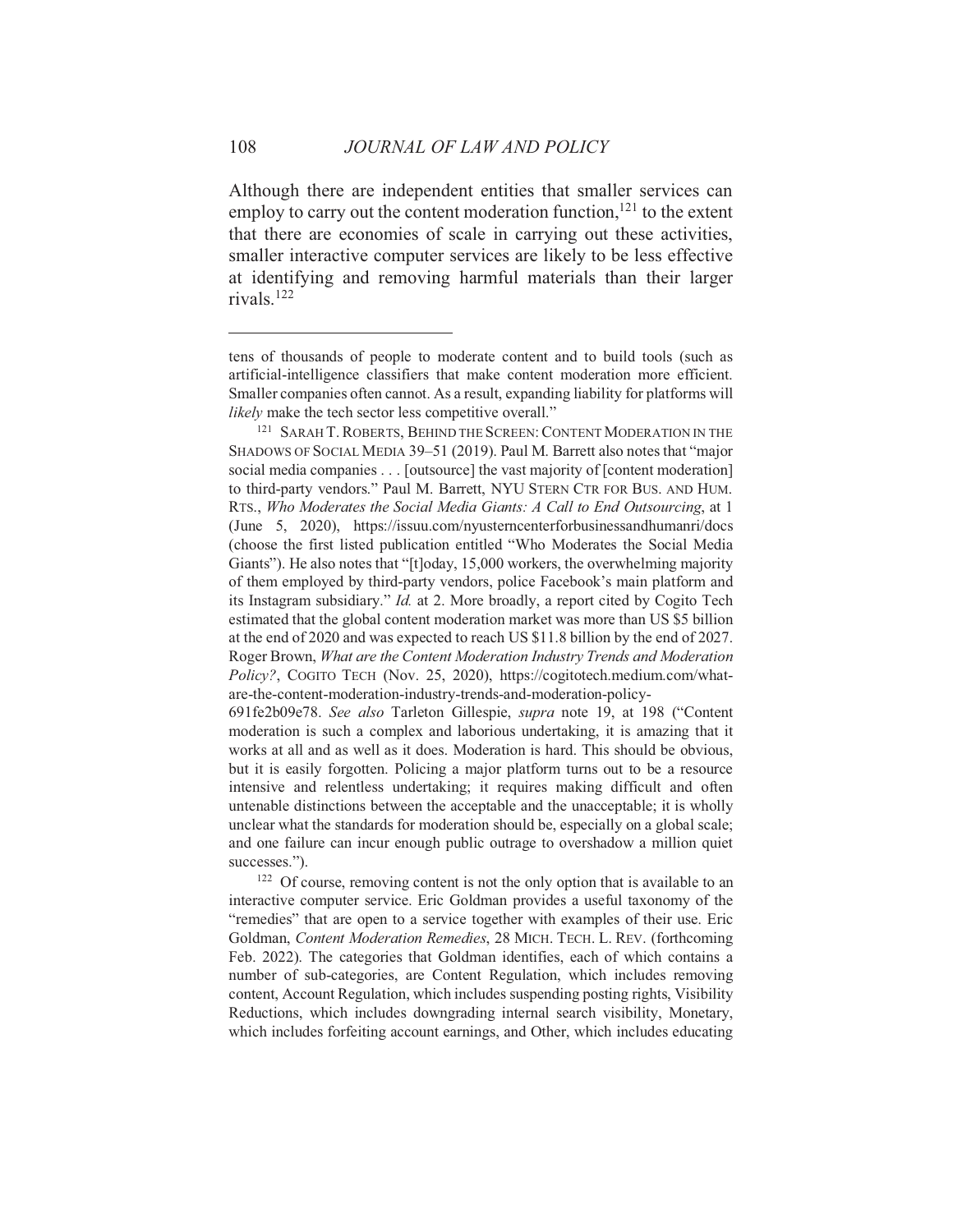Although there are independent entities that smaller services can employ to carry out the content moderation function,[121] to the extent that there are economies of scale in carrying out these activities, smaller interactive computer services are likely to be less effective at identifying and removing harmful materials than their larger rivals.[122]

---

tens of thousands of people to moderate content and to build tools (such as artificial-intelligence classifiers that make content moderation more efficient. Smaller companies often cannot. As a result, expanding liability for platforms will *likely* make the tech sector less competitive overall."

[121] SARAH T. ROBERTS, BEHIND THE SCREEN: CONTENT MODERATION IN THE SHADOWS OF SOCIAL MEDIA 39–51 (2019). Paul M. Barrett also notes that "major social media companies . . . [outsource] the vast majority of [content moderation] to third-party vendors." Paul M. Barrett, NYU STERN CTR FOR BUS. AND HUM. RTS., *Who Moderates the Social Media Giants: A Call to End Outsourcing*, at 1 (June 5, 2020), https://issuu.com/nyusterncenterforbusinessandhumanri/docs (choose the first listed publication entitled "Who Moderates the Social Media Giants"). He also notes that "[t]oday, 15,000 workers, the overwhelming majority of them employed by third-party vendors, police Facebook's main platform and its Instagram subsidiary." *Id.* at 2. More broadly, a report cited by Cogito Tech estimated that the global content moderation market was more than US $5 billion at the end of 2020 and was expected to reach US $11.8 billion by the end of 2027. Roger Brown, *What are the Content Moderation Industry Trends and Moderation Policy?*, COGITO TECH (Nov. 25, 2020), https://cogitotech.medium.com/what-are-the-content-moderation-industry-trends-and-moderation-policy-691fe2b09e78. *See also* Tarleton Gillespie, *supra* note 19, at 198 ("Content moderation is such a complex and laborious undertaking, it is amazing that it works at all and as well as it does. Moderation is hard. This should be obvious, but it is easily forgotten. Policing a major platform turns out to be a resource intensive and relentless undertaking; it requires making difficult and often untenable distinctions between the acceptable and the unacceptable; it is wholly unclear what the standards for moderation should be, especially on a global scale; and one failure can incur enough public outrage to overshadow a million quiet successes.").

[122] Of course, removing content is not the only option that is available to an interactive computer service. Eric Goldman provides a useful taxonomy of the "remedies" that are open to a service together with examples of their use. Eric Goldman, *Content Moderation Remedies*, 28 MICH. TECH. L. REV. (forthcoming Feb. 2022). The categories that Goldman identifies, each of which contains a number of sub-categories, are Content Regulation, which includes removing content, Account Regulation, which includes suspending posting rights, Visibility Reductions, which includes downgrading internal search visibility, Monetary, which includes forfeiting account earnings, and Other, which includes educating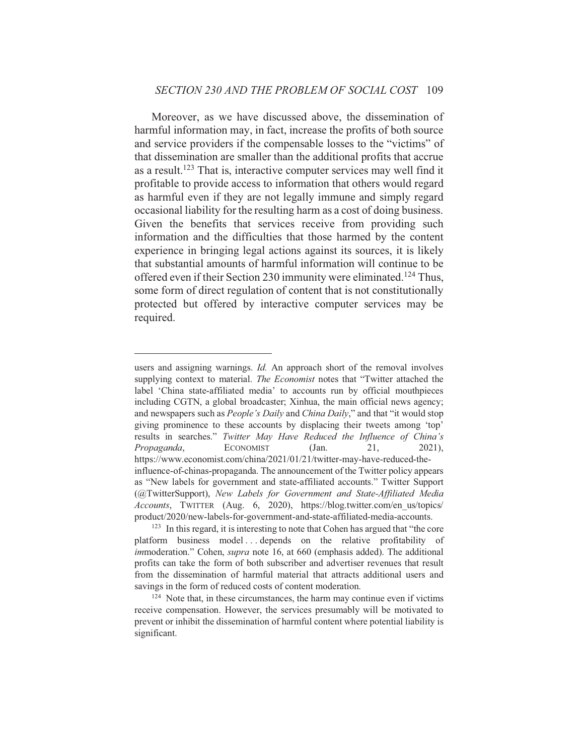Moreover, as we have discussed above, the dissemination of harmful information may, in fact, increase the profits of both source and service providers if the compensable losses to the "victims" of that dissemination are smaller than the additional profits that accrue as a result.[123] That is, interactive computer services may well find it profitable to provide access to information that others would regard as harmful even if they are not legally immune and simply regard occasional liability for the resulting harm as a cost of doing business. Given the benefits that services receive from providing such information and the difficulties that those harmed by the content experience in bringing legal actions against its sources, it is likely that substantial amounts of harmful information will continue to be offered even if their Section 230 immunity were eliminated.[124] Thus, some form of direct regulation of content that is not constitutionally protected but offered by interactive computer services may be required.

---

users and assigning warnings. *Id.* An approach short of the removal involves supplying context to material. *The Economist* notes that "Twitter attached the label 'China state-affiliated media' to accounts run by official mouthpieces including CGTN, a global broadcaster; Xinhua, the main official news agency; and newspapers such as *People's Daily* and *China Daily*," and that "it would stop giving prominence to these accounts by displacing their tweets among 'top' results in searches." *Twitter May Have Reduced the Influence of China's Propaganda*, ECONOMIST (Jan. 21, 2021), https://www.economist.com/china/2021/01/21/twitter-may-have-reduced-the-influence-of-chinas-propaganda. The announcement of the Twitter policy appears as "New labels for government and state-affiliated accounts." Twitter Support (@TwitterSupport), *New Labels for Government and State-Affiliated Media Accounts*, TWITTER (Aug. 6, 2020), https://blog.twitter.com/en_us/topics/product/2020/new-labels-for-government-and-state-affiliated-media-accounts.

[123] In this regard, it is interesting to note that Cohen has argued that "the core platform business model . . . depends on the relative profitability of *im*moderation." Cohen, *supra* note 16, at 660 (emphasis added). The additional profits can take the form of both subscriber and advertiser revenues that result from the dissemination of harmful material that attracts additional users and savings in the form of reduced costs of content moderation.

[124] Note that, in these circumstances, the harm may continue even if victims receive compensation. However, the services presumably will be motivated to prevent or inhibit the dissemination of harmful content where potential liability is significant.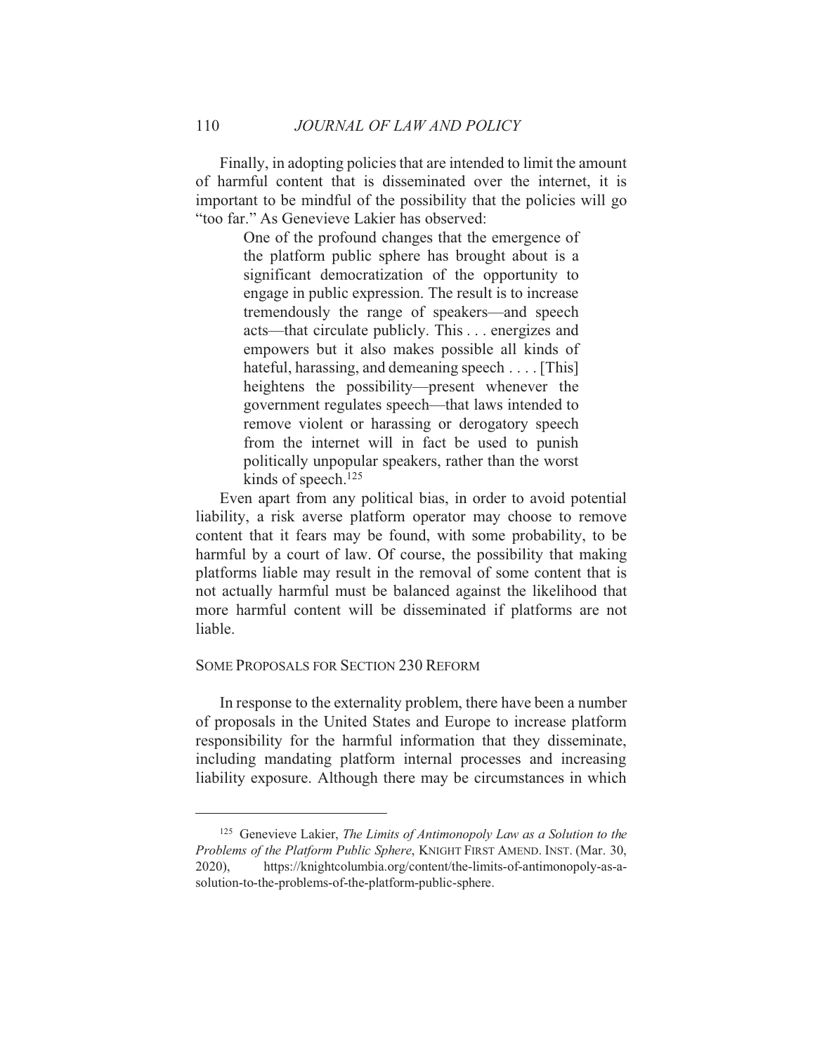Finally, in adopting policies that are intended to limit the amount of harmful content that is disseminated over the internet, it is important to be mindful of the possibility that the policies will go "too far." As Genevieve Lakier has observed:

> One of the profound changes that the emergence of the platform public sphere has brought about is a significant democratization of the opportunity to engage in public expression. The result is to increase tremendously the range of speakers—and speech acts—that circulate publicly. This . . . energizes and empowers but it also makes possible all kinds of hateful, harassing, and demeaning speech . . . . [This] heightens the possibility—present whenever the government regulates speech—that laws intended to remove violent or harassing or derogatory speech from the internet will in fact be used to punish politically unpopular speakers, rather than the worst kinds of speech.[125]

Even apart from any political bias, in order to avoid potential liability, a risk averse platform operator may choose to remove content that it fears may be found, with some probability, to be harmful by a court of law. Of course, the possibility that making platforms liable may result in the removal of some content that is not actually harmful must be balanced against the likelihood that more harmful content will be disseminated if platforms are not liable.

## SOME PROPOSALS FOR SECTION 230 REFORM

In response to the externality problem, there have been a number of proposals in the United States and Europe to increase platform responsibility for the harmful information that they disseminate, including mandating platform internal processes and increasing liability exposure. Although there may be circumstances in which

---

[125] Genevieve Lakier, *The Limits of Antimonopoly Law as a Solution to the Problems of the Platform Public Sphere*, KNIGHT FIRST AMEND. INST. (Mar. 30, 2020), https://knightcolumbia.org/content/the-limits-of-antimonopoly-as-a-solution-to-the-problems-of-the-platform-public-sphere.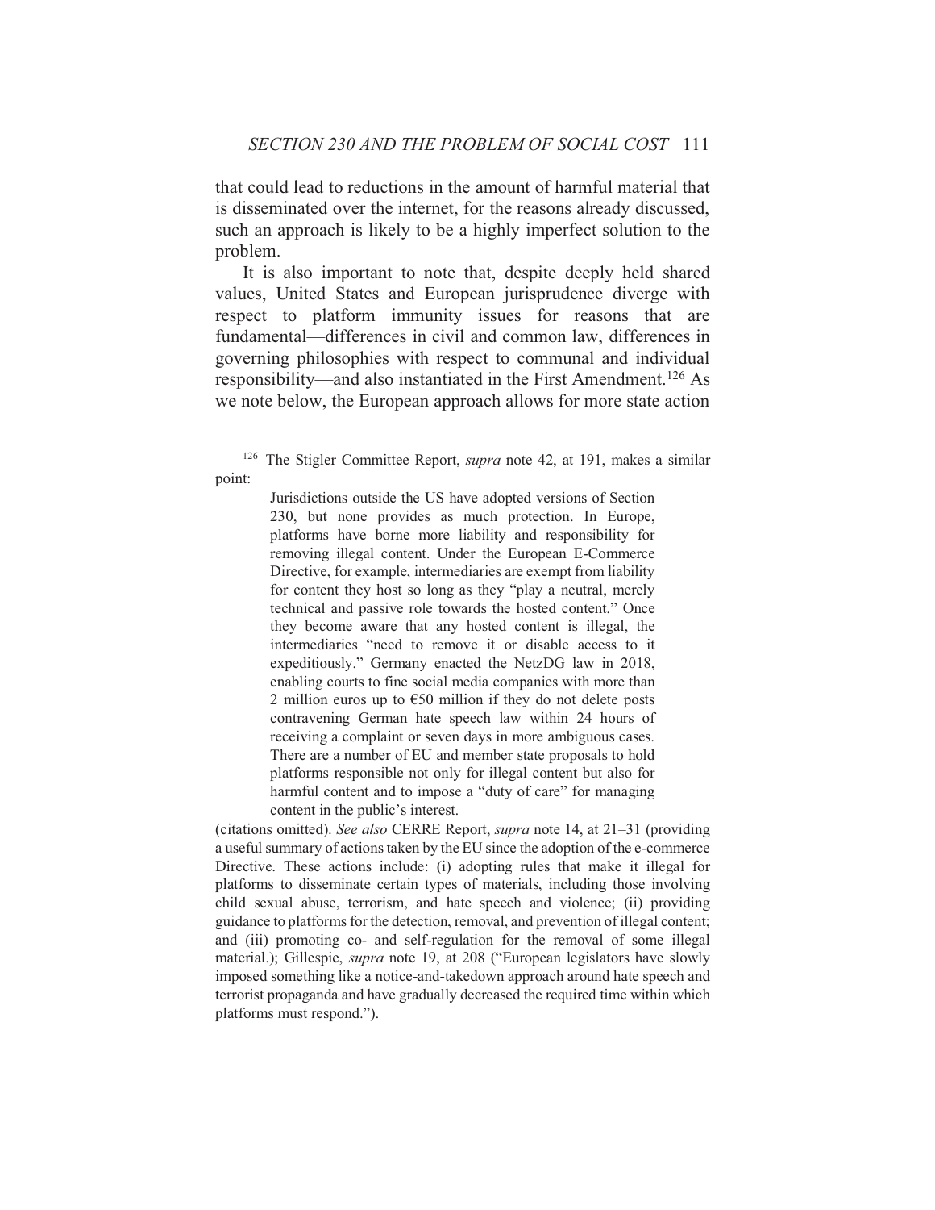that could lead to reductions in the amount of harmful material that is disseminated over the internet, for the reasons already discussed, such an approach is likely to be a highly imperfect solution to the problem.

It is also important to note that, despite deeply held shared values, United States and European jurisprudence diverge with respect to platform immunity issues for reasons that are fundamental—differences in civil and common law, differences in governing philosophies with respect to communal and individual responsibility—and also instantiated in the First Amendment.[126] As we note below, the European approach allows for more state action

---

[126] The Stigler Committee Report, *supra* note 42, at 191, makes a similar point:

> Jurisdictions outside the US have adopted versions of Section 230, but none provides as much protection. In Europe, platforms have borne more liability and responsibility for removing illegal content. Under the European E-Commerce Directive, for example, intermediaries are exempt from liability for content they host so long as they "play a neutral, merely technical and passive role towards the hosted content." Once they become aware that any hosted content is illegal, the intermediaries "need to remove it or disable access to it expeditiously." Germany enacted the NetzDG law in 2018, enabling courts to fine social media companies with more than 2 million euros up to €50 million if they do not delete posts contravening German hate speech law within 24 hours of receiving a complaint or seven days in more ambiguous cases. There are a number of EU and member state proposals to hold platforms responsible not only for illegal content but also for harmful content and to impose a "duty of care" for managing content in the public's interest.

(citations omitted). *See also* CERRE Report, *supra* note 14, at 21–31 (providing a useful summary of actions taken by the EU since the adoption of the e-commerce Directive. These actions include: (i) adopting rules that make it illegal for platforms to disseminate certain types of materials, including those involving child sexual abuse, terrorism, and hate speech and violence; (ii) providing guidance to platforms for the detection, removal, and prevention of illegal content; and (iii) promoting co- and self-regulation for the removal of some illegal material.); Gillespie, *supra* note 19, at 208 ("European legislators have slowly imposed something like a notice-and-takedown approach around hate speech and terrorist propaganda and have gradually decreased the required time within which platforms must respond.").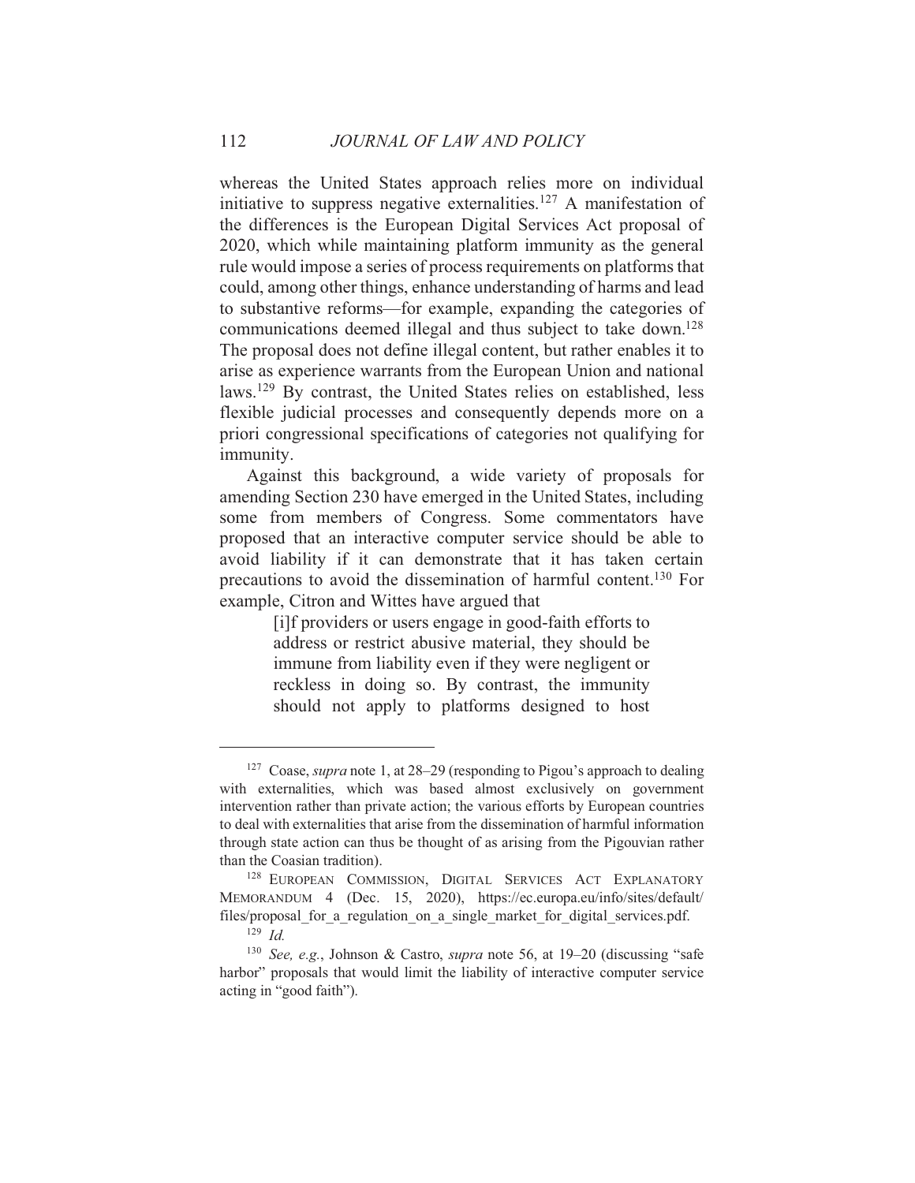whereas the United States approach relies more on individual initiative to suppress negative externalities.[127] A manifestation of the differences is the European Digital Services Act proposal of 2020, which while maintaining platform immunity as the general rule would impose a series of process requirements on platforms that could, among other things, enhance understanding of harms and lead to substantive reforms—for example, expanding the categories of communications deemed illegal and thus subject to take down.[128] The proposal does not define illegal content, but rather enables it to arise as experience warrants from the European Union and national laws.[129] By contrast, the United States relies on established, less flexible judicial processes and consequently depends more on a priori congressional specifications of categories not qualifying for immunity.

Against this background, a wide variety of proposals for amending Section 230 have emerged in the United States, including some from members of Congress. Some commentators have proposed that an interactive computer service should be able to avoid liability if it can demonstrate that it has taken certain precautions to avoid the dissemination of harmful content.[130] For example, Citron and Wittes have argued that

> [i]f providers or users engage in good-faith efforts to address or restrict abusive material, they should be immune from liability even if they were negligent or reckless in doing so. By contrast, the immunity should not apply to platforms designed to host

---

[127] Coase, *supra* note 1, at 28–29 (responding to Pigou's approach to dealing with externalities, which was based almost exclusively on government intervention rather than private action; the various efforts by European countries to deal with externalities that arise from the dissemination of harmful information through state action can thus be thought of as arising from the Pigouvian rather than the Coasian tradition).

[128] European Commission, Digital Services Act Explanatory Memorandum 4 (Dec. 15, 2020), https://ec.europa.eu/info/sites/default/files/proposal_for_a_regulation_on_a_single_market_for_digital_services.pdf.

[129] *Id.*

[130] *See, e.g.*, Johnson & Castro, *supra* note 56, at 19–20 (discussing "safe harbor" proposals that would limit the liability of interactive computer service acting in "good faith").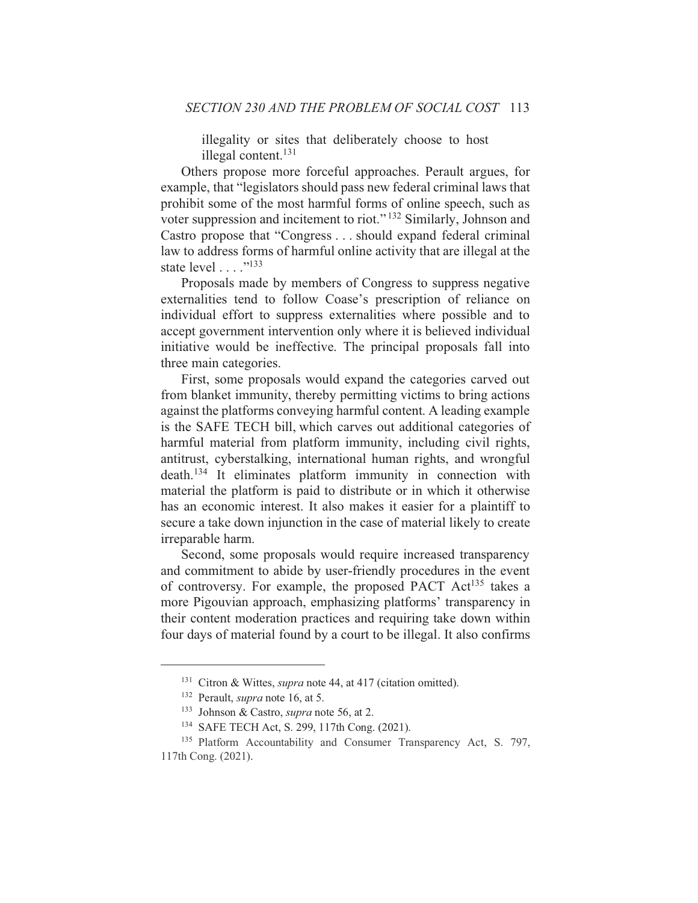illegality or sites that deliberately choose to host illegal content.[131]

Others propose more forceful approaches. Perault argues, for example, that "legislators should pass new federal criminal laws that prohibit some of the most harmful forms of online speech, such as voter suppression and incitement to riot."[132] Similarly, Johnson and Castro propose that "Congress . . . should expand federal criminal law to address forms of harmful online activity that are illegal at the state level . . . ."[133]

Proposals made by members of Congress to suppress negative externalities tend to follow Coase's prescription of reliance on individual effort to suppress externalities where possible and to accept government intervention only where it is believed individual initiative would be ineffective. The principal proposals fall into three main categories.

First, some proposals would expand the categories carved out from blanket immunity, thereby permitting victims to bring actions against the platforms conveying harmful content. A leading example is the SAFE TECH bill, which carves out additional categories of harmful material from platform immunity, including civil rights, antitrust, cyberstalking, international human rights, and wrongful death.[134] It eliminates platform immunity in connection with material the platform is paid to distribute or in which it otherwise has an economic interest. It also makes it easier for a plaintiff to secure a take down injunction in the case of material likely to create irreparable harm.

Second, some proposals would require increased transparency and commitment to abide by user-friendly procedures in the event of controversy. For example, the proposed PACT Act[135] takes a more Pigouvian approach, emphasizing platforms' transparency in their content moderation practices and requiring take down within four days of material found by a court to be illegal. It also confirms

---

[131] Citron & Wittes, *supra* note 44, at 417 (citation omitted).

[132] Perault, *supra* note 16, at 5.

[133] Johnson & Castro, *supra* note 56, at 2.

[134] SAFE TECH Act, S. 299, 117th Cong. (2021).

[135] Platform Accountability and Consumer Transparency Act, S. 797, 117th Cong. (2021).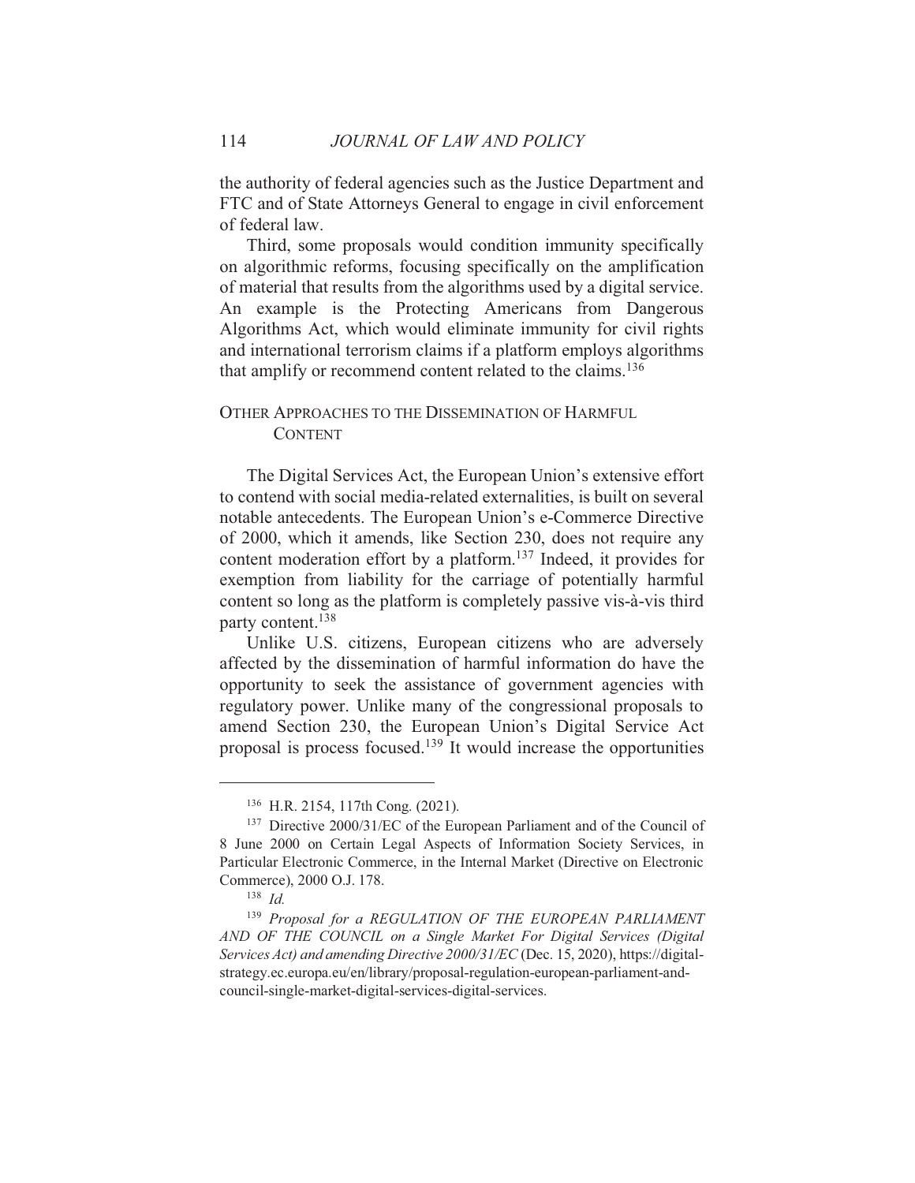the authority of federal agencies such as the Justice Department and FTC and of State Attorneys General to engage in civil enforcement of federal law.

Third, some proposals would condition immunity specifically on algorithmic reforms, focusing specifically on the amplification of material that results from the algorithms used by a digital service. An example is the Protecting Americans from Dangerous Algorithms Act, which would eliminate immunity for civil rights and international terrorism claims if a platform employs algorithms that amplify or recommend content related to the claims.[136]

## Other Approaches to the Dissemination of Harmful Content

The Digital Services Act, the European Union's extensive effort to contend with social media-related externalities, is built on several notable antecedents. The European Union's e-Commerce Directive of 2000, which it amends, like Section 230, does not require any content moderation effort by a platform.[137] Indeed, it provides for exemption from liability for the carriage of potentially harmful content so long as the platform is completely passive vis-à-vis third party content.[138]

Unlike U.S. citizens, European citizens who are adversely affected by the dissemination of harmful information do have the opportunity to seek the assistance of government agencies with regulatory power. Unlike many of the congressional proposals to amend Section 230, the European Union's Digital Service Act proposal is process focused.[139] It would increase the opportunities

---

[136] H.R. 2154, 117th Cong. (2021).

[137] Directive 2000/31/EC of the European Parliament and of the Council of 8 June 2000 on Certain Legal Aspects of Information Society Services, in Particular Electronic Commerce, in the Internal Market (Directive on Electronic Commerce), 2000 O.J. 178.

[138] *Id.*

[139] *Proposal for a REGULATION OF THE EUROPEAN PARLIAMENT AND OF THE COUNCIL on a Single Market For Digital Services (Digital Services Act) and amending Directive 2000/31/EC* (Dec. 15, 2020), https://digital-strategy.ec.europa.eu/en/library/proposal-regulation-european-parliament-and-council-single-market-digital-services-digital-services.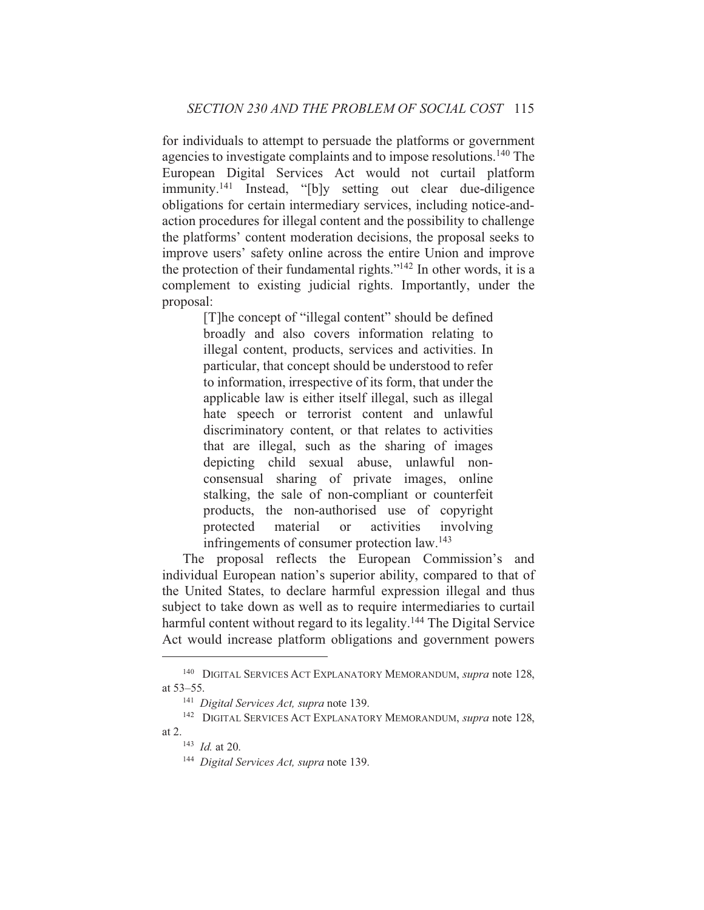for individuals to attempt to persuade the platforms or government agencies to investigate complaints and to impose resolutions.[140] The European Digital Services Act would not curtail platform immunity.[141] Instead, "[b]y setting out clear due-diligence obligations for certain intermediary services, including notice-and-action procedures for illegal content and the possibility to challenge the platforms' content moderation decisions, the proposal seeks to improve users' safety online across the entire Union and improve the protection of their fundamental rights."[142] In other words, it is a complement to existing judicial rights. Importantly, under the proposal:

> [T]he concept of "illegal content" should be defined broadly and also covers information relating to illegal content, products, services and activities. In particular, that concept should be understood to refer to information, irrespective of its form, that under the applicable law is either itself illegal, such as illegal hate speech or terrorist content and unlawful discriminatory content, or that relates to activities that are illegal, such as the sharing of images depicting child sexual abuse, unlawful non-consensual sharing of private images, online stalking, the sale of non-compliant or counterfeit products, the non-authorised use of copyright protected material or activities involving infringements of consumer protection law.[143]

The proposal reflects the European Commission's and individual European nation's superior ability, compared to that of the United States, to declare harmful expression illegal and thus subject to take down as well as to require intermediaries to curtail harmful content without regard to its legality.[144] The Digital Service Act would increase platform obligations and government powers

---

[140] DIGITAL SERVICES ACT EXPLANATORY MEMORANDUM, *supra* note 128, at 53–55.

[141] *Digital Services Act, supra* note 139.

[142] DIGITAL SERVICES ACT EXPLANATORY MEMORANDUM, *supra* note 128, at 2.

[143] *Id.* at 20.

[144] *Digital Services Act, supra* note 139.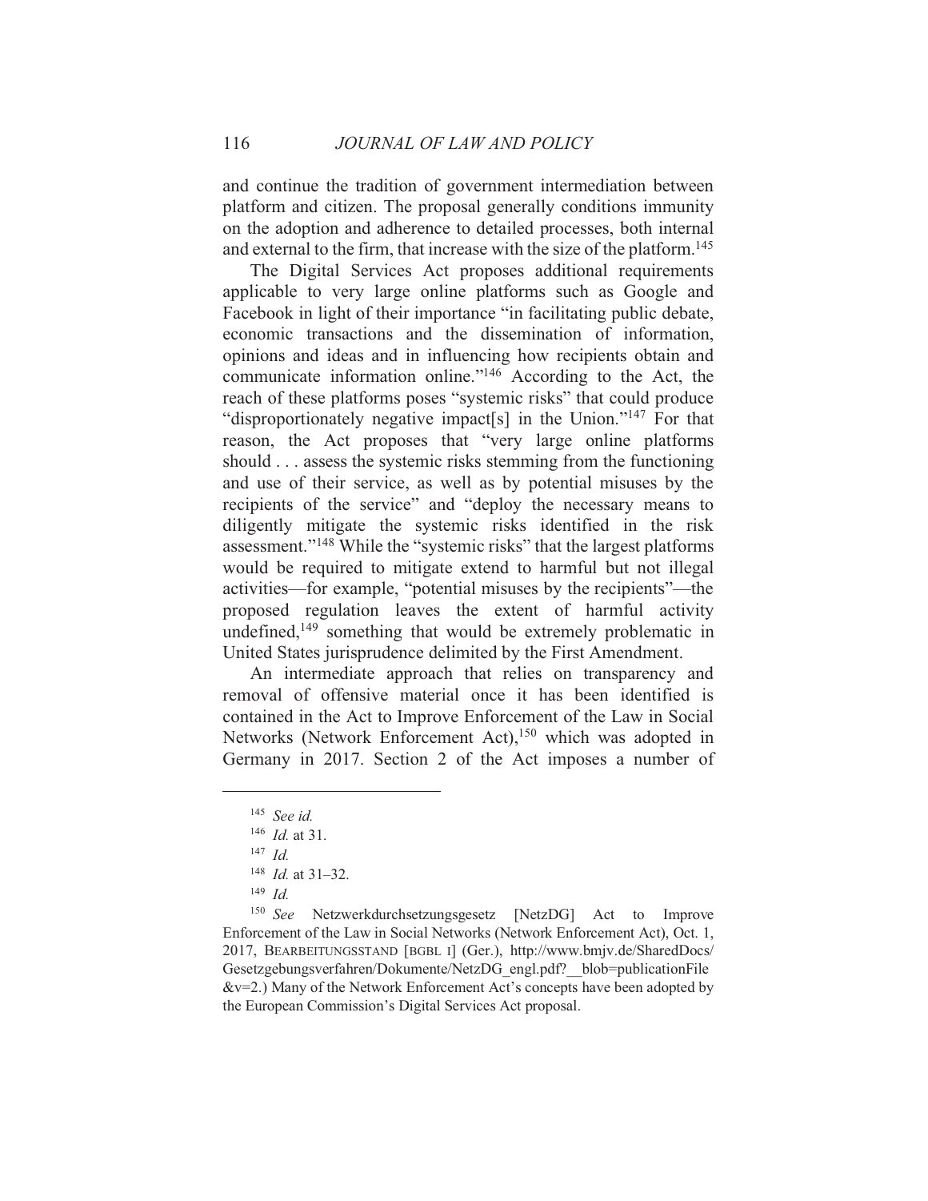and continue the tradition of government intermediation between platform and citizen. The proposal generally conditions immunity on the adoption and adherence to detailed processes, both internal and external to the firm, that increase with the size of the platform.[145]

The Digital Services Act proposes additional requirements applicable to very large online platforms such as Google and Facebook in light of their importance "in facilitating public debate, economic transactions and the dissemination of information, opinions and ideas and in influencing how recipients obtain and communicate information online."[146] According to the Act, the reach of these platforms poses "systemic risks" that could produce "disproportionately negative impact[s] in the Union."[147] For that reason, the Act proposes that "very large online platforms should . . . assess the systemic risks stemming from the functioning and use of their service, as well as by potential misuses by the recipients of the service" and "deploy the necessary means to diligently mitigate the systemic risks identified in the risk assessment."[148] While the "systemic risks" that the largest platforms would be required to mitigate extend to harmful but not illegal activities—for example, "potential misuses by the recipients"—the proposed regulation leaves the extent of harmful activity undefined,[149] something that would be extremely problematic in United States jurisprudence delimited by the First Amendment.

An intermediate approach that relies on transparency and removal of offensive material once it has been identified is contained in the Act to Improve Enforcement of the Law in Social Networks (Network Enforcement Act),[150] which was adopted in Germany in 2017. Section 2 of the Act imposes a number of

---

[145] *See id.*

[146] *Id.* at 31.

[147] *Id.*

[148] *Id.* at 31–32.

[149] *Id.*

[150] *See* Netzwerkdurchsetzungsgesetz [NetzDG] Act to Improve Enforcement of the Law in Social Networks (Network Enforcement Act), Oct. 1, 2017, BEARBEITUNGSSTAND [BGBL I] (Ger.), http://www.bmjv.de/SharedDocs/Gesetzgebungsverfahren/Dokumente/NetzDG_engl.pdf?__blob=publicationFile&v=2.) Many of the Network Enforcement Act's concepts have been adopted by the European Commission's Digital Services Act proposal.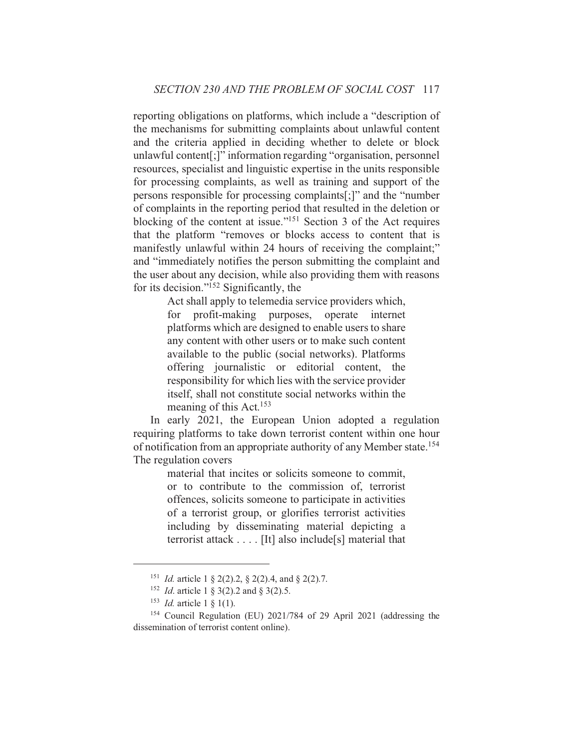reporting obligations on platforms, which include a "description of the mechanisms for submitting complaints about unlawful content and the criteria applied in deciding whether to delete or block unlawful content[;]" information regarding "organisation, personnel resources, specialist and linguistic expertise in the units responsible for processing complaints, as well as training and support of the persons responsible for processing complaints[;]" and the "number of complaints in the reporting period that resulted in the deletion or blocking of the content at issue."[151] Section 3 of the Act requires that the platform "removes or blocks access to content that is manifestly unlawful within 24 hours of receiving the complaint;" and "immediately notifies the person submitting the complaint and the user about any decision, while also providing them with reasons for its decision."[152] Significantly, the

> Act shall apply to telemedia service providers which, for profit-making purposes, operate internet platforms which are designed to enable users to share any content with other users or to make such content available to the public (social networks). Platforms offering journalistic or editorial content, the responsibility for which lies with the service provider itself, shall not constitute social networks within the meaning of this Act.[153]

In early 2021, the European Union adopted a regulation requiring platforms to take down terrorist content within one hour of notification from an appropriate authority of any Member state.[154] The regulation covers

> material that incites or solicits someone to commit, or to contribute to the commission of, terrorist offences, solicits someone to participate in activities of a terrorist group, or glorifies terrorist activities including by disseminating material depicting a terrorist attack . . . . [It] also include[s] material that

---

[151] *Id.* article 1 § 2(2).2, § 2(2).4, and § 2(2).7.

[152] *Id.* article 1 § 3(2).2 and § 3(2).5.

[153] *Id.* article 1 § 1(1).

[154] Council Regulation (EU) 2021/784 of 29 April 2021 (addressing the dissemination of terrorist content online).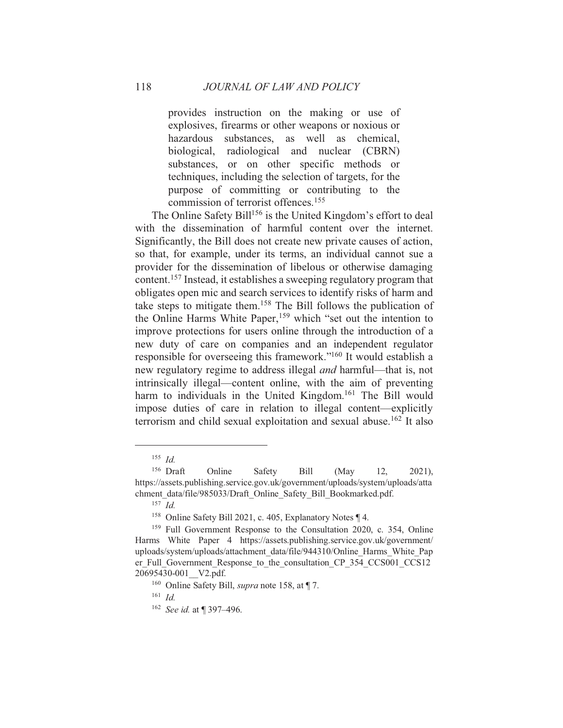> provides instruction on the making or use of explosives, firearms or other weapons or noxious or hazardous substances, as well as chemical, biological, radiological and nuclear (CBRN) substances, or on other specific methods or techniques, including the selection of targets, for the purpose of committing or contributing to the commission of terrorist offences.[155]

The Online Safety Bill[156] is the United Kingdom's effort to deal with the dissemination of harmful content over the internet. Significantly, the Bill does not create new private causes of action, so that, for example, under its terms, an individual cannot sue a provider for the dissemination of libelous or otherwise damaging content.[157] Instead, it establishes a sweeping regulatory program that obligates open mic and search services to identify risks of harm and take steps to mitigate them.[158] The Bill follows the publication of the Online Harms White Paper,[159] which "set out the intention to improve protections for users online through the introduction of a new duty of care on companies and an independent regulator responsible for overseeing this framework."[160] It would establish a new regulatory regime to address illegal *and* harmful—that is, not intrinsically illegal—content online, with the aim of preventing harm to individuals in the United Kingdom.[161] The Bill would impose duties of care in relation to illegal content—explicitly terrorism and child sexual exploitation and sexual abuse.[162] It also

---

[155] *Id.*

[156] Draft Online Safety Bill (May 12, 2021), https://assets.publishing.service.gov.uk/government/uploads/system/uploads/attachment_data/file/985033/Draft_Online_Safety_Bill_Bookmarked.pdf.

[157] *Id.*

[158] Online Safety Bill 2021, c. 405, Explanatory Notes ¶ 4.

[159] Full Government Response to the Consultation 2020, c. 354, Online Harms White Paper 4 https://assets.publishing.service.gov.uk/government/uploads/system/uploads/attachment_data/file/944310/Online_Harms_White_Paper_Full_Government_Response_to_the_consultation_CP_354_CCS001_CCS1220695430-001__V2.pdf.

[160] Online Safety Bill, *supra* note 158, at ¶ 7.

[161] *Id.*

[162] *See id.* at ¶ 397–496.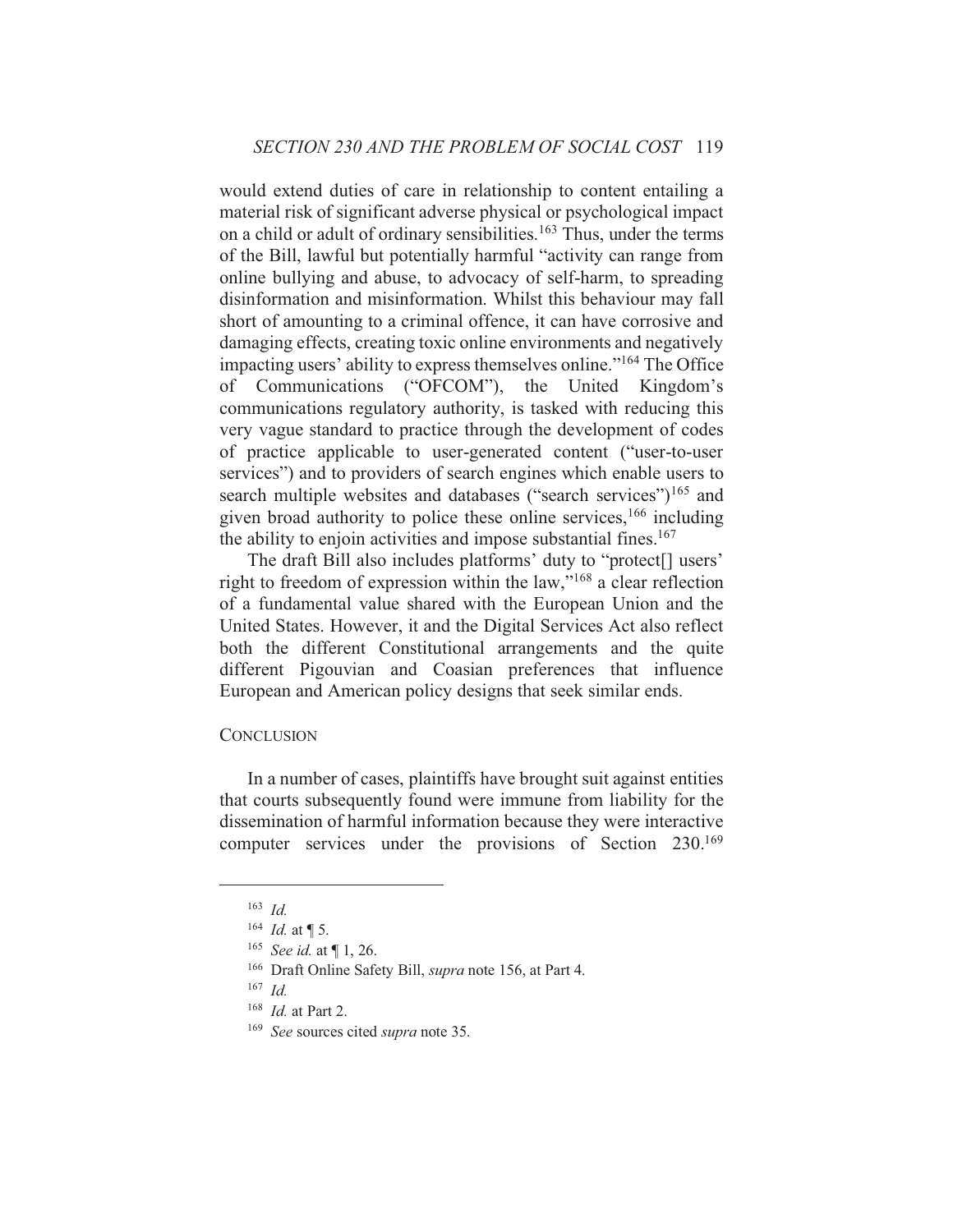would extend duties of care in relationship to content entailing a material risk of significant adverse physical or psychological impact on a child or adult of ordinary sensibilities.[163] Thus, under the terms of the Bill, lawful but potentially harmful "activity can range from online bullying and abuse, to advocacy of self-harm, to spreading disinformation and misinformation. Whilst this behaviour may fall short of amounting to a criminal offence, it can have corrosive and damaging effects, creating toxic online environments and negatively impacting users' ability to express themselves online."[164] The Office of Communications ("OFCOM"), the United Kingdom's communications regulatory authority, is tasked with reducing this very vague standard to practice through the development of codes of practice applicable to user-generated content ("user-to-user services") and to providers of search engines which enable users to search multiple websites and databases ("search services")[165] and given broad authority to police these online services,[166] including the ability to enjoin activities and impose substantial fines.[167]

The draft Bill also includes platforms' duty to "protect[] users' right to freedom of expression within the law,"[168] a clear reflection of a fundamental value shared with the European Union and the United States. However, it and the Digital Services Act also reflect both the different Constitutional arrangements and the quite different Pigouvian and Coasian preferences that influence European and American policy designs that seek similar ends.

## Conclusion

In a number of cases, plaintiffs have brought suit against entities that courts subsequently found were immune from liability for the dissemination of harmful information because they were interactive computer services under the provisions of Section 230.[169]

---

[163] *Id.*

[164] *Id.* at ¶ 5.

[165] *See id.* at ¶ 1, 26.

[166] Draft Online Safety Bill, *supra* note 156, at Part 4.

[167] *Id.*

[168] *Id.* at Part 2.

[169] *See* sources cited *supra* note 35.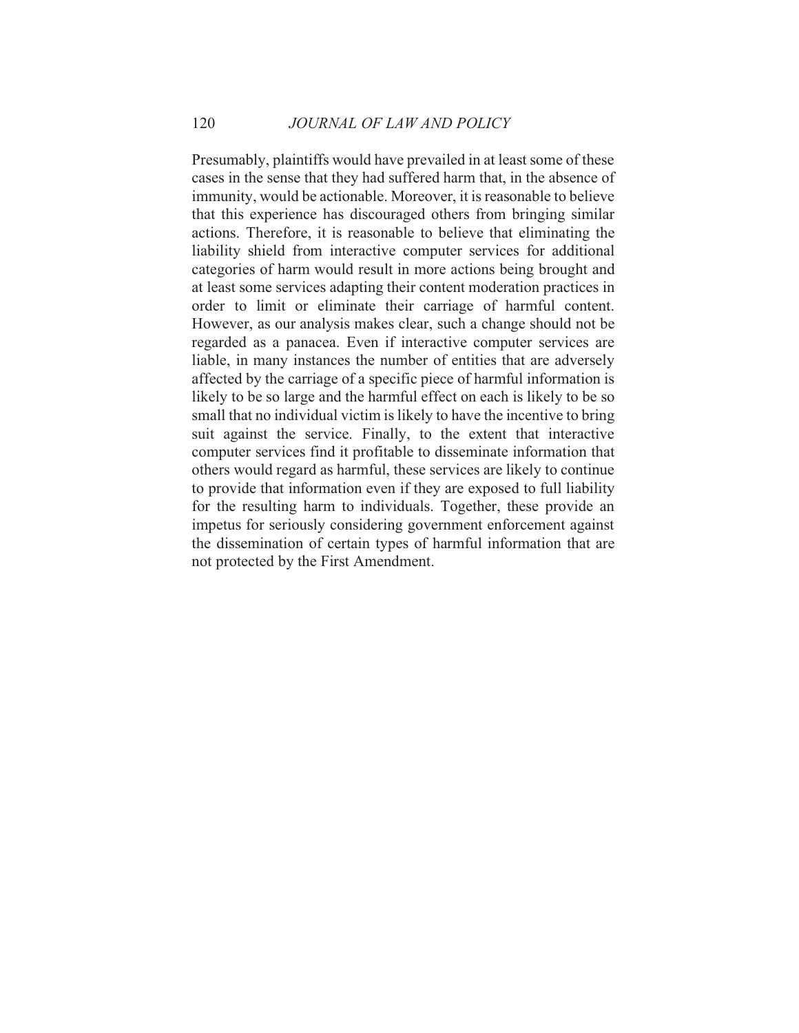Presumably, plaintiffs would have prevailed in at least some of these cases in the sense that they had suffered harm that, in the absence of immunity, would be actionable. Moreover, it is reasonable to believe that this experience has discouraged others from bringing similar actions. Therefore, it is reasonable to believe that eliminating the liability shield from interactive computer services for additional categories of harm would result in more actions being brought and at least some services adapting their content moderation practices in order to limit or eliminate their carriage of harmful content. However, as our analysis makes clear, such a change should not be regarded as a panacea. Even if interactive computer services are liable, in many instances the number of entities that are adversely affected by the carriage of a specific piece of harmful information is likely to be so large and the harmful effect on each is likely to be so small that no individual victim is likely to have the incentive to bring suit against the service. Finally, to the extent that interactive computer services find it profitable to disseminate information that others would regard as harmful, these services are likely to continue to provide that information even if they are exposed to full liability for the resulting harm to individuals. Together, these provide an impetus for seriously considering government enforcement against the dissemination of certain types of harmful information that are not protected by the First Amendment.